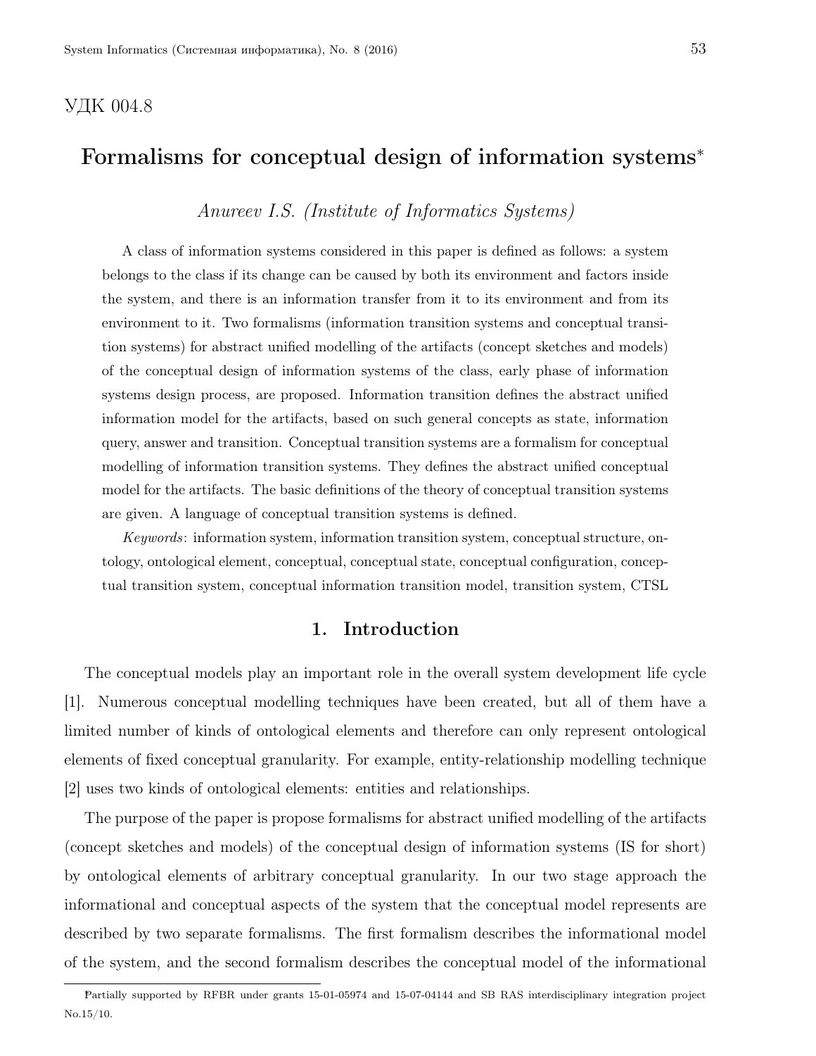УДК 004.8

# Formalisms for conceptual design of information systems*

*Anureev I.S. (Institute of Informatics Systems)*

A class of information systems considered in this paper is defined as follows: a system belongs to the class if its change can be caused by both its environment and factors inside the system, and there is an information transfer from it to its environment and from its environment to it. Two formalisms (information transition systems and conceptual transition systems) for abstract unified modelling of the artifacts (concept sketches and models) of the conceptual design of information systems of the class, early phase of information systems design process, are proposed. Information transition defines the abstract unified information model for the artifacts, based on such general concepts as state, information query, answer and transition. Conceptual transition systems are a formalism for conceptual modelling of information transition systems. They defines the abstract unified conceptual model for the artifacts. The basic definitions of the theory of conceptual transition systems are given. A language of conceptual transition systems is defined.

*Keywords*: information system, information transition system, conceptual structure, ontology, ontological element, conceptual, conceptual state, conceptual configuration, conceptual transition system, conceptual information transition model, transition system, CTSL

## 1. Introduction

The conceptual models play an important role in the overall system development life cycle [1]. Numerous conceptual modelling techniques have been created, but all of them have a limited number of kinds of ontological elements and therefore can only represent ontological elements of fixed conceptual granularity. For example, entity-relationship modelling technique [2] uses two kinds of ontological elements: entities and relationships.

The purpose of the paper is propose formalisms for abstract unified modelling of the artifacts (concept sketches and models) of the conceptual design of information systems (IS for short) by ontological elements of arbitrary conceptual granularity. In our two stage approach the informational and conceptual aspects of the system that the conceptual model represents are described by two separate formalisms. The first formalism describes the informational model of the system, and the second formalism describes the conceptual model of the informational

*Partially supported by RFBR under grants 15-01-05974 and 15-07-04144 and SB RAS interdisciplinary integration project No.15/10.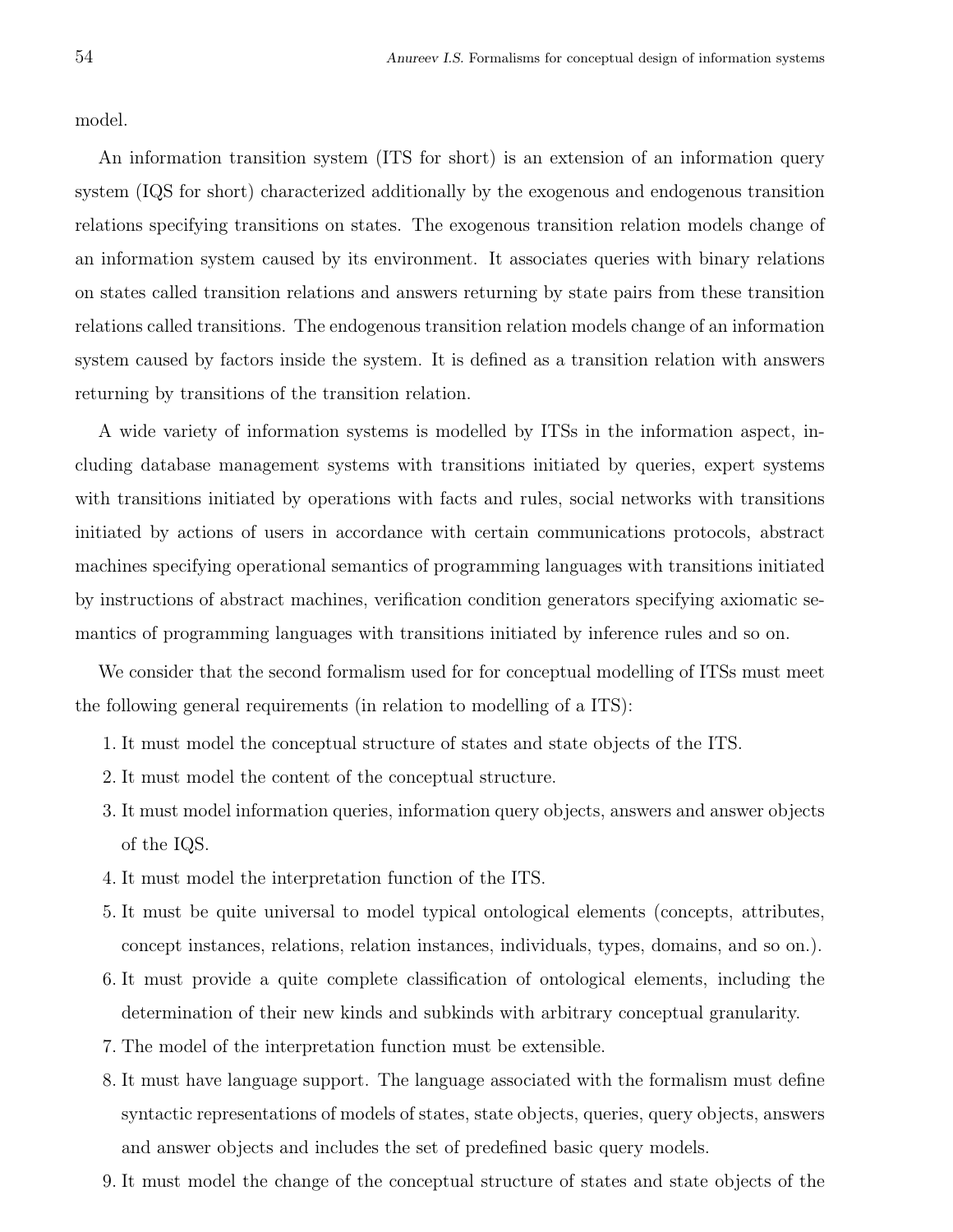model.

An information transition system (ITS for short) is an extension of an information query system (IQS for short) characterized additionally by the exogenous and endogenous transition relations specifying transitions on states. The exogenous transition relation models change of an information system caused by its environment. It associates queries with binary relations on states called transition relations and answers returning by state pairs from these transition relations called transitions. The endogenous transition relation models change of an information system caused by factors inside the system. It is defined as a transition relation with answers returning by transitions of the transition relation.

A wide variety of information systems is modelled by ITSs in the information aspect, including database management systems with transitions initiated by queries, expert systems with transitions initiated by operations with facts and rules, social networks with transitions initiated by actions of users in accordance with certain communications protocols, abstract machines specifying operational semantics of programming languages with transitions initiated by instructions of abstract machines, verification condition generators specifying axiomatic semantics of programming languages with transitions initiated by inference rules and so on.

We consider that the second formalism used for for conceptual modelling of ITSs must meet the following general requirements (in relation to modelling of a ITS):

1. It must model the conceptual structure of states and state objects of the ITS.
2. It must model the content of the conceptual structure.
3. It must model information queries, information query objects, answers and answer objects of the IQS.
4. It must model the interpretation function of the ITS.
5. It must be quite universal to model typical ontological elements (concepts, attributes, concept instances, relations, relation instances, individuals, types, domains, and so on.).
6. It must provide a quite complete classification of ontological elements, including the determination of their new kinds and subkinds with arbitrary conceptual granularity.
7. The model of the interpretation function must be extensible.
8. It must have language support. The language associated with the formalism must define syntactic representations of models of states, state objects, queries, query objects, answers and answer objects and includes the set of predefined basic query models.
9. It must model the change of the conceptual structure of states and state objects of the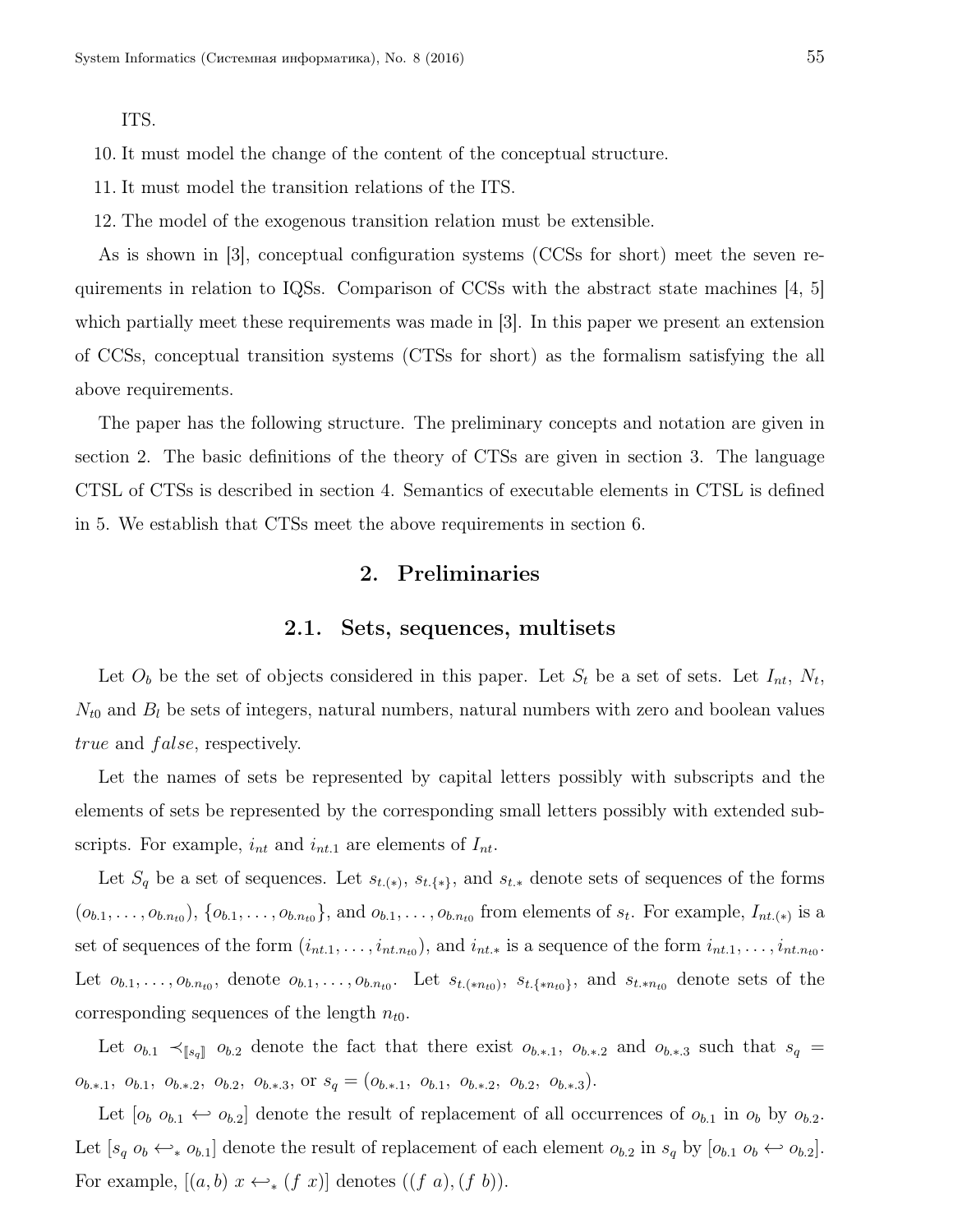ITS.

10. It must model the change of the content of the conceptual structure.
11. It must model the transition relations of the ITS.
12. The model of the exogenous transition relation must be extensible.

As is shown in [3], conceptual configuration systems (CCSs for short) meet the seven requirements in relation to IQSs. Comparison of CCSs with the abstract state machines [4, 5] which partially meet these requirements was made in [3]. In this paper we present an extension of CCSs, conceptual transition systems (CTSs for short) as the formalism satisfying the all above requirements.

The paper has the following structure. The preliminary concepts and notation are given in section 2. The basic definitions of the theory of CTSs are given in section 3. The language CTSL of CTSs is described in section 4. Semantics of executable elements in CTSL is defined in 5. We establish that CTSs meet the above requirements in section 6.

## 2. Preliminaries

### 2.1. Sets, sequences, multisets

Let $O_b$ be the set of objects considered in this paper. Let $S_t$ be a set of sets. Let $I_{nt}$, $N_t$, $N_{t0}$ and $B_l$ be sets of integers, natural numbers, natural numbers with zero and boolean values $true$ and $false$, respectively.

Let the names of sets be represented by capital letters possibly with subscripts and the elements of sets be represented by the corresponding small letters possibly with extended subscripts. For example, $i_{nt}$ and $i_{nt.1}$ are elements of $I_{nt}$.

Let $S_q$ be a set of sequences. Let $s_{t.(*)}$, $s_{t.\{*\}}$, and $s_{t.*}$ denote sets of sequences of the forms $(o_{b.1}, \ldots, o_{b.n_{t0}})$, $\{o_{b.1}, \ldots, o_{b.n_{t0}}\}$, and $o_{b.1}, \ldots, o_{b.n_{t0}}$ from elements of $s_t$. For example, $I_{nt.(*)}$ is a set of sequences of the form $(i_{nt.1}, \ldots, i_{nt.n_{t0}})$, and $i_{nt.*}$ is a sequence of the form $i_{nt.1}, \ldots, i_{nt.n_{t0}}$. Let $o_{b.1}, \ldots, o_{b.n_{t0}},$ denote $o_{b.1}, \ldots, o_{b.n_{t0}}$. Let $s_{t.(*n_{t0})}$, $s_{t.\{*n_{t0}\}}$, and $s_{t.*n_{t0}}$ denote sets of the corresponding sequences of the length $n_{t0}$.

Let $o_{b.1} \prec_{[\![s_q]\!]} o_{b.2}$ denote the fact that there exist $o_{b.*.1}$, $o_{b.*.2}$ and $o_{b.*.3}$ such that $s_q = o_{b.*.1},\ o_{b.1},\ o_{b.*.2},\ o_{b.2},\ o_{b.*.3}$, or $s_q = (o_{b.*.1},\ o_{b.1},\ o_{b.*.2},\ o_{b.2},\ o_{b.*.3})$.

Let $[o_b\ o_{b.1} \hookleftarrow o_{b.2}]$ denote the result of replacement of all occurrences of $o_{b.1}$ in $o_b$ by $o_{b.2}$. Let $[s_q\ o_b \hookleftarrow_* o_{b.1}]$ denote the result of replacement of each element $o_{b.2}$ in $s_q$ by $[o_{b.1}\ o_b \hookleftarrow o_{b.2}]$. For example, $[(a, b)\ x \hookleftarrow_* (f\ x)]$ denotes $((f\ a), (f\ b))$.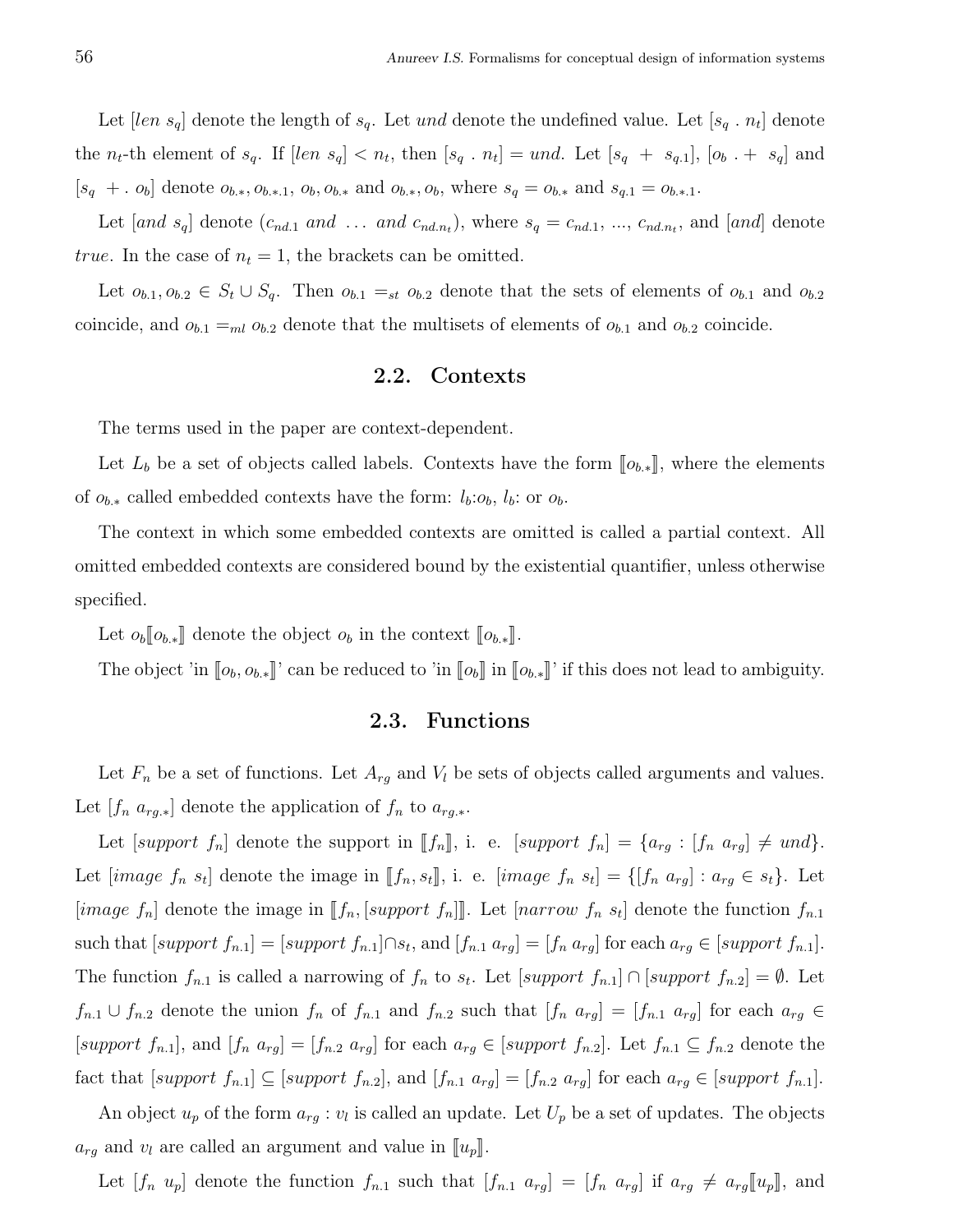Let $[len\ s_q]$ denote the length of $s_q$. Let $und$ denote the undefined value. Let $[s_q\ .\ n_t]$ denote the $n_t$-th element of $s_q$. If $[len\ s_q] < n_t$, then $[s_q\ .\ n_t] = und$. Let $[s_q\ +\ s_{q.1}]$, $[o_b\ .+\ s_q]$ and $[s_q\ +.\ o_b]$ denote $o_{b.*}, o_{b.*.1}$, $o_b, o_{b.*}$ and $o_{b.*}, o_b$, where $s_q = o_{b.*}$ and $s_{q.1} = o_{b.*.1}$.

Let $[and\ s_q]$ denote $(c_{nd.1}\ and\ \ldots\ and\ c_{nd.n_t})$, where $s_q = c_{nd.1}$, ..., $c_{nd.n_t}$, and $[and]$ denote $true$. In the case of $n_t = 1$, the brackets can be omitted.

Let $o_{b.1}, o_{b.2} \in S_t \cup S_q$. Then $o_{b.1} =_{st} o_{b.2}$ denote that the sets of elements of $o_{b.1}$ and $o_{b.2}$ coincide, and $o_{b.1} =_{ml} o_{b.2}$ denote that the multisets of elements of $o_{b.1}$ and $o_{b.2}$ coincide.

## 2.2. Contexts

The terms used in the paper are context-dependent.

Let $L_b$ be a set of objects called labels. Contexts have the form $[\![o_{b.*}]\!]$, where the elements of $o_{b.*}$ called embedded contexts have the form: $l_b$:$o_b$, $l_b$: or $o_b$.

The context in which some embedded contexts are omitted is called a partial context. All omitted embedded contexts are considered bound by the existential quantifier, unless otherwise specified.

Let $o_b[\![o_{b.*}]\!]$ denote the object $o_b$ in the context $[\![o_{b.*}]\!]$.

The object 'in $[\![o_b, o_{b.*}]\!]$' can be reduced to 'in $[\![o_b]\!]$ in $[\![o_{b.*}]\!]$' if this does not lead to ambiguity.

## 2.3. Functions

Let $F_n$ be a set of functions. Let $A_{rg}$ and $V_l$ be sets of objects called arguments and values. Let $[f_n\ a_{rg.*}]$ denote the application of $f_n$ to $a_{rg.*}$.

Let $[support\ f_n]$ denote the support in $[\![f_n]\!]$, i. e. $[support\ f_n] = \{a_{rg} : [f_n\ a_{rg}] \neq und\}$. Let $[image\ f_n\ s_t]$ denote the image in $[\![f_n, s_t]\!]$, i. e. $[image\ f_n\ s_t] = \{[f_n\ a_{rg}] : a_{rg} \in s_t\}$. Let $[image\ f_n]$ denote the image in $[\![f_n, [support\ f_n]]\!]$. Let $[narrow\ f_n\ s_t]$ denote the function $f_{n.1}$ such that $[support\ f_{n.1}] = [support\ f_{n.1}] \cap s_t$, and $[f_{n.1}\ a_{rg}] = [f_n\ a_{rg}]$ for each $a_{rg} \in [support\ f_{n.1}]$. The function $f_{n.1}$ is called a narrowing of $f_n$ to $s_t$. Let $[support\ f_{n.1}] \cap [support\ f_{n.2}] = \emptyset$. Let $f_{n.1} \cup f_{n.2}$ denote the union $f_n$ of $f_{n.1}$ and $f_{n.2}$ such that $[f_n\ a_{rg}] = [f_{n.1}\ a_{rg}]$ for each $a_{rg} \in [support\ f_{n.1}]$, and $[f_n\ a_{rg}] = [f_{n.2}\ a_{rg}]$ for each $a_{rg} \in [support\ f_{n.2}]$. Let $f_{n.1} \subseteq f_{n.2}$ denote the fact that $[support\ f_{n.1}] \subseteq [support\ f_{n.2}]$, and $[f_{n.1}\ a_{rg}] = [f_{n.2}\ a_{rg}]$ for each $a_{rg} \in [support\ f_{n.1}]$.

An object $u_p$ of the form $a_{rg} : v_l$ is called an update. Let $U_p$ be a set of updates. The objects $a_{rg}$ and $v_l$ are called an argument and value in $[\![u_p]\!]$.

Let $[f_n\ u_p]$ denote the function $f_{n.1}$ such that $[f_{n.1}\ a_{rg}] = [f_n\ a_{rg}]$ if $a_{rg} \neq a_{rg}[\![u_p]\!]$, and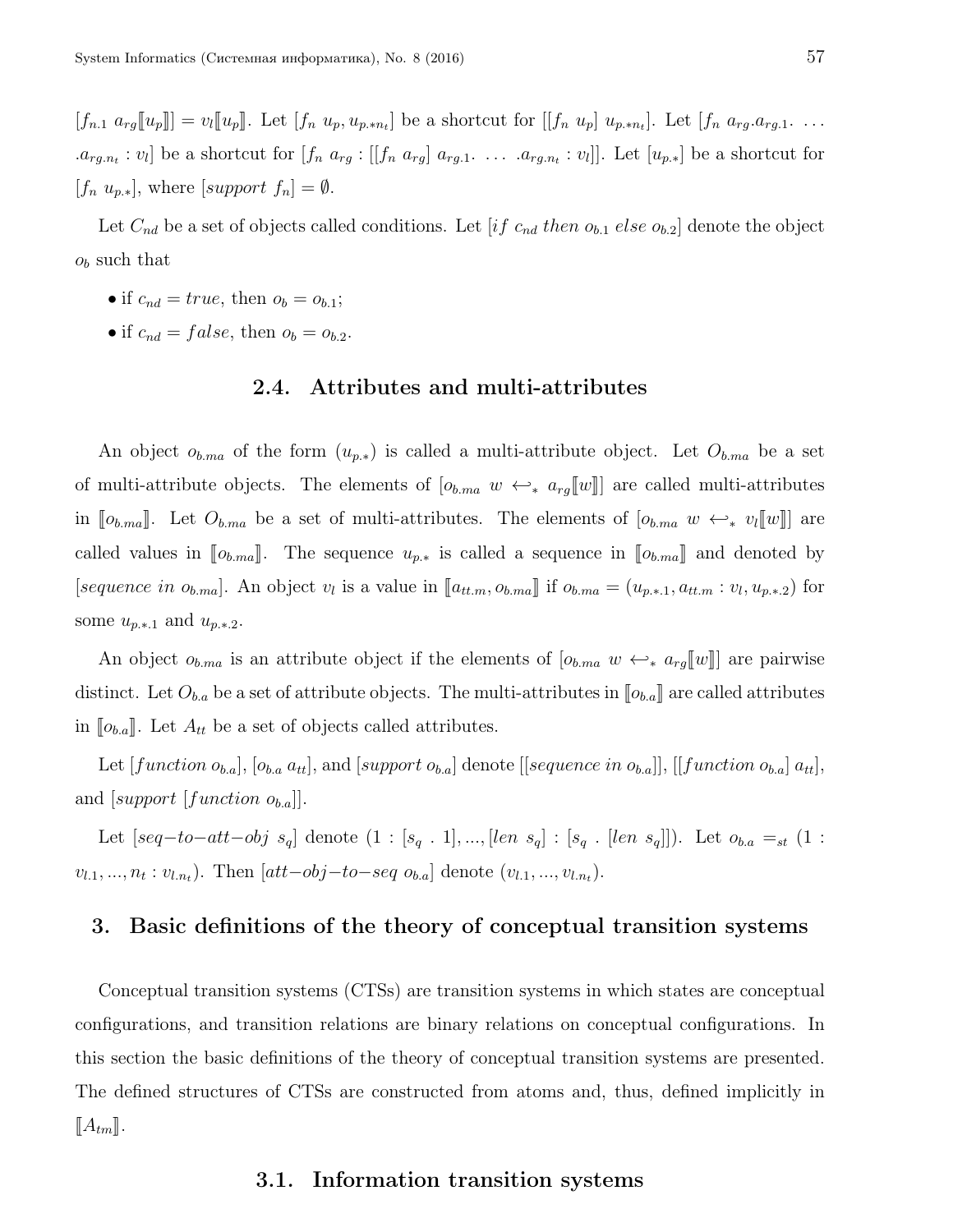$[f_{n.1}\ a_{rg}[\![u_p]\!]] = v_l[\![u_p]\!]$. Let $[f_n\ u_p, u_{p.*n_t}]$ be a shortcut for $[[f_n\ u_p]\ u_{p.*n_t}]$. Let $[f_n\ a_{rg}.a_{rg.1}.\ \ldots\ .a_{rg.n_t} : v_l]$ be a shortcut for $[f_n\ a_{rg} : [[f_n\ a_{rg}]\ a_{rg.1}.\ \ldots\ .a_{rg.n_t} : v_l]]$. Let $[u_{p.*}]$ be a shortcut for $[f_n\ u_{p.*}]$, where $[support\ f_n] = \emptyset$.

Let $C_{nd}$ be a set of objects called conditions. Let $[if\ c_{nd}\ then\ o_{b.1}\ else\ o_{b.2}]$ denote the object $o_b$ such that

- if $c_{nd} = true$, then $o_b = o_{b.1}$;
- if $c_{nd} = false$, then $o_b = o_{b.2}$.

### 2.4. Attributes and multi-attributes

An object $o_{b.ma}$ of the form $(u_{p.*})$ is called a multi-attribute object. Let $O_{b.ma}$ be a set of multi-attribute objects. The elements of $[o_{b.ma}\ w \hookleftarrow_*\ a_{rg}[\![w]\!]]$ are called multi-attributes in $[\![o_{b.ma}]\!]$. Let $O_{b.ma}$ be a set of multi-attributes. The elements of $[o_{b.ma}\ w \hookleftarrow_*\ v_l[\![w]\!]]$ are called values in $[\![o_{b.ma}]\!]$. The sequence $u_{p.*}$ is called a sequence in $[\![o_{b.ma}]\!]$ and denoted by $[sequence\ in\ o_{b.ma}]$. An object $v_l$ is a value in $[\![a_{tt.m}, o_{b.ma}]\!]$ if $o_{b.ma} = (u_{p.*.1}, a_{tt.m} : v_l, u_{p.*.2})$ for some $u_{p.*.1}$ and $u_{p.*.2}$.

An object $o_{b.ma}$ is an attribute object if the elements of $[o_{b.ma}\ w \hookleftarrow_*\ a_{rg}[\![w]\!]]$ are pairwise distinct. Let $O_{b.a}$ be a set of attribute objects. The multi-attributes in $[\![o_{b.a}]\!]$ are called attributes in $[\![o_{b.a}]\!]$. Let $A_{tt}$ be a set of objects called attributes.

Let $[function\ o_{b.a}]$, $[o_{b.a}\ a_{tt}]$, and $[support\ o_{b.a}]$ denote $[[sequence\ in\ o_{b.a}]]$, $[[function\ o_{b.a}]\ a_{tt}]$, and $[support\ [function\ o_{b.a}]]$.

Let $[seq\text{−}to\text{−}att\text{−}obj\ s_q]$ denote $(1 : [s_q\ .\ 1], ..., [len\ s_q] : [s_q\ .\ [len\ s_q]])$. Let $o_{b.a} =_{st} (1 : v_{l.1}, ..., n_t : v_{l.n_t})$. Then $[att\text{−}obj\text{−}to\text{−}seq\ o_{b.a}]$ denote $(v_{l.1}, ..., v_{l.n_t})$.

## 3. Basic definitions of the theory of conceptual transition systems

Conceptual transition systems (CTSs) are transition systems in which states are conceptual configurations, and transition relations are binary relations on conceptual configurations. In this section the basic definitions of the theory of conceptual transition systems are presented. The defined structures of CTSs are constructed from atoms and, thus, defined implicitly in $[\![A_{tm}]\!]$.

### 3.1. Information transition systems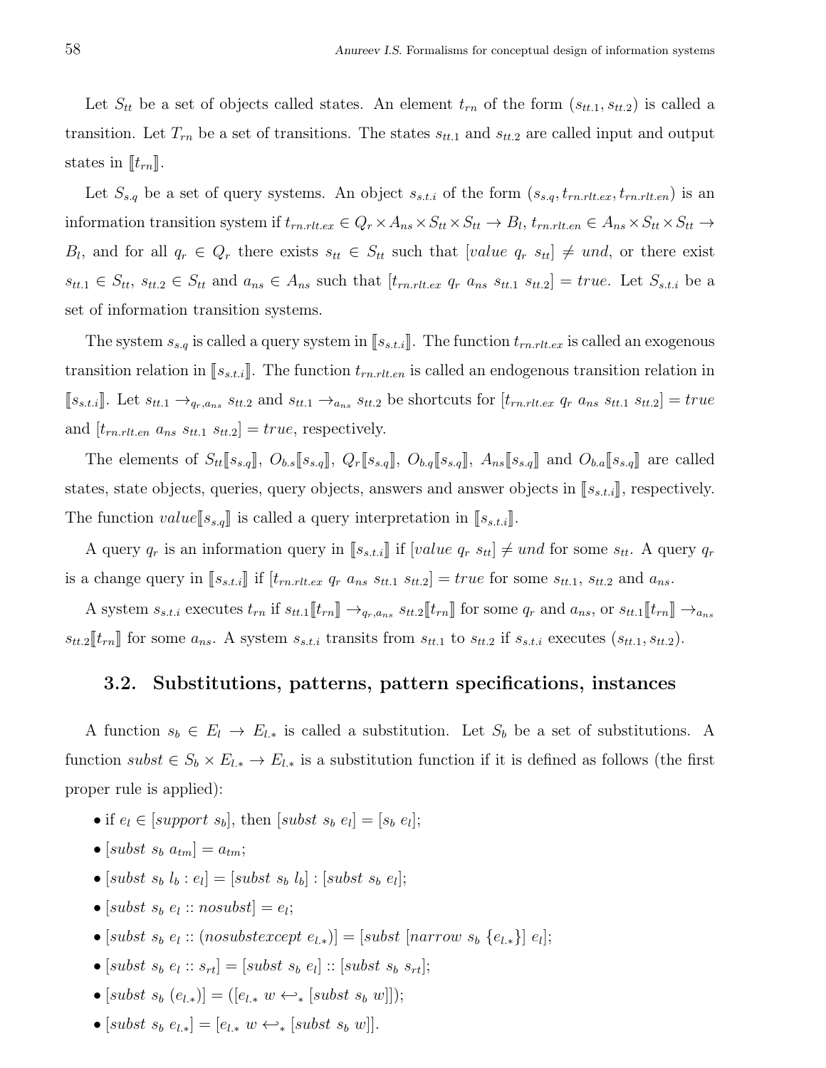Let $S_{tt}$ be a set of objects called states. An element $t_{rn}$ of the form $(s_{tt.1}, s_{tt.2})$ is called a transition. Let $T_{rn}$ be a set of transitions. The states $s_{tt.1}$ and $s_{tt.2}$ are called input and output states in $[\![t_{rn}]\!]$.

Let $S_{s.q}$ be a set of query systems. An object $s_{s.t.i}$ of the form $(s_{s.q}, t_{rn.rlt.ex}, t_{rn.rlt.en})$ is an information transition system if $t_{rn.rlt.ex} \in Q_r \times A_{ns} \times S_{tt} \times S_{tt} \to B_l$, $t_{rn.rlt.en} \in A_{ns} \times S_{tt} \times S_{tt} \to B_l$, and for all $q_r \in Q_r$ there exists $s_{tt} \in S_{tt}$ such that $[value\ q_r\ s_{tt}] \neq und$, or there exist $s_{tt.1} \in S_{tt}$, $s_{tt.2} \in S_{tt}$ and $a_{ns} \in A_{ns}$ such that $[t_{rn.rlt.ex}\ q_r\ a_{ns}\ s_{tt.1}\ s_{tt.2}] = true$. Let $S_{s.t.i}$ be a set of information transition systems.

The system $s_{s.q}$ is called a query system in $[\![s_{s.t.i}]\!]$. The function $t_{rn.rlt.ex}$ is called an exogenous transition relation in $[\![s_{s.t.i}]\!]$. The function $t_{rn.rlt.en}$ is called an endogenous transition relation in $[\![s_{s.t.i}]\!]$. Let $s_{tt.1} \to_{q_r, a_{ns}} s_{tt.2}$ and $s_{tt.1} \to_{a_{ns}} s_{tt.2}$ be shortcuts for $[t_{rn.rlt.ex}\ q_r\ a_{ns}\ s_{tt.1}\ s_{tt.2}] = true$ and $[t_{rn.rlt.en}\ a_{ns}\ s_{tt.1}\ s_{tt.2}] = true$, respectively.

The elements of $S_{tt}[\![s_{s.q}]\!]$, $O_{b.s}[\![s_{s.q}]\!]$, $Q_r[\![s_{s.q}]\!]$, $O_{b.q}[\![s_{s.q}]\!]$, $A_{ns}[\![s_{s.q}]\!]$ and $O_{b.a}[\![s_{s.q}]\!]$ are called states, state objects, queries, query objects, answers and answer objects in $[\![s_{s.t.i}]\!]$, respectively. The function $value[\![s_{s.q}]\!]$ is called a query interpretation in $[\![s_{s.t.i}]\!]$.

A query $q_r$ is an information query in $[\![s_{s.t.i}]\!]$ if $[value\ q_r\ s_{tt}] \neq und$ for some $s_{tt}$. A query $q_r$ is a change query in $[\![s_{s.t.i}]\!]$ if $[t_{rn.rlt.ex}\ q_r\ a_{ns}\ s_{tt.1}\ s_{tt.2}] = true$ for some $s_{tt.1}$, $s_{tt.2}$ and $a_{ns}$.

A system $s_{s.t.i}$ executes $t_{rn}$ if $s_{tt.1}[\![t_{rn}]\!] \to_{q_r, a_{ns}} s_{tt.2}[\![t_{rn}]\!]$ for some $q_r$ and $a_{ns}$, or $s_{tt.1}[\![t_{rn}]\!] \to_{a_{ns}} s_{tt.2}[\![t_{rn}]\!]$ for some $a_{ns}$. A system $s_{s.t.i}$ transits from $s_{tt.1}$ to $s_{tt.2}$ if $s_{s.t.i}$ executes $(s_{tt.1}, s_{tt.2})$.

## 3.2. Substitutions, patterns, pattern specifications, instances

A function $s_b \in E_l \to E_{l.*}$ is called a substitution. Let $S_b$ be a set of substitutions. A function $subst \in S_b \times E_{l.*} \to E_{l.*}$ is a substitution function if it is defined as follows (the first proper rule is applied):

- if $e_l \in [support\ s_b]$, then $[subst\ s_b\ e_l] = [s_b\ e_l]$;
- $[subst\ s_b\ a_{tm}] = a_{tm}$;
- $[subst\ s_b\ l_b : e_l] = [subst\ s_b\ l_b] : [subst\ s_b\ e_l]$;
- $[subst\ s_b\ e_l :: nosubst] = e_l$;
- $[subst\ s_b\ e_l :: (nosubstexcept\ e_{l.*})] = [subst\ [narrow\ s_b\ \{e_{l.*}\}]\ e_l]$;
- $[subst\ s_b\ e_l :: s_{rt}] = [subst\ s_b\ e_l] :: [subst\ s_b\ s_{rt}]$;
- $[subst\ s_b\ (e_{l.*})] = ([e_{l.*}\ w \hookleftarrow_*\ [subst\ s_b\ w]])$;
- $[subst\ s_b\ e_{l.*}] = [e_{l.*}\ w \hookleftarrow_*\ [subst\ s_b\ w]]$.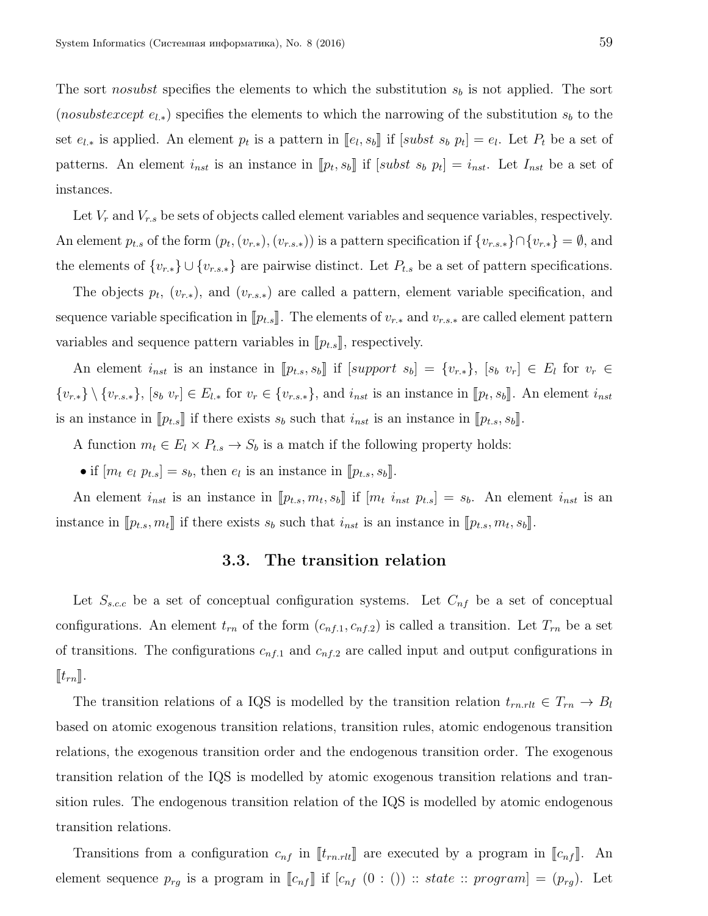The sort *nosubst* specifies the elements to which the substitution $s_b$ is not applied. The sort ($nosubstexcept\ e_{l.*}$) specifies the elements to which the narrowing of the substitution $s_b$ to the set $e_{l.*}$ is applied. An element $p_t$ is a pattern in $[\![e_l, s_b]\!]$ if $[subst\ s_b\ p_t] = e_l$. Let $P_t$ be a set of patterns. An element $i_{nst}$ is an instance in $[\![p_t, s_b]\!]$ if $[subst\ s_b\ p_t] = i_{nst}$. Let $I_{nst}$ be a set of instances.

Let $V_r$ and $V_{r.s}$ be sets of objects called element variables and sequence variables, respectively. An element $p_{t.s}$ of the form $(p_t, (v_{r.*}), (v_{r.s.*}))$ is a pattern specification if $\{v_{r.s.*}\} \cap \{v_{r.*}\} = \emptyset$, and the elements of $\{v_{r.*}\} \cup \{v_{r.s.*}\}$ are pairwise distinct. Let $P_{t.s}$ be a set of pattern specifications.

The objects $p_t$, $(v_{r.*})$, and $(v_{r.s.*})$ are called a pattern, element variable specification, and sequence variable specification in $[\![p_{t.s}]\!]$. The elements of $v_{r.*}$ and $v_{r.s.*}$ are called element pattern variables and sequence pattern variables in $[\![p_{t.s}]\!]$, respectively.

An element $i_{nst}$ is an instance in $[\![p_{t.s}, s_b]\!]$ if $[support\ s_b] = \{v_{r.*}\}$, $[s_b\ v_r] \in E_l$ for $v_r \in \{v_{r.*}\} \setminus \{v_{r.s.*}\}$, $[s_b\ v_r] \in E_{l.*}$ for $v_r \in \{v_{r.s.*}\}$, and $i_{nst}$ is an instance in $[\![p_t, s_b]\!]$. An element $i_{nst}$ is an instance in $[\![p_{t.s}]\!]$ if there exists $s_b$ such that $i_{nst}$ is an instance in $[\![p_{t.s}, s_b]\!]$.

A function $m_t \in E_l \times P_{t.s} \to S_b$ is a match if the following property holds:

- if $[m_t\ e_l\ p_{t.s}] = s_b$, then $e_l$ is an instance in $[\![p_{t.s}, s_b]\!]$.

An element $i_{nst}$ is an instance in $[\![p_{t.s}, m_t, s_b]\!]$ if $[m_t\ i_{nst}\ p_{t.s}] = s_b$. An element $i_{nst}$ is an instance in $[\![p_{t.s}, m_t]\!]$ if there exists $s_b$ such that $i_{nst}$ is an instance in $[\![p_{t.s}, m_t, s_b]\!]$.

### 3.3. The transition relation

Let $S_{s.c.c}$ be a set of conceptual configuration systems. Let $C_{nf}$ be a set of conceptual configurations. An element $t_{rn}$ of the form $(c_{nf.1}, c_{nf.2})$ is called a transition. Let $T_{rn}$ be a set of transitions. The configurations $c_{nf.1}$ and $c_{nf.2}$ are called input and output configurations in $[\![t_{rn}]\!]$.

The transition relations of a IQS is modelled by the transition relation $t_{rn.rlt} \in T_{rn} \to B_l$ based on atomic exogenous transition relations, transition rules, atomic endogenous transition relations, the exogenous transition order and the endogenous transition order. The exogenous transition relation of the IQS is modelled by atomic exogenous transition relations and transition rules. The endogenous transition relation of the IQS is modelled by atomic endogenous transition relations.

Transitions from a configuration $c_{nf}$ in $[\![t_{rn.rlt}]\!]$ are executed by a program in $[\![c_{nf}]\!]$. An element sequence $p_{rg}$ is a program in $[\![c_{nf}]\!]$ if $[c_{nf}\ (0 : ()) :: state :: program] = (p_{rg})$. Let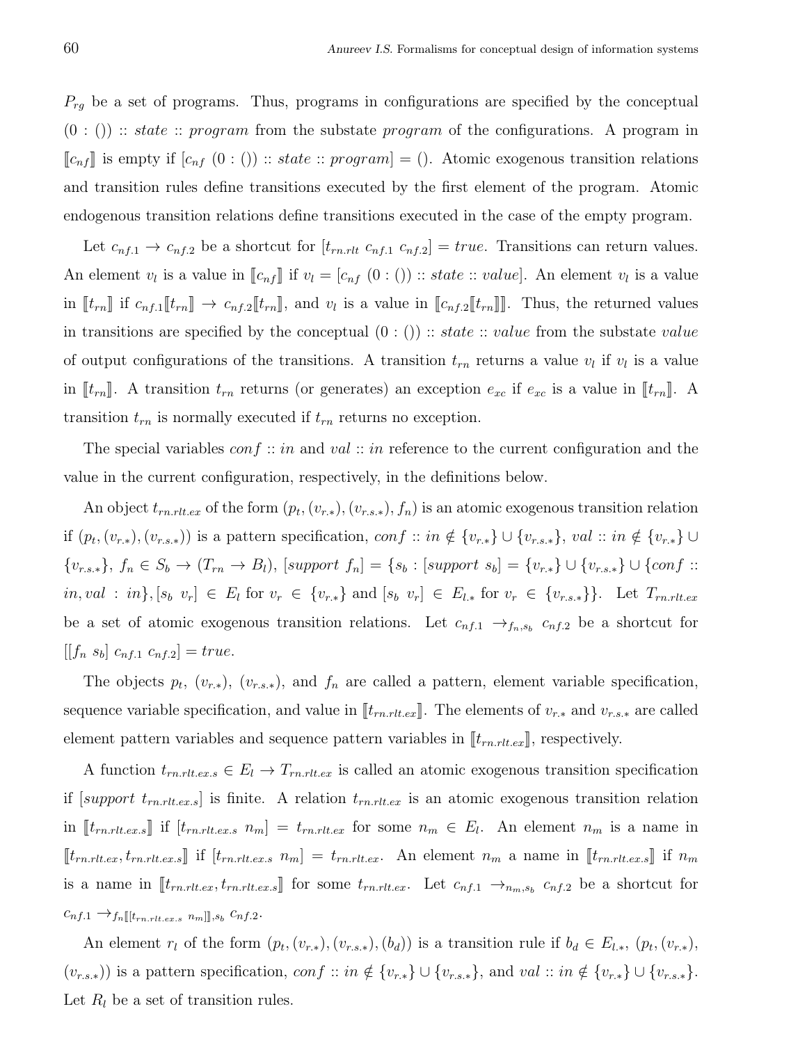$P_{rg}$ be a set of programs. Thus, programs in configurations are specified by the conceptual $(0 : ()) :: state :: program$ from the substate *program* of the configurations. A program in $[\![c_{nf}]\!]$ is empty if $[c_{nf}\ (0 : ()) :: state :: program] = ()$. Atomic exogenous transition relations and transition rules define transitions executed by the first element of the program. Atomic endogenous transition relations define transitions executed in the case of the empty program.

Let $c_{nf.1} \to c_{nf.2}$ be a shortcut for $[t_{rn.rlt}\ c_{nf.1}\ c_{nf.2}] = true$. Transitions can return values. An element $v_l$ is a value in $[\![c_{nf}]\!]$ if $v_l = [c_{nf}\ (0 : ()) :: state :: value]$. An element $v_l$ is a value in $[\![t_{rn}]\!]$ if $c_{nf.1}[\![t_{rn}]\!] \to c_{nf.2}[\![t_{rn}]\!]$, and $v_l$ is a value in $[\![c_{nf.2}[\![t_{rn}]\!]]\!]$. Thus, the returned values in transitions are specified by the conceptual $(0 : ()) :: state :: value$ from the substate *value* of output configurations of the transitions. A transition $t_{rn}$ returns a value $v_l$ if $v_l$ is a value in $[\![t_{rn}]\!]$. A transition $t_{rn}$ returns (or generates) an exception $e_{xc}$ if $e_{xc}$ is a value in $[\![t_{rn}]\!]$. A transition $t_{rn}$ is normally executed if $t_{rn}$ returns no exception.

The special variables $conf :: in$ and $val :: in$ reference to the current configuration and the value in the current configuration, respectively, in the definitions below.

An object $t_{rn.rlt.ex}$ of the form $(p_t, (v_{r.*}), (v_{r.s.*}), f_n)$ is an atomic exogenous transition relation if $(p_t, (v_{r.*}), (v_{r.s.*}))$ is a pattern specification, $conf :: in \notin \{v_{r.*}\} \cup \{v_{r.s.*}\}$, $val :: in \notin \{v_{r.*}\} \cup \{v_{r.s.*}\}$, $f_n \in S_b \to (T_{rn} \to B_l)$, $[support\ f_n] = \{s_b : [support\ s_b] = \{v_{r.*}\} \cup \{v_{r.s.*}\} \cup \{conf :: in, val : in\}, [s_b\ v_r] \in E_l$ for $v_r \in \{v_{r.*}\}$ and $[s_b\ v_r] \in E_{l.*}$ for $v_r \in \{v_{r.s.*}\}\}$. Let $T_{rn.rlt.ex}$ be a set of atomic exogenous transition relations. Let $c_{nf.1} \to_{f_n, s_b} c_{nf.2}$ be a shortcut for $[[f_n\ s_b]\ c_{nf.1}\ c_{nf.2}] = true$.

The objects $p_t$, $(v_{r.*})$, $(v_{r.s.*})$, and $f_n$ are called a pattern, element variable specification, sequence variable specification, and value in $[\![t_{rn.rlt.ex}]\!]$. The elements of $v_{r.*}$ and $v_{r.s.*}$ are called element pattern variables and sequence pattern variables in $[\![t_{rn.rlt.ex}]\!]$, respectively.

A function $t_{rn.rlt.ex.s} \in E_l \to T_{rn.rlt.ex}$ is called an atomic exogenous transition specification if $[support\ t_{rn.rlt.ex.s}]$ is finite. A relation $t_{rn.rlt.ex}$ is an atomic exogenous transition relation in $[\![t_{rn.rlt.ex.s}]\!]$ if $[t_{rn.rlt.ex.s}\ n_m] = t_{rn.rlt.ex}$ for some $n_m \in E_l$. An element $n_m$ is a name in $[\![t_{rn.rlt.ex}, t_{rn.rlt.ex.s}]\!]$ if $[t_{rn.rlt.ex.s}\ n_m] = t_{rn.rlt.ex}$. An element $n_m$ a name in $[\![t_{rn.rlt.ex.s}]\!]$ if $n_m$ is a name in $[\![t_{rn.rlt.ex}, t_{rn.rlt.ex.s}]\!]$ for some $t_{rn.rlt.ex}$. Let $c_{nf.1} \to_{n_m, s_b} c_{nf.2}$ be a shortcut for $c_{nf.1} \to_{f_n[\![[t_{rn.rlt.ex.s}\ n_m]]\!], s_b} c_{nf.2}$.

An element $r_l$ of the form $(p_t, (v_{r.*}), (v_{r.s.*}), (b_d))$ is a transition rule if $b_d \in E_{l.*}$, $(p_t, (v_{r.*}), (v_{r.s.*}))$ is a pattern specification, $conf :: in \notin \{v_{r.*}\} \cup \{v_{r.s.*}\}$, and $val :: in \notin \{v_{r.*}\} \cup \{v_{r.s.*}\}$. Let $R_l$ be a set of transition rules.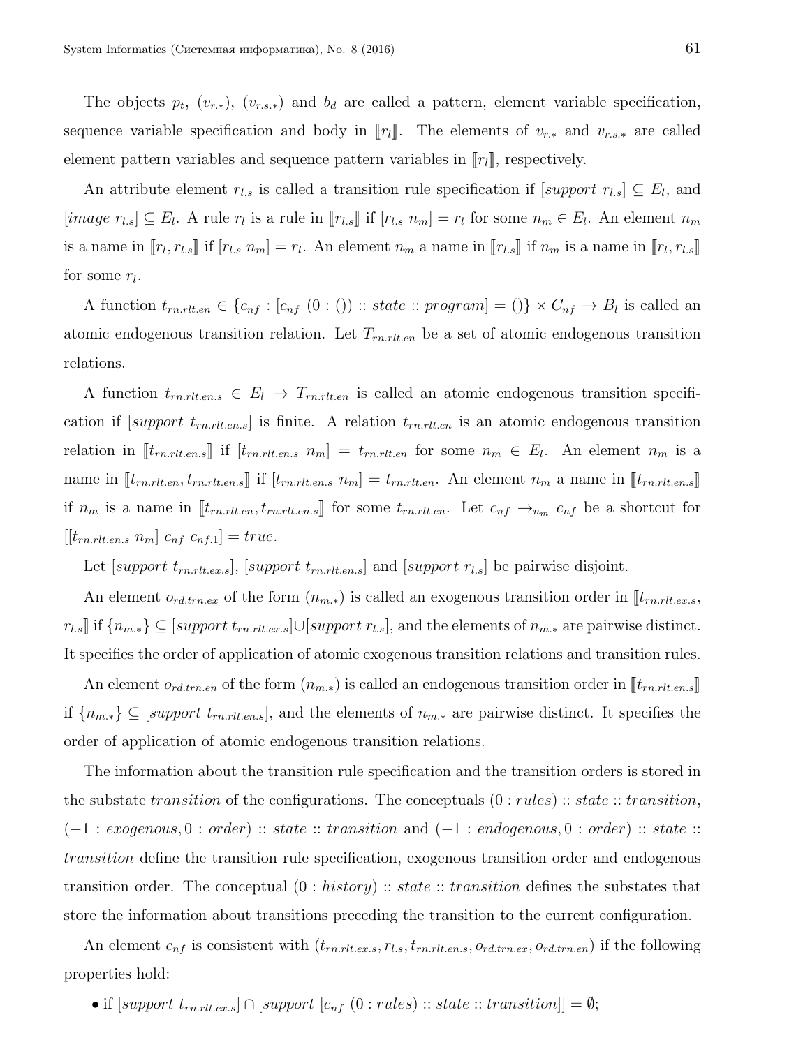The objects $p_t$, $(v_{r.*})$, $(v_{r.s.*})$ and $b_d$ are called a pattern, element variable specification, sequence variable specification and body in $[\![r_l]\!]$. The elements of $v_{r.*}$ and $v_{r.s.*}$ are called element pattern variables and sequence pattern variables in $[\![r_l]\!]$, respectively.

An attribute element $r_{l.s}$ is called a transition rule specification if $[support\ r_{l.s}] \subseteq E_l$, and $[image\ r_{l.s}] \subseteq E_l$. A rule $r_l$ is a rule in $[\![r_{l.s}]\!]$ if $[r_{l.s}\ n_m] = r_l$ for some $n_m \in E_l$. An element $n_m$ is a name in $[\![r_l, r_{l.s}]\!]$ if $[r_{l.s}\ n_m] = r_l$. An element $n_m$ a name in $[\![r_{l.s}]\!]$ if $n_m$ is a name in $[\![r_l, r_{l.s}]\!]$ for some $r_l$.

A function $t_{rn.rlt.en} \in \{c_{nf} : [c_{nf}\ (0 : ()) :: state :: program] = ()\} \times C_{nf} \to B_l$ is called an atomic endogenous transition relation. Let $T_{rn.rlt.en}$ be a set of atomic endogenous transition relations.

A function $t_{rn.rlt.en.s} \in E_l \to T_{rn.rlt.en}$ is called an atomic endogenous transition specification if $[support\ t_{rn.rlt.en.s}]$ is finite. A relation $t_{rn.rlt.en}$ is an atomic endogenous transition relation in $[\![t_{rn.rlt.en.s}]\!]$ if $[t_{rn.rlt.en.s}\ n_m] = t_{rn.rlt.en}$ for some $n_m \in E_l$. An element $n_m$ is a name in $[\![t_{rn.rlt.en}, t_{rn.rlt.en.s}]\!]$ if $[t_{rn.rlt.en.s}\ n_m] = t_{rn.rlt.en}$. An element $n_m$ a name in $[\![t_{rn.rlt.en.s}]\!]$ if $n_m$ is a name in $[\![t_{rn.rlt.en}, t_{rn.rlt.en.s}]\!]$ for some $t_{rn.rlt.en}$. Let $c_{nf} \to_{n_m} c_{nf}$ be a shortcut for $[[t_{rn.rlt.en.s}\ n_m]\ c_{nf}\ c_{nf.1}] = true$.

Let $[support\ t_{rn.rlt.ex.s}]$, $[support\ t_{rn.rlt.en.s}]$ and $[support\ r_{l.s}]$ be pairwise disjoint.

An element $o_{rd.trn.ex}$ of the form $(n_{m.*})$ is called an exogenous transition order in $[\![t_{rn.rlt.ex.s}, r_{l.s}]\!]$ if $\{n_{m.*}\} \subseteq [support\ t_{rn.rlt.ex.s}] \cup [support\ r_{l.s}]$, and the elements of $n_{m.*}$ are pairwise distinct. It specifies the order of application of atomic exogenous transition relations and transition rules.

An element $o_{rd.trn.en}$ of the form $(n_{m.*})$ is called an endogenous transition order in $[\![t_{rn.rlt.en.s}]\!]$ if $\{n_{m.*}\} \subseteq [support\ t_{rn.rlt.en.s}]$, and the elements of $n_{m.*}$ are pairwise distinct. It specifies the order of application of atomic endogenous transition relations.

The information about the transition rule specification and the transition orders is stored in the substate *transition* of the configurations. The conceptuals $(0 : rules) :: state :: transition$, $(-1 : exogenous, 0 : order) :: state :: transition$ and $(-1 : endogenous, 0 : order) :: state :: transition$ define the transition rule specification, exogenous transition order and endogenous transition order. The conceptual $(0 : history) :: state :: transition$ defines the substates that store the information about transitions preceding the transition to the current configuration.

An element $c_{nf}$ is consistent with $(t_{rn.rlt.ex.s}, r_{l.s}, t_{rn.rlt.en.s}, o_{rd.trn.ex}, o_{rd.trn.en})$ if the following properties hold:

- if $[support\ t_{rn.rlt.ex.s}] \cap [support\ [c_{nf}\ (0 : rules) :: state :: transition]] = \emptyset$;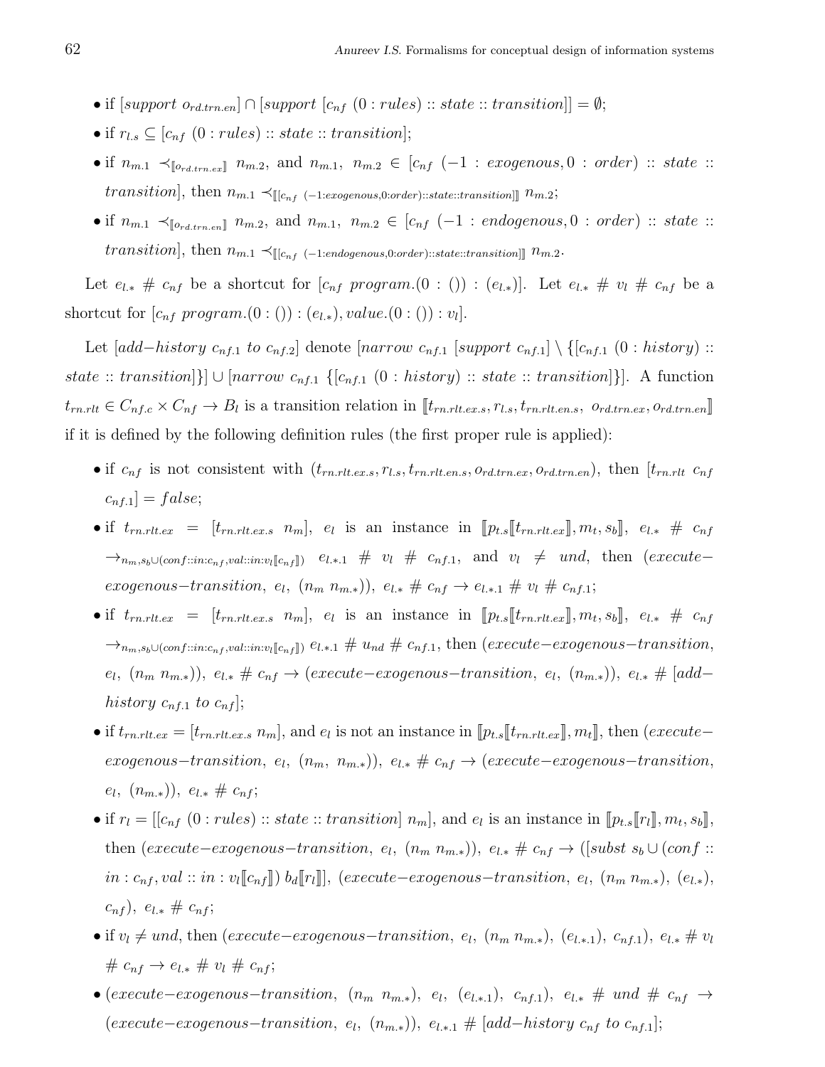- if $[support\ o_{rd.trn.en}] \cap [support\ [c_{nf}\ (0 : rules) :: state :: transition]] = \emptyset$;
- if $r_{l.s} \subseteq [c_{nf}\ (0 : rules) :: state :: transition]$;
- if $n_{m.1} \prec_{[\![o_{rd.trn.ex}]\!]} n_{m.2}$, and $n_{m.1},\ n_{m.2} \in [c_{nf}\ (-1 : exogenous, 0 : order) :: state :: transition]$, then $n_{m.1} \prec_{[\![ [c_{nf}\ (-1:exogenous,0:order)::state::transition] ]\!]} n_{m.2}$;
- if $n_{m.1} \prec_{[\![o_{rd.trn.en}]\!]} n_{m.2}$, and $n_{m.1},\ n_{m.2} \in [c_{nf}\ (-1 : endogenous, 0 : order) :: state :: transition]$, then $n_{m.1} \prec_{[\![ [c_{nf}\ (-1:endogenous,0:order)::state::transition] ]\!]} n_{m.2}$.

Let $e_{l.*}\ \#\ c_{nf}$ be a shortcut for $[c_{nf}\ program.(0 : ()) : (e_{l.*})]$. Let $e_{l.*}\ \#\ v_l\ \#\ c_{nf}$ be a shortcut for $[c_{nf}\ program.(0 : ()) : (e_{l.*}), value.(0 : ()) : v_l]$.

Let $[add{-}history\ c_{nf.1}\ to\ c_{nf.2}]$ denote $[narrow\ c_{nf.1}\ [support\ c_{nf.1}] \setminus \{[c_{nf.1}\ (0 : history) :: state :: transition]\}] \cup [narrow\ c_{nf.1}\ \{[c_{nf.1}\ (0 : history) :: state :: transition]\}]$. A function $t_{rn.rlt} \in C_{nf.c} \times C_{nf} \to B_l$ is a transition relation in $[\![t_{rn.rlt.ex.s}, r_{l.s}, t_{rn.rlt.en.s},\ o_{rd.trn.ex}, o_{rd.trn.en}]\!]$ if it is defined by the following definition rules (the first proper rule is applied):

- if $c_{nf}$ is not consistent with $(t_{rn.rlt.ex.s}, r_{l.s}, t_{rn.rlt.en.s}, o_{rd.trn.ex}, o_{rd.trn.en})$, then $[t_{rn.rlt}\ c_{nf}\ c_{nf.1}] = false$;
- if $t_{rn.rlt.ex} = [t_{rn.rlt.ex.s}\ n_m]$, $e_l$ is an instance in $[\![p_{t.s}[\![t_{rn.rlt.ex}]\!], m_t, s_b]\!]$, $e_{l.*}\ \#\ c_{nf} \to_{n_m, s_b \cup (conf::in:c_{nf}, val::in:v_l[\![c_{nf}]\!])}\ e_{l.*.1}\ \#\ v_l\ \#\ c_{nf.1}$, and $v_l \neq und$, then $(execute{-}exogenous{-}transition,\ e_l,\ (n_m\ n_{m.*})),\ e_{l.*}\ \#\ c_{nf} \to e_{l.*.1}\ \#\ v_l\ \#\ c_{nf.1}$;
- if $t_{rn.rlt.ex} = [t_{rn.rlt.ex.s}\ n_m]$, $e_l$ is an instance in $[\![p_{t.s}[\![t_{rn.rlt.ex}]\!], m_t, s_b]\!]$, $e_{l.*}\ \#\ c_{nf} \to_{n_m, s_b \cup (conf::in:c_{nf}, val::in:v_l[\![c_{nf}]\!])}\ e_{l.*.1}\ \#\ u_{nd}\ \#\ c_{nf.1}$, then $(execute{-}exogenous{-}transition,\ e_l,\ (n_m\ n_{m.*})),\ e_{l.*}\ \#\ c_{nf} \to (execute{-}exogenous{-}transition,\ e_l,\ (n_{m.*})),\ e_{l.*}\ \#\ [add{-}history\ c_{nf.1}\ to\ c_{nf}]$;
- if $t_{rn.rlt.ex} = [t_{rn.rlt.ex.s}\ n_m]$, and $e_l$ is not an instance in $[\![p_{t.s}[\![t_{rn.rlt.ex}]\!], m_t]\!]$, then $(execute{-}exogenous{-}transition,\ e_l,\ (n_m,\ n_{m.*})),\ e_{l.*}\ \#\ c_{nf} \to (execute{-}exogenous{-}transition,\ e_l,\ (n_{m.*})),\ e_{l.*}\ \#\ c_{nf}$;
- if $r_l = [[c_{nf}\ (0 : rules) :: state :: transition]\ n_m]$, and $e_l$ is an instance in $[\![p_{t.s}[\![r_l]\!], m_t, s_b]\!]$, then $(execute{-}exogenous{-}transition,\ e_l,\ (n_m\ n_{m.*})),\ e_{l.*}\ \#\ c_{nf} \to ([subst\ s_b \cup (conf :: in : c_{nf}, val :: in : v_l[\![c_{nf}]\!])\ b_d[\![r_l]\!]],\ (execute{-}exogenous{-}transition,\ e_l,\ (n_m\ n_{m.*}),\ (e_{l.*}),\ c_{nf}),\ e_{l.*}\ \#\ c_{nf}$;
- if $v_l \neq und$, then $(execute{-}exogenous{-}transition,\ e_l,\ (n_m\ n_{m.*}),\ (e_{l.*.1}),\ c_{nf.1}),\ e_{l.*}\ \#\ v_l\ \#\ c_{nf} \to e_{l.*}\ \#\ v_l\ \#\ c_{nf}$;
- $(execute{-}exogenous{-}transition,\ (n_m\ n_{m.*}),\ e_l,\ (e_{l.*.1}),\ c_{nf.1}),\ e_{l.*}\ \#\ und\ \#\ c_{nf} \to (execute{-}exogenous{-}transition,\ e_l,\ (n_{m.*})),\ e_{l.*.1}\ \#\ [add{-}history\ c_{nf}\ to\ c_{nf.1}]$;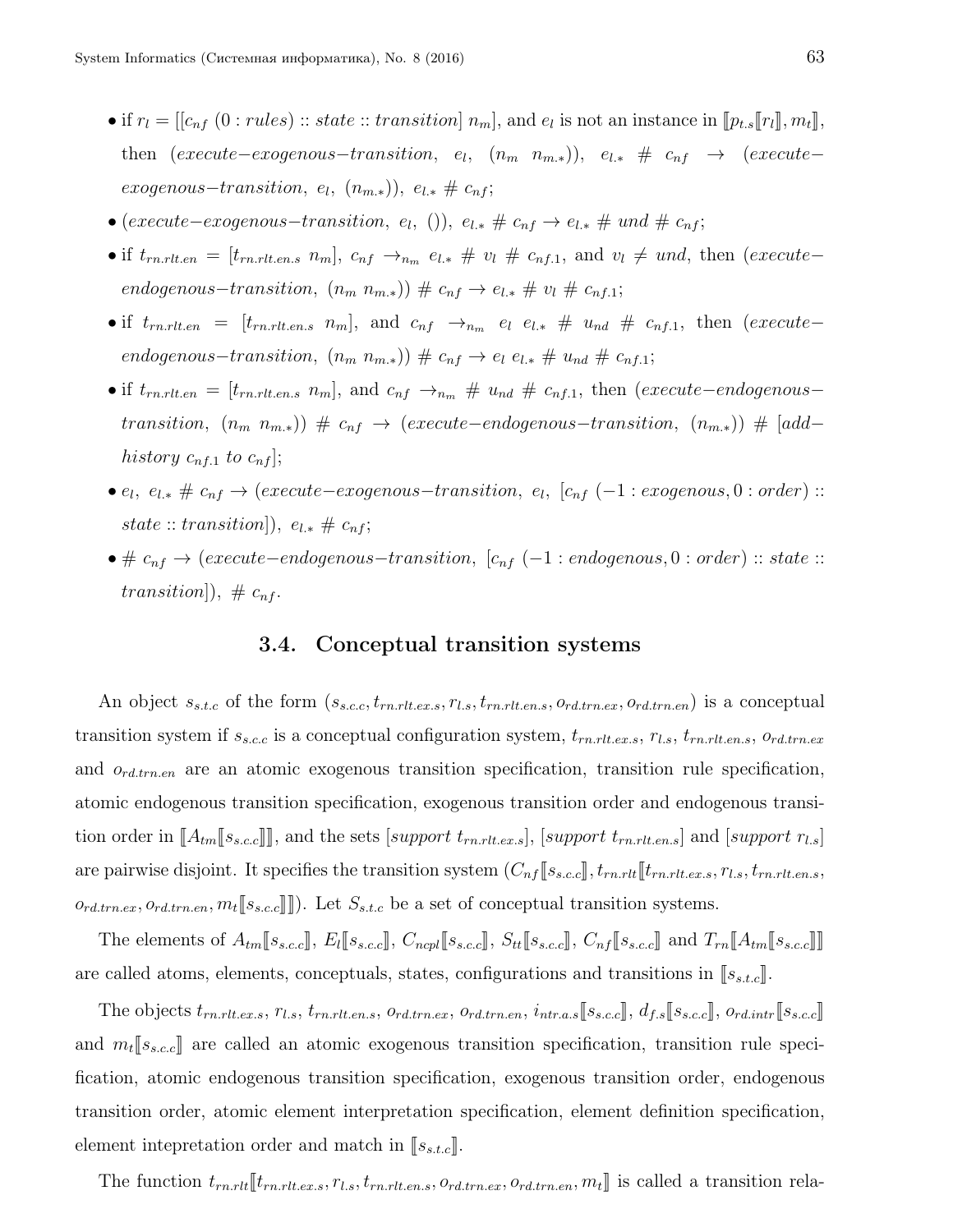- if $r_l = [[c_{nf}\ (0 : rules) :: state :: transition]\ n_m]$, and $e_l$ is not an instance in $[\![p_{t.s}[\![r_l]\!], m_t]\!]$, then $(execute{-}exogenous{-}transition,\ e_l,\ (n_m\ n_{m.*})),\ e_{l.*}\ \#\ c_{nf}\ \to\ (execute{-}exogenous{-}transition,\ e_l,\ (n_{m.*})),\ e_{l.*}\ \#\ c_{nf}$;
- $(execute{-}exogenous{-}transition,\ e_l,\ ()),\ e_{l.*}\ \#\ c_{nf} \to e_{l.*}\ \#\ und\ \#\ c_{nf}$;
- if $t_{rn.rlt.en} = [t_{rn.rlt.en.s}\ n_m]$, $c_{nf} \to_{n_m} e_{l.*}\ \#\ v_l\ \#\ c_{nf.1}$, and $v_l \neq und$, then $(execute{-}endogenous{-}transition,\ (n_m\ n_{m.*}))\ \#\ c_{nf} \to e_{l.*}\ \#\ v_l\ \#\ c_{nf.1}$;
- if $t_{rn.rlt.en} = [t_{rn.rlt.en.s}\ n_m]$, and $c_{nf} \to_{n_m} e_l\ e_{l.*}\ \#\ u_{nd}\ \#\ c_{nf.1}$, then $(execute{-}endogenous{-}transition,\ (n_m\ n_{m.*}))\ \#\ c_{nf} \to e_l\ e_{l.*}\ \#\ u_{nd}\ \#\ c_{nf.1}$;
- if $t_{rn.rlt.en} = [t_{rn.rlt.en.s}\ n_m]$, and $c_{nf} \to_{n_m} \#\ u_{nd}\ \#\ c_{nf.1}$, then $(execute{-}endogenous{-}transition,\ (n_m\ n_{m.*}))\ \#\ c_{nf}\ \to\ (execute{-}endogenous{-}transition,\ (n_{m.*}))\ \#\ [add{-}history\ c_{nf.1}\ to\ c_{nf}]$;
- $e_l,\ e_{l.*}\ \#\ c_{nf} \to (execute{-}exogenous{-}transition,\ e_l,\ [c_{nf}\ (-1 : exogenous, 0 : order) :: state :: transition]),\ e_{l.*}\ \#\ c_{nf}$;
- $\#\ c_{nf} \to (execute{-}endogenous{-}transition,\ [c_{nf}\ (-1 : endogenous, 0 : order) :: state :: transition]),\ \#\ c_{nf}$.

### 3.4. Conceptual transition systems

An object $s_{s.t.c}$ of the form $(s_{s.c.c}, t_{rn.rlt.ex.s}, r_{l.s}, t_{rn.rlt.en.s}, o_{rd.trn.ex}, o_{rd.trn.en})$ is a conceptual transition system if $s_{s.c.c}$ is a conceptual configuration system, $t_{rn.rlt.ex.s}$, $r_{l.s}$, $t_{rn.rlt.en.s}$, $o_{rd.trn.ex}$ and $o_{rd.trn.en}$ are an atomic exogenous transition specification, transition rule specification, atomic endogenous transition specification, exogenous transition order and endogenous transition order in $[\![A_{tm}[\![s_{s.c.c}]\!]]\!]$, and the sets $[support\ t_{rn.rlt.ex.s}]$, $[support\ t_{rn.rlt.en.s}]$ and $[support\ r_{l.s}]$ are pairwise disjoint. It specifies the transition system $(C_{nf}[\![s_{s.c.c}]\!], t_{rn.rlt}[\![t_{rn.rlt.ex.s}, r_{l.s}, t_{rn.rlt.en.s}, o_{rd.trn.ex}, o_{rd.trn.en}, m_t[\![s_{s.c.c}]\!]]\!])$. Let $S_{s.t.c}$ be a set of conceptual transition systems.

The elements of $A_{tm}[\![s_{s.c.c}]\!]$, $E_l[\![s_{s.c.c}]\!]$, $C_{ncpl}[\![s_{s.c.c}]\!]$, $S_{tt}[\![s_{s.c.c}]\!]$, $C_{nf}[\![s_{s.c.c}]\!]$ and $T_{rn}[\![A_{tm}[\![s_{s.c.c}]\!]]\!]$ are called atoms, elements, conceptuals, states, configurations and transitions in $[\![s_{s.t.c}]\!]$.

The objects $t_{rn.rlt.ex.s}$, $r_{l.s}$, $t_{rn.rlt.en.s}$, $o_{rd.trn.ex}$, $o_{rd.trn.en}$, $i_{ntr.a.s}[\![s_{s.c.c}]\!]$, $d_{f.s}[\![s_{s.c.c}]\!]$, $o_{rd.intr}[\![s_{s.c.c}]\!]$ and $m_t[\![s_{s.c.c}]\!]$ are called an atomic exogenous transition specification, transition rule specification, atomic endogenous transition specification, exogenous transition order, endogenous transition order, atomic element interpretation specification, element definition specification, element intepretation order and match in $[\![s_{s.t.c}]\!]$.

The function $t_{rn.rlt}[\![t_{rn.rlt.ex.s}, r_{l.s}, t_{rn.rlt.en.s}, o_{rd.trn.ex}, o_{rd.trn.en}, m_t]\!]$ is called a transition rela-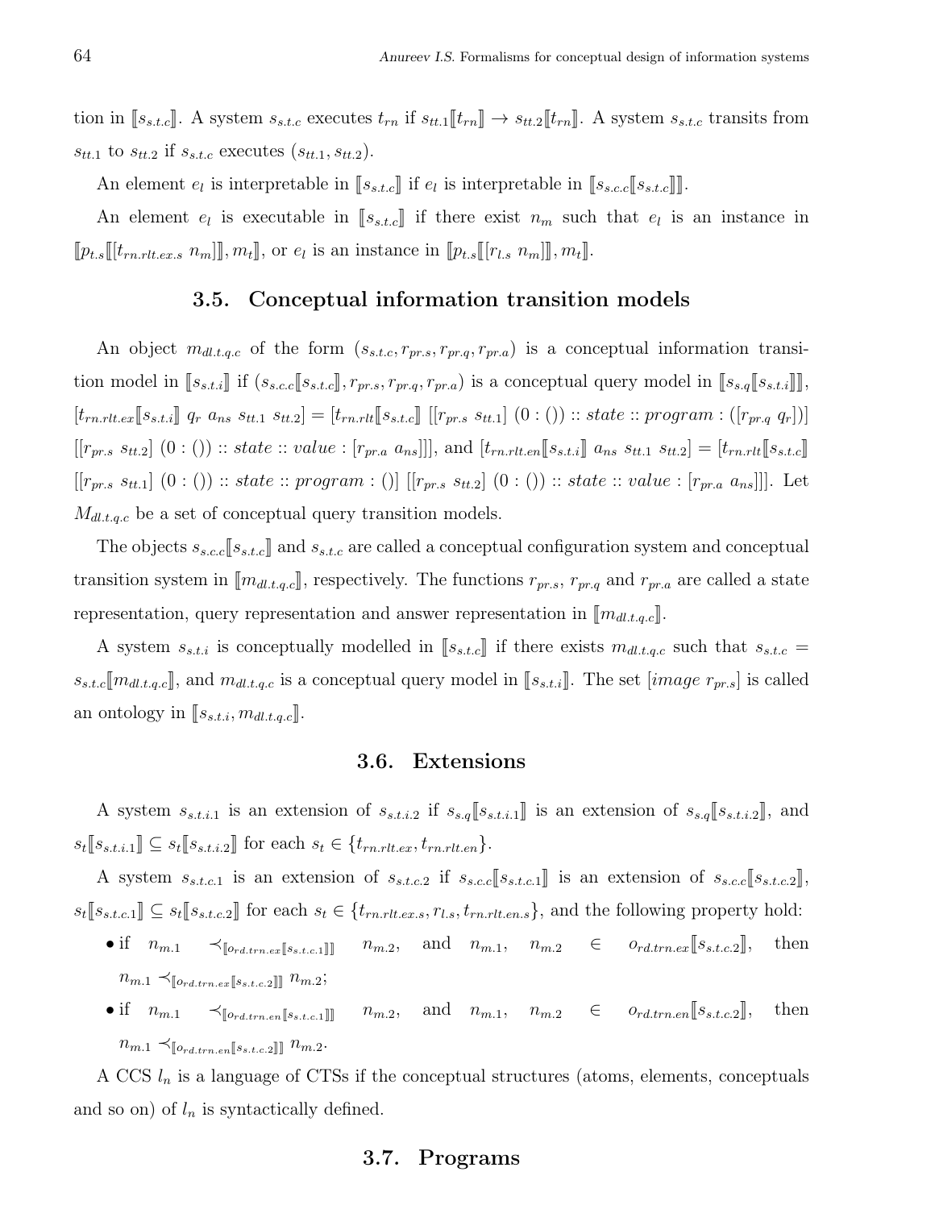tion in $[\![s_{s.t.c}]\!]$. A system $s_{s.t.c}$ executes $t_{rn}$ if $s_{tt.1}[\![t_{rn}]\!] \to s_{tt.2}[\![t_{rn}]\!]$. A system $s_{s.t.c}$ transits from $s_{tt.1}$ to $s_{tt.2}$ if $s_{s.t.c}$ executes $(s_{tt.1}, s_{tt.2})$.

An element $e_l$ is interpretable in $[\![s_{s.t.c}]\!]$ if $e_l$ is interpretable in $[\![s_{s.c.c}[\![s_{s.t.c}]\!]]\!]$.

An element $e_l$ is executable in $[\![s_{s.t.c}]\!]$ if there exist $n_m$ such that $e_l$ is an instance in $[\![p_{t.s}[\![[t_{rn.rlt.ex.s}\ n_m]]\!], m_t]\!]$, or $e_l$ is an instance in $[\![p_{t.s}[\![[r_{l.s}\ n_m]]\!], m_t]\!]$.

### 3.5. Conceptual information transition models

An object $m_{dl.t.q.c}$ of the form $(s_{s.t.c}, r_{pr.s}, r_{pr.q}, r_{pr.a})$ is a conceptual information transition model in $[\![s_{s.t.i}]\!]$ if $(s_{s.c.c}[\![s_{s.t.c}]\!], r_{pr.s}, r_{pr.q}, r_{pr.a})$ is a conceptual query model in $[\![s_{s.q}[\![s_{s.t.i}]\!]]\!]$, $[t_{rn.rlt.ex}[\![s_{s.t.i}]\!]\ q_r\ a_{ns}\ s_{tt.1}\ s_{tt.2}] = [t_{rn.rlt}[\![s_{s.t.c}]\!]\ [[r_{pr.s}\ s_{tt.1}]\ (0:())::state::program:([r_{pr.q}\ q_r])]$ $[[r_{pr.s}\ s_{tt.2}]\ (0:())::state::value:[r_{pr.a}\ a_{ns}]]]$, and $[t_{rn.rlt.en}[\![s_{s.t.i}]\!]\ a_{ns}\ s_{tt.1}\ s_{tt.2}] = [t_{rn.rlt}[\![s_{s.t.c}]\!]$ $[[r_{pr.s}\ s_{tt.1}]\ (0:())::state::program:()]\ [[r_{pr.s}\ s_{tt.2}]\ (0:())::state::value:[r_{pr.a}\ a_{ns}]]]$. Let $M_{dl.t.q.c}$ be a set of conceptual query transition models.

The objects $s_{s.c.c}[\![s_{s.t.c}]\!]$ and $s_{s.t.c}$ are called a conceptual configuration system and conceptual transition system in $[\![m_{dl.t.q.c}]\!]$, respectively. The functions $r_{pr.s}$, $r_{pr.q}$ and $r_{pr.a}$ are called a state representation, query representation and answer representation in $[\![m_{dl.t.q.c}]\!]$.

A system $s_{s.t.i}$ is conceptually modelled in $[\![s_{s.t.c}]\!]$ if there exists $m_{dl.t.q.c}$ such that $s_{s.t.c} = s_{s.t.c}[\![m_{dl.t.q.c}]\!]$, and $m_{dl.t.q.c}$ is a conceptual query model in $[\![s_{s.t.i}]\!]$. The set $[image\ r_{pr.s}]$ is called an ontology in $[\![s_{s.t.i}, m_{dl.t.q.c}]\!]$.

### 3.6. Extensions

A system $s_{s.t.i.1}$ is an extension of $s_{s.t.i.2}$ if $s_{s.q}[\![s_{s.t.i.1}]\!]$ is an extension of $s_{s.q}[\![s_{s.t.i.2}]\!]$, and $s_t[\![s_{s.t.i.1}]\!] \subseteq s_t[\![s_{s.t.i.2}]\!]$ for each $s_t \in \{t_{rn.rlt.ex}, t_{rn.rlt.en}\}$.

A system $s_{s.t.c.1}$ is an extension of $s_{s.t.c.2}$ if $s_{s.c.c}[\![s_{s.t.c.1}]\!]$ is an extension of $s_{s.c.c}[\![s_{s.t.c.2}]\!]$, $s_t[\![s_{s.t.c.1}]\!] \subseteq s_t[\![s_{s.t.c.2}]\!]$ for each $s_t \in \{t_{rn.rlt.ex.s}, r_{l.s}, t_{rn.rlt.en.s}\}$, and the following property hold:

- if $n_{m.1} \prec_{[\![o_{rd.trn.ex}[\![s_{s.t.c.1}]\!]]\!]} n_{m.2}$, and $n_{m.1}$, $n_{m.2} \in o_{rd.trn.ex}[\![s_{s.t.c.2}]\!]$, then $n_{m.1} \prec_{[\![o_{rd.trn.ex}[\![s_{s.t.c.2}]\!]]\!]} n_{m.2}$;
- if $n_{m.1} \prec_{[\![o_{rd.trn.en}[\![s_{s.t.c.1}]\!]]\!]} n_{m.2}$, and $n_{m.1}$, $n_{m.2} \in o_{rd.trn.en}[\![s_{s.t.c.2}]\!]$, then $n_{m.1} \prec_{[\![o_{rd.trn.en}[\![s_{s.t.c.2}]\!]]\!]} n_{m.2}$.

A CCS $l_n$ is a language of CTSs if the conceptual structures (atoms, elements, conceptuals and so on) of $l_n$ is syntactically defined.

### 3.7. Programs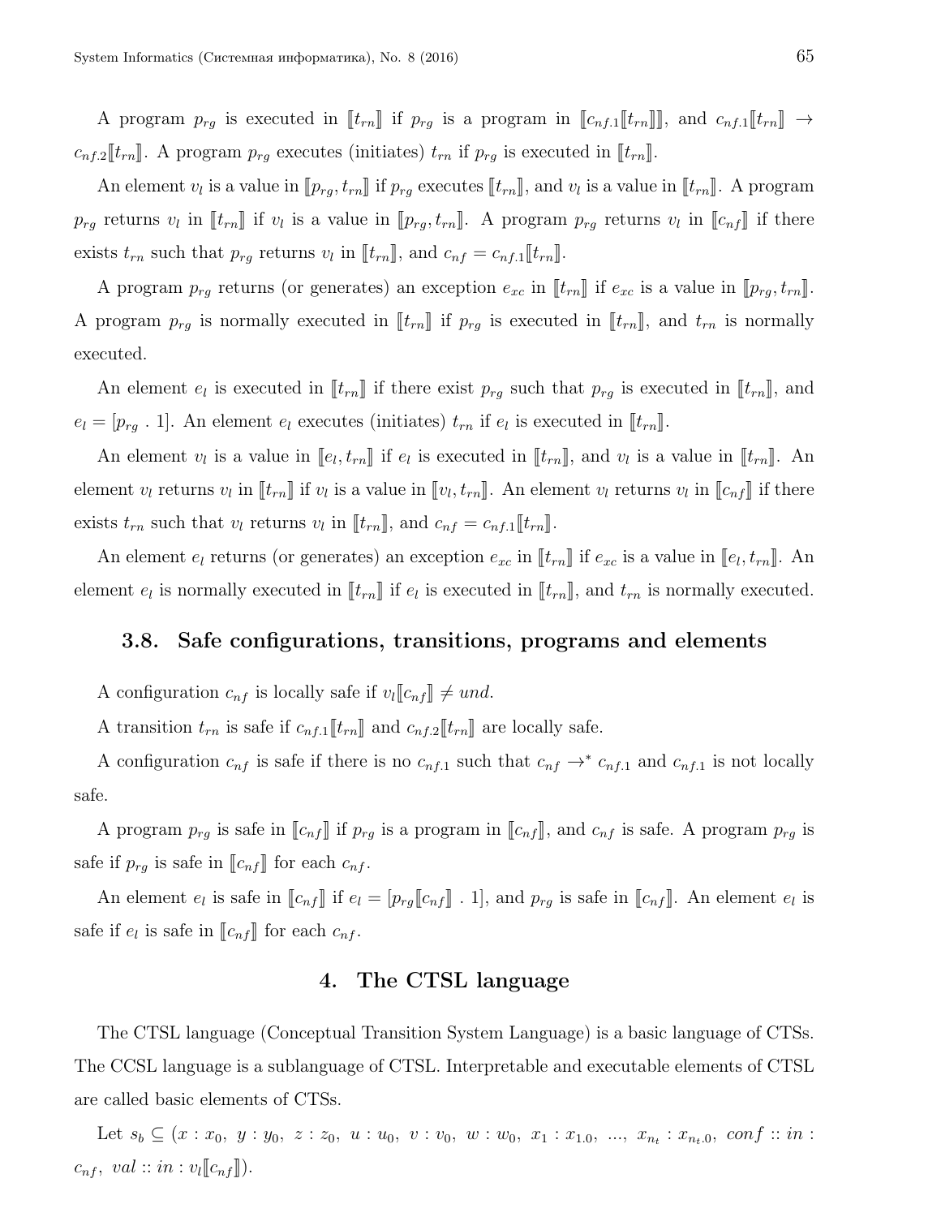A program $p_{rg}$ is executed in $[\![t_{rn}]\!]$ if $p_{rg}$ is a program in $[\![c_{nf.1}[\![t_{rn}]\!]]\!]$, and $c_{nf.1}[\![t_{rn}]\!] \rightarrow c_{nf.2}[\![t_{rn}]\!]$. A program $p_{rg}$ executes (initiates) $t_{rn}$ if $p_{rg}$ is executed in $[\![t_{rn}]\!]$.

An element $v_l$ is a value in $[\![p_{rg}, t_{rn}]\!]$ if $p_{rg}$ executes $[\![t_{rn}]\!]$, and $v_l$ is a value in $[\![t_{rn}]\!]$. A program $p_{rg}$ returns $v_l$ in $[\![t_{rn}]\!]$ if $v_l$ is a value in $[\![p_{rg}, t_{rn}]\!]$. A program $p_{rg}$ returns $v_l$ in $[\![c_{nf}]\!]$ if there exists $t_{rn}$ such that $p_{rg}$ returns $v_l$ in $[\![t_{rn}]\!]$, and $c_{nf} = c_{nf.1}[\![t_{rn}]\!]$.

A program $p_{rg}$ returns (or generates) an exception $e_{xc}$ in $[\![t_{rn}]\!]$ if $e_{xc}$ is a value in $[\![p_{rg}, t_{rn}]\!]$. A program $p_{rg}$ is normally executed in $[\![t_{rn}]\!]$ if $p_{rg}$ is executed in $[\![t_{rn}]\!]$, and $t_{rn}$ is normally executed.

An element $e_l$ is executed in $[\![t_{rn}]\!]$ if there exist $p_{rg}$ such that $p_{rg}$ is executed in $[\![t_{rn}]\!]$, and $e_l = [p_{rg}\ .\ 1]$. An element $e_l$ executes (initiates) $t_{rn}$ if $e_l$ is executed in $[\![t_{rn}]\!]$.

An element $v_l$ is a value in $[\![e_l, t_{rn}]\!]$ if $e_l$ is executed in $[\![t_{rn}]\!]$, and $v_l$ is a value in $[\![t_{rn}]\!]$. An element $v_l$ returns $v_l$ in $[\![t_{rn}]\!]$ if $v_l$ is a value in $[\![v_l, t_{rn}]\!]$. An element $v_l$ returns $v_l$ in $[\![c_{nf}]\!]$ if there exists $t_{rn}$ such that $v_l$ returns $v_l$ in $[\![t_{rn}]\!]$, and $c_{nf} = c_{nf.1}[\![t_{rn}]\!]$.

An element $e_l$ returns (or generates) an exception $e_{xc}$ in $[\![t_{rn}]\!]$ if $e_{xc}$ is a value in $[\![e_l, t_{rn}]\!]$. An element $e_l$ is normally executed in $[\![t_{rn}]\!]$ if $e_l$ is executed in $[\![t_{rn}]\!]$, and $t_{rn}$ is normally executed.

### 3.8. Safe configurations, transitions, programs and elements

A configuration $c_{nf}$ is locally safe if $v_l[\![c_{nf}]\!] \neq und$.

A transition $t_{rn}$ is safe if $c_{nf.1}[\![t_{rn}]\!]$ and $c_{nf.2}[\![t_{rn}]\!]$ are locally safe.

A configuration $c_{nf}$ is safe if there is no $c_{nf.1}$ such that $c_{nf} \rightarrow^* c_{nf.1}$ and $c_{nf.1}$ is not locally safe.

A program $p_{rg}$ is safe in $[\![c_{nf}]\!]$ if $p_{rg}$ is a program in $[\![c_{nf}]\!]$, and $c_{nf}$ is safe. A program $p_{rg}$ is safe if $p_{rg}$ is safe in $[\![c_{nf}]\!]$ for each $c_{nf}$.

An element $e_l$ is safe in $[\![c_{nf}]\!]$ if $e_l = [p_{rg}[\![c_{nf}]\!]\ .\ 1]$, and $p_{rg}$ is safe in $[\![c_{nf}]\!]$. An element $e_l$ is safe if $e_l$ is safe in $[\![c_{nf}]\!]$ for each $c_{nf}$.

## 4. The CTSL language

The CTSL language (Conceptual Transition System Language) is a basic language of CTSs. The CCSL language is a sublanguage of CTSL. Interpretable and executable elements of CTSL are called basic elements of CTSs.

Let $s_b \subseteq (x : x_0,\ y : y_0,\ z : z_0,\ u : u_0,\ v : v_0,\ w : w_0,\ x_1 : x_{1.0},\ ...,\ x_{n_t} : x_{n_t.0},\ conf :: in : c_{nf},\ val :: in : v_l[\![c_{nf}]\!])$.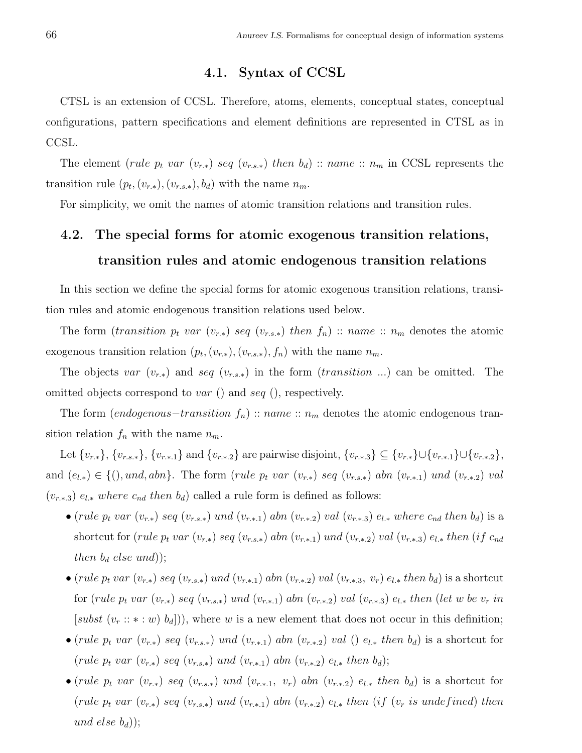## 4.1. Syntax of CCSL

CTSL is an extension of CCSL. Therefore, atoms, elements, conceptual states, conceptual configurations, pattern specifications and element definitions are represented in CTSL as in CCSL.

The element $(rule\ p_t\ var\ (v_{r.*})\ seq\ (v_{r.s.*})\ then\ b_d) :: name :: n_m$ in CCSL represents the transition rule $(p_t, (v_{r.*}), (v_{r.s.*}), b_d)$ with the name $n_m$.

For simplicity, we omit the names of atomic transition relations and transition rules.

## 4.2. The special forms for atomic exogenous transition relations, transition rules and atomic endogenous transition relations

In this section we define the special forms for atomic exogenous transition relations, transition rules and atomic endogenous transition relations used below.

The form $(transition\ p_t\ var\ (v_{r.*})\ seq\ (v_{r.s.*})\ then\ f_n) :: name :: n_m$ denotes the atomic exogenous transition relation $(p_t, (v_{r.*}), (v_{r.s.*}), f_n)$ with the name $n_m$.

The objects $var\ (v_{r.*})$ and $seq\ (v_{r.s.*})$ in the form $(transition\ ...)$ can be omitted. The omitted objects correspond to $var\ ()$ and $seq\ ()$, respectively.

The form $(endogenous{-}transition\ f_n) :: name :: n_m$ denotes the atomic endogenous transition relation $f_n$ with the name $n_m$.

Let $\{v_{r.*}\}$, $\{v_{r.s.*}\}$, $\{v_{r.*.1}\}$ and $\{v_{r.*.2}\}$ are pairwise disjoint, $\{v_{r.*.3}\} \subseteq \{v_{r.*}\} \cup \{v_{r.*.1}\} \cup \{v_{r.*.2}\}$, and $(e_{l.*}) \in \{(), und, abn\}$. The form $(rule\ p_t\ var\ (v_{r.*})\ seq\ (v_{r.s.*})\ abn\ (v_{r.*.1})\ und\ (v_{r.*.2})\ val\ (v_{r.*.3})\ e_{l.*}\ where\ c_{nd}\ then\ b_d)$ called a rule form is defined as follows:

- $(rule\ p_t\ var\ (v_{r.*})\ seq\ (v_{r.s.*})\ und\ (v_{r.*.1})\ abn\ (v_{r.*.2})\ val\ (v_{r.*.3})\ e_{l.*}\ where\ c_{nd}\ then\ b_d)$ is a shortcut for $(rule\ p_t\ var\ (v_{r.*})\ seq\ (v_{r.s.*})\ abn\ (v_{r.*.1})\ und\ (v_{r.*.2})\ val\ (v_{r.*.3})\ e_{l.*}\ then\ (if\ c_{nd}\ then\ b_d\ else\ und))$;
- $(rule\ p_t\ var\ (v_{r.*})\ seq\ (v_{r.s.*})\ und\ (v_{r.*.1})\ abn\ (v_{r.*.2})\ val\ (v_{r.*.3},\ v_r)\ e_{l.*}\ then\ b_d)$ is a shortcut for $(rule\ p_t\ var\ (v_{r.*})\ seq\ (v_{r.s.*})\ und\ (v_{r.*.1})\ abn\ (v_{r.*.2})\ val\ (v_{r.*.3})\ e_{l.*}\ then\ (let\ w\ be\ v_r\ in\ [subst\ (v_r :: * : w)\ b_d]))$, where $w$ is a new element that does not occur in this definition;
- $(rule\ p_t\ var\ (v_{r.*})\ seq\ (v_{r.s.*})\ und\ (v_{r.*.1})\ abn\ (v_{r.*.2})\ val\ ()\ e_{l.*}\ then\ b_d)$ is a shortcut for $(rule\ p_t\ var\ (v_{r.*})\ seq\ (v_{r.s.*})\ und\ (v_{r.*.1})\ abn\ (v_{r.*.2})\ e_{l.*}\ then\ b_d)$;
- $(rule\ p_t\ var\ (v_{r.*})\ seq\ (v_{r.s.*})\ und\ (v_{r.*.1},\ v_r)\ abn\ (v_{r.*.2})\ e_{l.*}\ then\ b_d)$ is a shortcut for $(rule\ p_t\ var\ (v_{r.*})\ seq\ (v_{r.s.*})\ und\ (v_{r.*.1})\ abn\ (v_{r.*.2})\ e_{l.*}\ then\ (if\ (v_r\ is\ undefined)\ then\ und\ else\ b_d))$;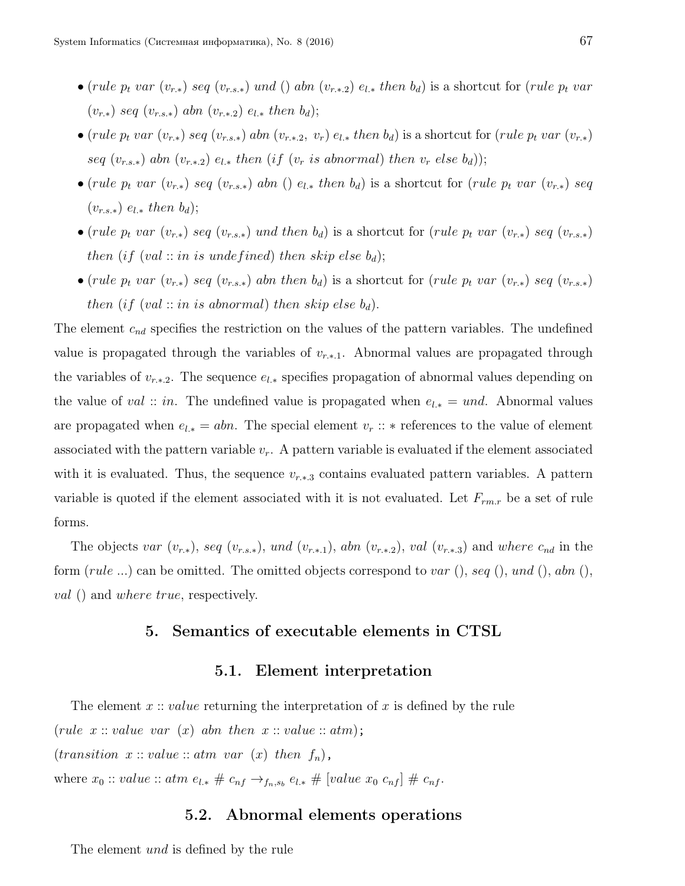- ($rule\ p_t\ var\ (v_{r.*})\ seq\ (v_{r.s.*})\ und\ ()\ abn\ (v_{r.*.2})\ e_{l.*}\ then\ b_d$) is a shortcut for ($rule\ p_t\ var\ (v_{r.*})\ seq\ (v_{r.s.*})\ abn\ (v_{r.*.2})\ e_{l.*}\ then\ b_d$);
- ($rule\ p_t\ var\ (v_{r.*})\ seq\ (v_{r.s.*})\ abn\ (v_{r.*.2},\ v_r)\ e_{l.*}\ then\ b_d$) is a shortcut for ($rule\ p_t\ var\ (v_{r.*})\ seq\ (v_{r.s.*})\ abn\ (v_{r.*.2})\ e_{l.*}\ then\ (if\ (v_r\ is\ abnormal)\ then\ v_r\ else\ b_d)$);
- ($rule\ p_t\ var\ (v_{r.*})\ seq\ (v_{r.s.*})\ abn\ ()\ e_{l.*}\ then\ b_d$) is a shortcut for ($rule\ p_t\ var\ (v_{r.*})\ seq\ (v_{r.s.*})\ e_{l.*}\ then\ b_d$);
- ($rule\ p_t\ var\ (v_{r.*})\ seq\ (v_{r.s.*})\ und\ then\ b_d$) is a shortcut for ($rule\ p_t\ var\ (v_{r.*})\ seq\ (v_{r.s.*})\ then\ (if\ (val :: in\ is\ undefined)\ then\ skip\ else\ b_d$);
- ($rule\ p_t\ var\ (v_{r.*})\ seq\ (v_{r.s.*})\ abn\ then\ b_d$) is a shortcut for ($rule\ p_t\ var\ (v_{r.*})\ seq\ (v_{r.s.*})\ then\ (if\ (val :: in\ is\ abnormal)\ then\ skip\ else\ b_d$).

The element $c_{nd}$ specifies the restriction on the values of the pattern variables. The undefined value is propagated through the variables of $v_{r.*.1}$. Abnormal values are propagated through the variables of $v_{r.*.2}$. The sequence $e_{l.*}$ specifies propagation of abnormal values depending on the value of $val :: in$. The undefined value is propagated when $e_{l.*} = und$. Abnormal values are propagated when $e_{l.*} = abn$. The special element $v_r :: *$ references to the value of element associated with the pattern variable $v_r$. A pattern variable is evaluated if the element associated with it is evaluated. Thus, the sequence $v_{r.*.3}$ contains evaluated pattern variables. A pattern variable is quoted if the element associated with it is not evaluated. Let $F_{rm.r}$ be a set of rule forms.

The objects $var\ (v_{r.*})$, $seq\ (v_{r.s.*})$, $und\ (v_{r.*.1})$, $abn\ (v_{r.*.2})$, $val\ (v_{r.*.3})$ and $where\ c_{nd}$ in the form ($rule$ ...) can be omitted. The omitted objects correspond to $var$ (), $seq$ (), $und$ (), $abn$ (), $val$ () and $where\ true$, respectively.

## 5. Semantics of executable elements in CTSL

### 5.1. Element interpretation

The element $x :: value$ returning the interpretation of $x$ is defined by the rule

($rule\ \ x :: value\ \ var\ \ (x)\ \ abn\ \ then\ \ x :: value :: atm$);

($transition\ \ x :: value :: atm\ \ var\ \ (x)\ \ then\ \ f_n$),

where $x_0 :: value :: atm\ e_{l.*}\ \#\ c_{nf} \rightarrow_{f_n, s_b} e_{l.*}\ \#\ [value\ x_0\ c_{nf}]\ \#\ c_{nf}$.

### 5.2. Abnormal elements operations

The element $und$ is defined by the rule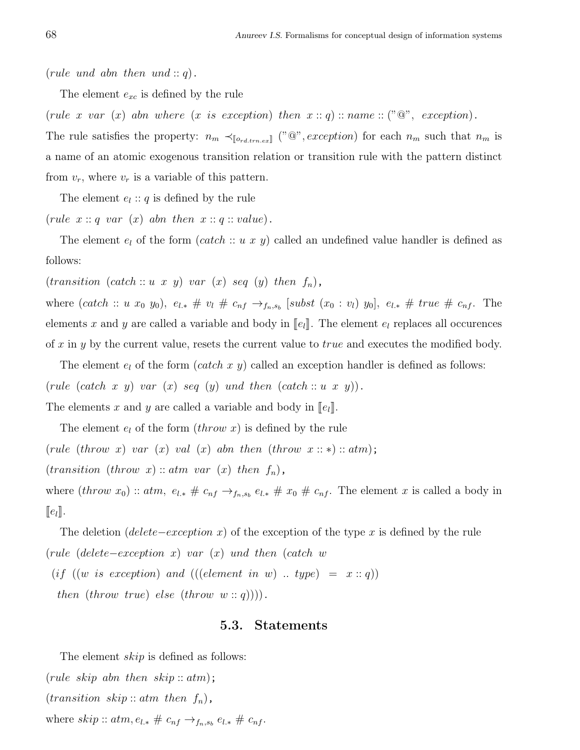$(rule\ \ und\ \ abn\ \ then\ \ und :: q)$.

The element $e_{xc}$ is defined by the rule

$(rule\ \ x\ \ var\ \ (x)\ \ abn\ \ where\ \ (x\ \ is\ \ exception)\ \ then\ \ x :: q) :: name :: ("@",\ \ exception)$.

The rule satisfies the property: $n_m \prec_{[\![o_{rd.trn.ex}]\!]} ("@", exception)$ for each $n_m$ such that $n_m$ is a name of an atomic exogenous transition relation or transition rule with the pattern distinct from $v_r$, where $v_r$ is a variable of this pattern.

The element $e_l :: q$ is defined by the rule

$(rule\ \ x :: q\ \ var\ \ (x)\ \ abn\ \ then\ \ x :: q :: value)$.

The element $e_l$ of the form $(catch :: u\ x\ y)$ called an undefined value handler is defined as follows:

$(transition\ \ (catch :: u\ \ x\ \ y)\ \ var\ \ (x)\ \ seq\ \ (y)\ \ then\ \ f_n)$,

where $(catch :: u\ x_0\ y_0),\ e_{l.*}\ \#\ v_l\ \#\ c_{nf} \rightarrow_{f_n,s_b} [subst\ (x_0 : v_l)\ y_0],\ e_{l.*}\ \#\ true\ \#\ c_{nf}$. The elements $x$ and $y$ are called a variable and body in $[\![e_l]\!]$. The element $e_l$ replaces all occurences of $x$ in $y$ by the current value, resets the current value to $true$ and executes the modified body.

The element $e_l$ of the form $(catch\ x\ y)$ called an exception handler is defined as follows:

$(rule\ \ (catch\ \ x\ \ y)\ \ var\ \ (x)\ \ seq\ \ (y)\ \ und\ \ then\ \ (catch :: u\ \ x\ \ y))$.

The elements $x$ and $y$ are called a variable and body in $[\![e_l]\!]$.

The element $e_l$ of the form $(throw\ x)$ is defined by the rule

$(rule\ \ (throw\ \ x)\ \ var\ \ (x)\ \ val\ \ (x)\ \ abn\ \ then\ \ (throw\ \ x :: *) :: atm)$;

$(transition\ \ (throw\ \ x) :: atm\ \ var\ \ (x)\ \ then\ \ f_n)$,

where $(throw\ x_0) :: atm,\ e_{l.*}\ \#\ c_{nf} \rightarrow_{f_n,s_b} e_{l.*}\ \#\ x_0\ \#\ c_{nf}$. The element $x$ is called a body in $[\![e_l]\!]$.

The deletion $(delete{-}exception\ x)$ of the exception of the type $x$ is defined by the rule

$(rule\ \ (delete{-}exception\ \ x)\ \ var\ \ (x)\ \ und\ \ then\ \ (catch\ \ w$

$(if\ \ ((w\ \ is\ \ exception)\ \ and\ \ (((element\ \ in\ \ w)\ ..\ type)\ \ =\ \ x :: q))$

$then\ \ (throw\ \ true)\ \ else\ \ (throw\ \ w :: q))))$.

## 5.3. Statements

The element $skip$ is defined as follows:

$(rule\ \ skip\ \ abn\ \ then\ \ skip :: atm)$;

$(transition\ \ skip :: atm\ \ then\ \ f_n)$,

where $skip :: atm, e_{l.*}\ \#\ c_{nf} \rightarrow_{f_n,s_b} e_{l.*}\ \#\ c_{nf}$.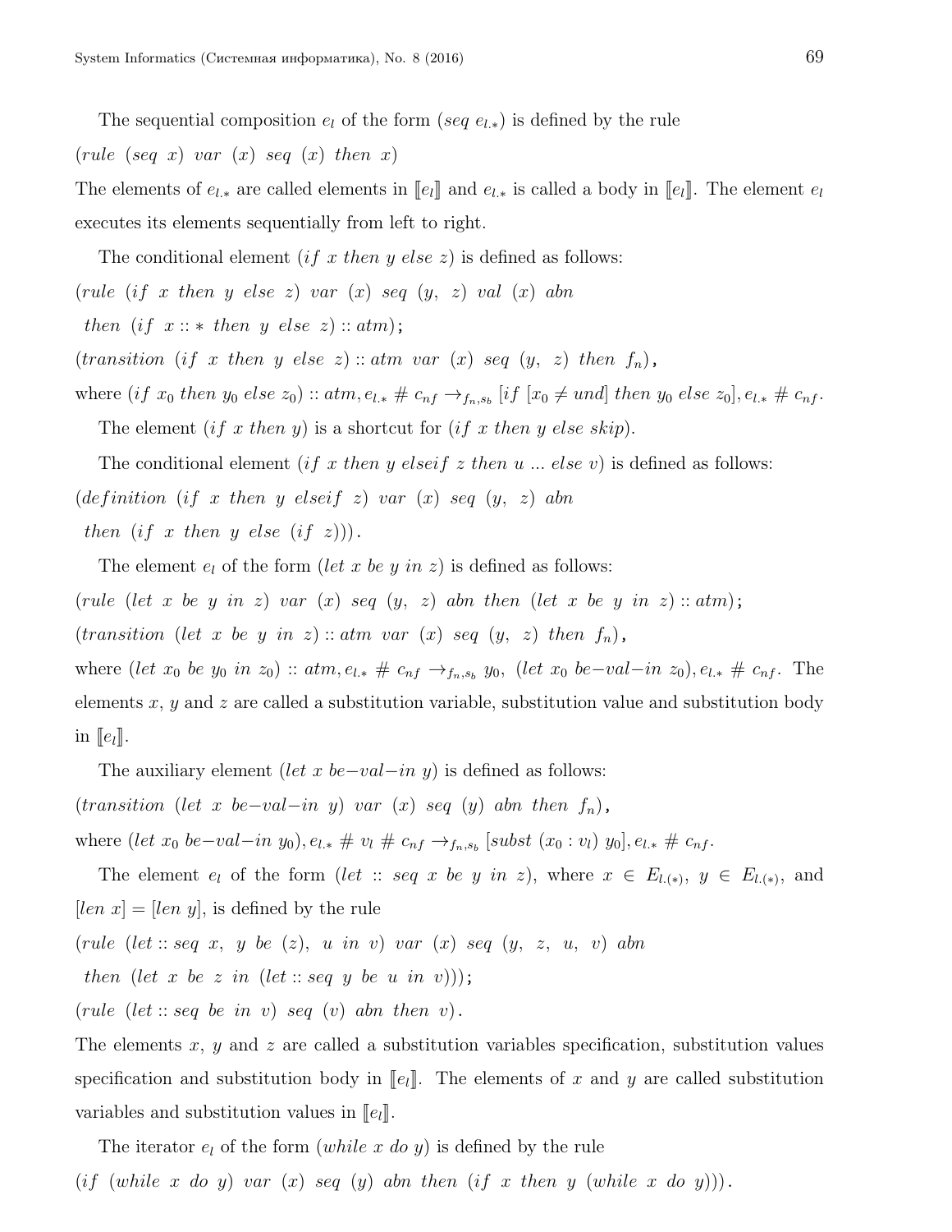The sequential composition $e_l$ of the form $(seq\ e_{l.*})$ is defined by the rule

$(rule\ \ (seq\ \ x)\ \ var\ \ (x)\ \ seq\ \ (x)\ \ then\ \ x)$

The elements of $e_{l.*}$ are called elements in $[\![e_l]\!]$ and $e_{l.*}$ is called a body in $[\![e_l]\!]$. The element $e_l$ executes its elements sequentially from left to right.

The conditional element $(if\ x\ then\ y\ else\ z)$ is defined as follows:

$(rule\ \ (if\ \ x\ \ then\ \ y\ \ else\ \ z)\ \ var\ \ (x)\ \ seq\ \ (y,\ \ z)\ \ val\ \ (x)\ \ abn$

$\ then\ \ (if\ \ x :: *\ \ then\ \ y\ \ else\ \ z) :: atm)$;

$(transition\ \ (if\ \ x\ \ then\ \ y\ \ else\ \ z) :: atm\ \ var\ \ (x)\ \ seq\ \ (y,\ \ z)\ \ then\ \ f_n)$,

where $(if\ x_0\ then\ y_0\ else\ z_0) :: atm, e_{l.*}\ \#\ c_{nf} \rightarrow_{f_n,s_b} [if\ [x_0 \neq und]\ then\ y_0\ else\ z_0], e_{l.*}\ \#\ c_{nf}$.

The element $(if\ x\ then\ y)$ is a shortcut for $(if\ x\ then\ y\ else\ skip)$.

The conditional element $(if\ x\ then\ y\ elseif\ z\ then\ u\ ...\ else\ v)$ is defined as follows:

$(definition\ \ (if\ \ x\ \ then\ \ y\ \ elseif\ \ z)\ \ var\ \ (x)\ \ seq\ \ (y,\ \ z)\ \ abn$

$\ then\ \ (if\ \ x\ \ then\ \ y\ \ else\ \ (if\ \ z)))$.

The element $e_l$ of the form $(let\ x\ be\ y\ in\ z)$ is defined as follows:

$(rule\ \ (let\ \ x\ \ be\ \ y\ \ in\ \ z)\ \ var\ \ (x)\ \ seq\ \ (y,\ \ z)\ \ abn\ \ then\ \ (let\ \ x\ \ be\ \ y\ \ in\ \ z) :: atm)$;

$(transition\ \ (let\ \ x\ \ be\ \ y\ \ in\ \ z) :: atm\ \ var\ \ (x)\ \ seq\ \ (y,\ \ z)\ \ then\ \ f_n)$,

where $(let\ x_0\ be\ y_0\ in\ z_0) :: atm, e_{l.*}\ \#\ c_{nf} \rightarrow_{f_n,s_b} y_0,\ (let\ x_0\ be{-}val{-}in\ z_0), e_{l.*}\ \#\ c_{nf}$. The elements $x$, $y$ and $z$ are called a substitution variable, substitution value and substitution body in $[\![e_l]\!]$.

The auxiliary element $(let\ x\ be{-}val{-}in\ y)$ is defined as follows:

$(transition\ \ (let\ \ x\ \ be{-}val{-}in\ \ y)\ \ var\ \ (x)\ \ seq\ \ (y)\ \ abn\ \ then\ \ f_n)$,

where $(let\ x_0\ be{-}val{-}in\ y_0), e_{l.*}\ \#\ v_l\ \#\ c_{nf} \rightarrow_{f_n,s_b} [subst\ (x_0 : v_l)\ y_0], e_{l.*}\ \#\ c_{nf}$.

The element $e_l$ of the form $(let :: seq\ x\ be\ y\ in\ z)$, where $x \in E_{l.(*)}$, $y \in E_{l.(*)}$, and $[len\ x] = [len\ y]$, is defined by the rule

$(rule\ \ (let :: seq\ \ x,\ \ y\ \ be\ \ (z),\ \ u\ \ in\ \ v)\ \ var\ \ (x)\ \ seq\ \ (y,\ \ z,\ \ u,\ \ v)\ \ abn$

$\ then\ \ (let\ \ x\ \ be\ \ z\ \ in\ \ (let :: seq\ \ y\ \ be\ \ u\ \ in\ \ v)))$;

$(rule\ \ (let :: seq\ \ be\ \ in\ \ v)\ \ seq\ \ (v)\ \ abn\ \ then\ \ v)$.

The elements $x$, $y$ and $z$ are called a substitution variables specification, substitution values specification and substitution body in $[\![e_l]\!]$. The elements of $x$ and $y$ are called substitution variables and substitution values in $[\![e_l]\!]$.

The iterator $e_l$ of the form $(while\ x\ do\ y)$ is defined by the rule

$(if\ \ (while\ \ x\ \ do\ \ y)\ \ var\ \ (x)\ \ seq\ \ (y)\ \ abn\ \ then\ \ (if\ \ x\ \ then\ \ y\ \ (while\ \ x\ \ do\ \ y)))$.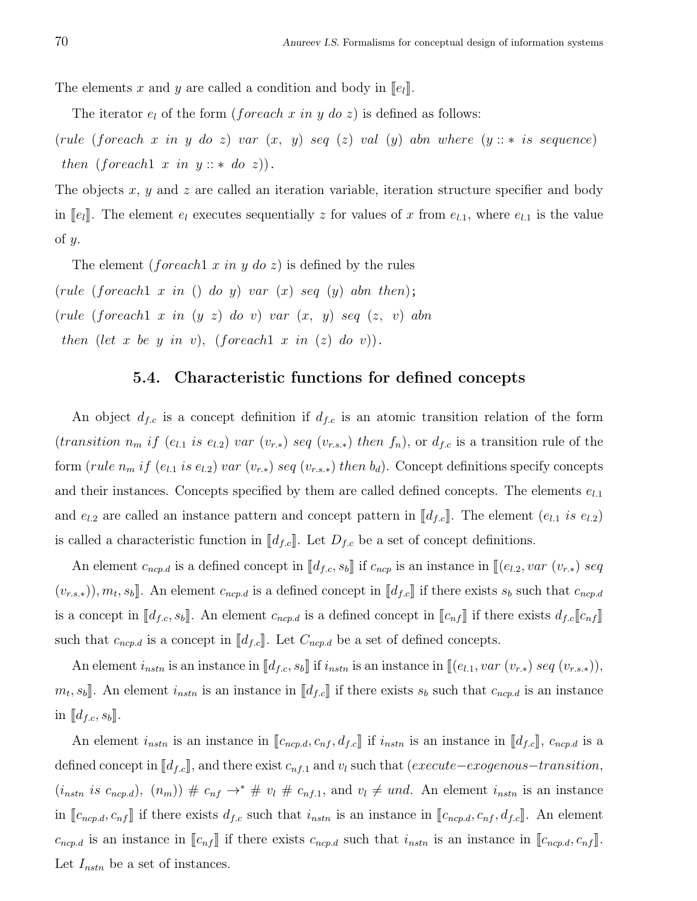The elements $x$ and $y$ are called a condition and body in $[\![e_l]\!]$.

The iterator $e_l$ of the form $(foreach\ x\ in\ y\ do\ z)$ is defined as follows:

$(rule\ \ (foreach\ \ x\ \ in\ \ y\ \ do\ \ z)\ \ var\ \ (x,\ \ y)\ \ seq\ \ (z)\ \ val\ \ (y)\ \ abn\ \ where\ \ (y :: *\ \ is\ \ sequence)$
$then\ \ (foreach1\ \ x\ \ in\ \ y :: *\ \ do\ \ z))$.

The objects $x$, $y$ and $z$ are called an iteration variable, iteration structure specifier and body in $[\![e_l]\!]$. The element $e_l$ executes sequentially $z$ for values of $x$ from $e_{l.1}$, where $e_{l.1}$ is the value of $y$.

The element $(foreach1\ x\ in\ y\ do\ z)$ is defined by the rules

$(rule\ \ (foreach1\ \ x\ \ in\ \ ()\ \ do\ \ y)\ \ var\ \ (x)\ \ seq\ \ (y)\ \ abn\ \ then)$;
$(rule\ \ (foreach1\ \ x\ \ in\ \ (y\ \ z)\ \ do\ \ v)\ \ var\ \ (x,\ \ y)\ \ seq\ \ (z,\ \ v)\ \ abn$
$then\ \ (let\ \ x\ \ be\ \ y\ \ in\ \ v),\ \ (foreach1\ \ x\ \ in\ \ (z)\ \ do\ \ v))$.

## 5.4. Characteristic functions for defined concepts

An object $d_{f.c}$ is a concept definition if $d_{f.c}$ is an atomic transition relation of the form $(transition\ n_m\ if\ (e_{l.1}\ is\ e_{l.2})\ var\ (v_{r.*})\ seq\ (v_{r.s.*})\ then\ f_n)$, or $d_{f.c}$ is a transition rule of the form $(rule\ n_m\ if\ (e_{l.1}\ is\ e_{l.2})\ var\ (v_{r.*})\ seq\ (v_{r.s.*})\ then\ b_d)$. Concept definitions specify concepts and their instances. Concepts specified by them are called defined concepts. The elements $e_{l.1}$ and $e_{l.2}$ are called an instance pattern and concept pattern in $[\![d_{f.c}]\!]$. The element $(e_{l.1}\ is\ e_{l.2})$ is called a characteristic function in $[\![d_{f.c}]\!]$. Let $D_{f.c}$ be a set of concept definitions.

An element $c_{ncp.d}$ is a defined concept in $[\![d_{f.c}, s_b]\!]$ if $c_{ncp}$ is an instance in $[\![(e_{l.2}, var\ (v_{r.*})\ seq\ (v_{r.s.*})), m_t, s_b]\!]$. An element $c_{ncp.d}$ is a defined concept in $[\![d_{f.c}]\!]$ if there exists $s_b$ such that $c_{ncp.d}$ is a concept in $[\![d_{f.c}, s_b]\!]$. An element $c_{ncp.d}$ is a defined concept in $[\![c_{nf}]\!]$ if there exists $d_{f.c}[\![c_{nf}]\!]$ such that $c_{ncp.d}$ is a concept in $[\![d_{f.c}]\!]$. Let $C_{ncp.d}$ be a set of defined concepts.

An element $i_{nstn}$ is an instance in $[\![d_{f.c}, s_b]\!]$ if $i_{nstn}$ is an instance in $[\![(e_{l.1}, var\ (v_{r.*})\ seq\ (v_{r.s.*})), m_t, s_b]\!]$. An element $i_{nstn}$ is an instance in $[\![d_{f.c}]\!]$ if there exists $s_b$ such that $c_{ncp.d}$ is an instance in $[\![d_{f.c}, s_b]\!]$.

An element $i_{nstn}$ is an instance in $[\![c_{ncp.d}, c_{nf}, d_{f.c}]\!]$ if $i_{nstn}$ is an instance in $[\![d_{f.c}]\!]$, $c_{ncp.d}$ is a defined concept in $[\![d_{f.c}]\!]$, and there exist $c_{nf.1}$ and $v_l$ such that $(execute{-}exogenous{-}transition,$ $(i_{nstn}\ is\ c_{ncp.d}),\ (n_m))\ \#\ c_{nf} \rightarrow^*\ \#\ v_l\ \#\ c_{nf.1}$, and $v_l \neq und$. An element $i_{nstn}$ is an instance in $[\![c_{ncp.d}, c_{nf}]\!]$ if there exists $d_{f.c}$ such that $i_{nstn}$ is an instance in $[\![c_{ncp.d}, c_{nf}, d_{f.c}]\!]$. An element $c_{ncp.d}$ is an instance in $[\![c_{nf}]\!]$ if there exists $c_{ncp.d}$ such that $i_{nstn}$ is an instance in $[\![c_{ncp.d}, c_{nf}]\!]$. Let $I_{nstn}$ be a set of instances.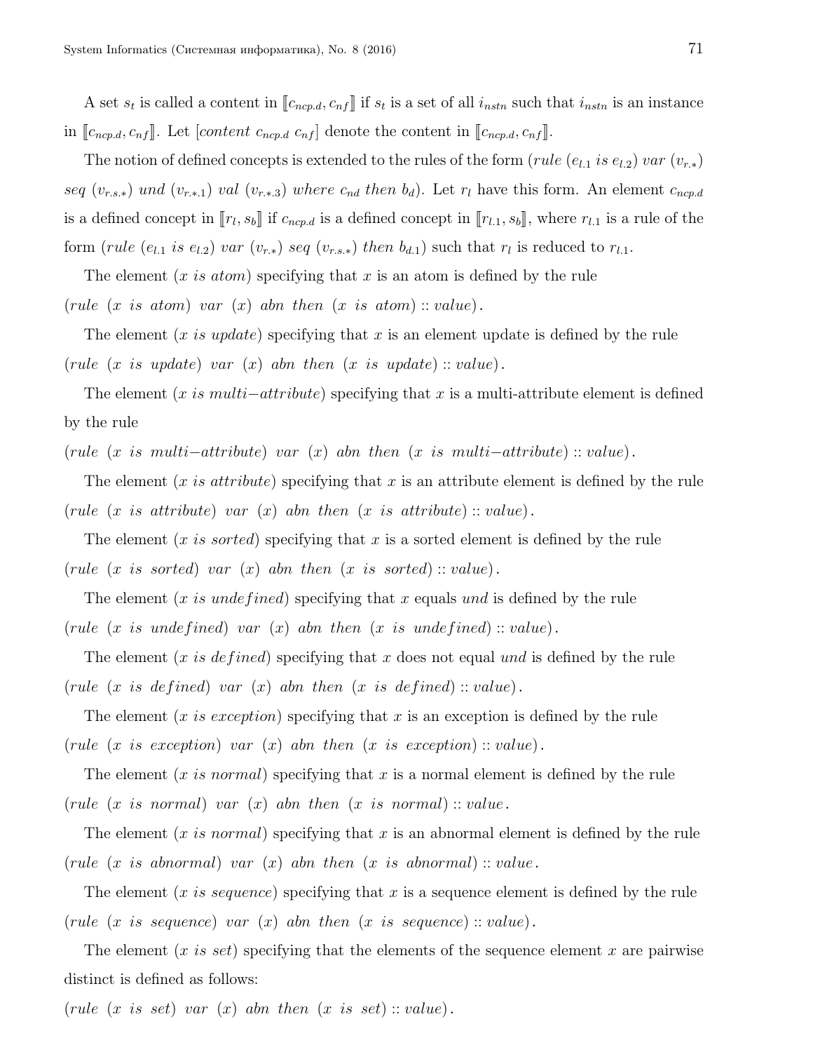A set $s_t$ is called a content in $[\![c_{ncp.d}, c_{nf}]\!]$ if $s_t$ is a set of all $i_{nstn}$ such that $i_{nstn}$ is an instance in $[\![c_{ncp.d}, c_{nf}]\!]$. Let $[content\ c_{ncp.d}\ c_{nf}]$ denote the content in $[\![c_{ncp.d}, c_{nf}]\!]$.

The notion of defined concepts is extended to the rules of the form $(rule\ (e_{l.1}\ is\ e_{l.2})\ var\ (v_{r.*})\ seq\ (v_{r.s.*})\ und\ (v_{r.*.1})\ val\ (v_{r.*.3})\ where\ c_{nd}\ then\ b_d)$. Let $r_l$ have this form. An element $c_{ncp.d}$ is a defined concept in $[\![r_l, s_b]\!]$ if $c_{ncp.d}$ is a defined concept in $[\![r_{l.1}, s_b]\!]$, where $r_{l.1}$ is a rule of the form $(rule\ (e_{l.1}\ is\ e_{l.2})\ var\ (v_{r.*})\ seq\ (v_{r.s.*})\ then\ b_{d.1})$ such that $r_l$ is reduced to $r_{l.1}$.

The element $(x\ is\ atom)$ specifying that $x$ is an atom is defined by the rule
$(rule\ (x\ is\ atom)\ var\ (x)\ abn\ then\ (x\ is\ atom) :: value)$.

The element $(x\ is\ update)$ specifying that $x$ is an element update is defined by the rule
$(rule\ (x\ is\ update)\ var\ (x)\ abn\ then\ (x\ is\ update) :: value)$.

The element $(x\ is\ multi{-}attribute)$ specifying that $x$ is a multi-attribute element is defined by the rule
$(rule\ (x\ is\ multi{-}attribute)\ var\ (x)\ abn\ then\ (x\ is\ multi{-}attribute) :: value)$.

The element $(x\ is\ attribute)$ specifying that $x$ is an attribute element is defined by the rule
$(rule\ (x\ is\ attribute)\ var\ (x)\ abn\ then\ (x\ is\ attribute) :: value)$.

The element $(x\ is\ sorted)$ specifying that $x$ is a sorted element is defined by the rule
$(rule\ (x\ is\ sorted)\ var\ (x)\ abn\ then\ (x\ is\ sorted) :: value)$.

The element $(x\ is\ undefined)$ specifying that $x$ equals $und$ is defined by the rule
$(rule\ (x\ is\ undefined)\ var\ (x)\ abn\ then\ (x\ is\ undefined) :: value)$.

The element $(x\ is\ defined)$ specifying that $x$ does not equal $und$ is defined by the rule
$(rule\ (x\ is\ defined)\ var\ (x)\ abn\ then\ (x\ is\ defined) :: value)$.

The element $(x\ is\ exception)$ specifying that $x$ is an exception is defined by the rule
$(rule\ (x\ is\ exception)\ var\ (x)\ abn\ then\ (x\ is\ exception) :: value)$.

The element $(x\ is\ normal)$ specifying that $x$ is a normal element is defined by the rule
$(rule\ (x\ is\ normal)\ var\ (x)\ abn\ then\ (x\ is\ normal) :: value$.

The element $(x\ is\ normal)$ specifying that $x$ is an abnormal element is defined by the rule
$(rule\ (x\ is\ abnormal)\ var\ (x)\ abn\ then\ (x\ is\ abnormal) :: value$.

The element $(x\ is\ sequence)$ specifying that $x$ is a sequence element is defined by the rule
$(rule\ (x\ is\ sequence)\ var\ (x)\ abn\ then\ (x\ is\ sequence) :: value)$.

The element $(x\ is\ set)$ specifying that the elements of the sequence element $x$ are pairwise distinct is defined as follows:
$(rule\ (x\ is\ set)\ var\ (x)\ abn\ then\ (x\ is\ set) :: value)$.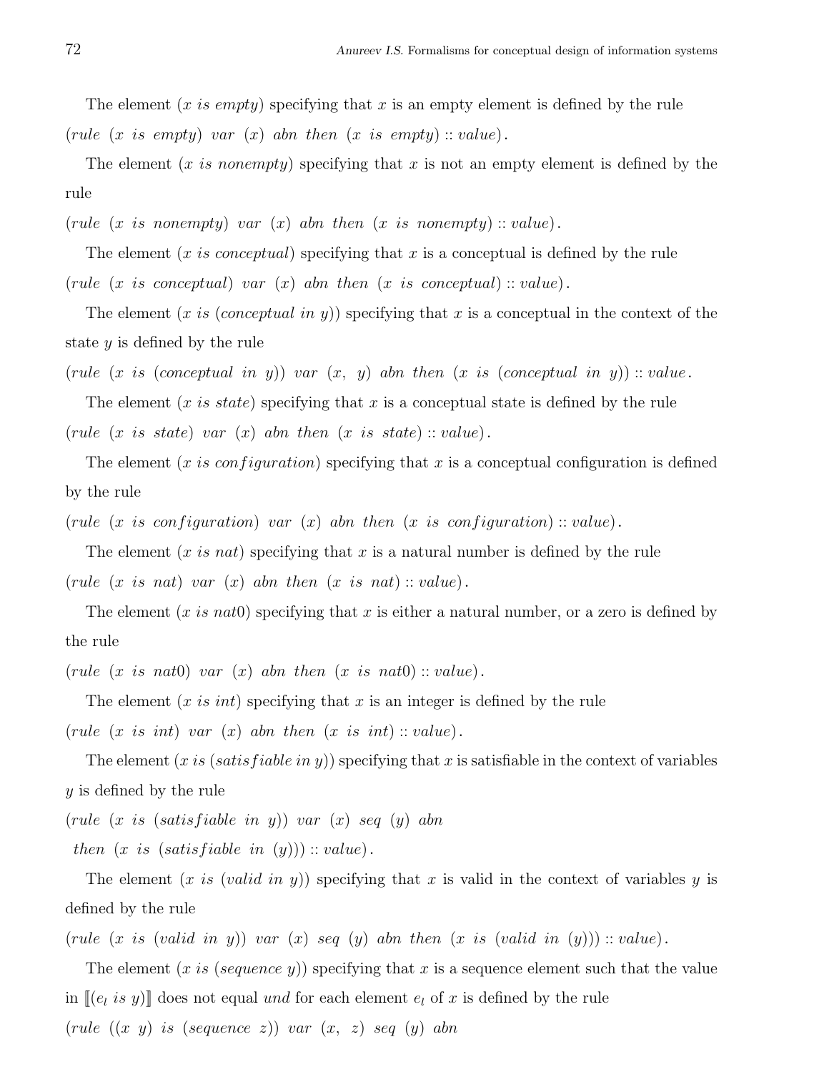The element ($x$ *is empty*) specifying that $x$ is an empty element is defined by the rule
$(rule\ \ (x\ \ is\ \ empty)\ \ var\ \ (x)\ \ abn\ \ then\ \ (x\ \ is\ \ empty) :: value)$.

The element ($x$ *is nonempty*) specifying that $x$ is not an empty element is defined by the rule
$(rule\ \ (x\ \ is\ \ nonempty)\ \ var\ \ (x)\ \ abn\ \ then\ \ (x\ \ is\ \ nonempty) :: value)$.

The element ($x$ *is conceptual*) specifying that $x$ is a conceptual is defined by the rule
$(rule\ \ (x\ \ is\ \ conceptual)\ \ var\ \ (x)\ \ abn\ \ then\ \ (x\ \ is\ \ conceptual) :: value)$.

The element ($x$ *is* (*conceptual in* $y$)) specifying that $x$ is a conceptual in the context of the state $y$ is defined by the rule
$(rule\ \ (x\ \ is\ \ (conceptual\ \ in\ \ y))\ \ var\ \ (x,\ \ y)\ \ abn\ \ then\ \ (x\ \ is\ \ (conceptual\ \ in\ \ y)) :: value$.

The element ($x$ *is state*) specifying that $x$ is a conceptual state is defined by the rule
$(rule\ \ (x\ \ is\ \ state)\ \ var\ \ (x)\ \ abn\ \ then\ \ (x\ \ is\ \ state) :: value)$.

The element ($x$ *is configuration*) specifying that $x$ is a conceptual configuration is defined by the rule
$(rule\ \ (x\ \ is\ \ configuration)\ \ var\ \ (x)\ \ abn\ \ then\ \ (x\ \ is\ \ configuration) :: value)$.

The element ($x$ *is nat*) specifying that $x$ is a natural number is defined by the rule
$(rule\ \ (x\ \ is\ \ nat)\ \ var\ \ (x)\ \ abn\ \ then\ \ (x\ \ is\ \ nat) :: value)$.

The element ($x$ *is nat*0) specifying that $x$ is either a natural number, or a zero is defined by the rule
$(rule\ \ (x\ \ is\ \ nat0)\ \ var\ \ (x)\ \ abn\ \ then\ \ (x\ \ is\ \ nat0) :: value)$.

The element ($x$ *is int*) specifying that $x$ is an integer is defined by the rule
$(rule\ \ (x\ \ is\ \ int)\ \ var\ \ (x)\ \ abn\ \ then\ \ (x\ \ is\ \ int) :: value)$.

The element ($x$ *is* (*satisfiable in* $y$)) specifying that $x$ is satisfiable in the context of variables $y$ is defined by the rule
$(rule\ \ (x\ \ is\ \ (satisfiable\ \ in\ \ y))\ \ var\ \ (x)\ \ seq\ \ (y)\ \ abn$
$then\ \ (x\ \ is\ \ (satisfiable\ \ in\ \ (y))) :: value)$.

The element ($x$ *is* (*valid in* $y$)) specifying that $x$ is valid in the context of variables $y$ is defined by the rule
$(rule\ \ (x\ \ is\ \ (valid\ \ in\ \ y))\ \ var\ \ (x)\ \ seq\ \ (y)\ \ abn\ \ then\ \ (x\ \ is\ \ (valid\ \ in\ \ (y))) :: value)$.

The element ($x$ *is* (*sequence* $y$)) specifying that $x$ is a sequence element such that the value in $[\![(e_l\ is\ y)]\!]$ does not equal *und* for each element $e_l$ of $x$ is defined by the rule
$(rule\ \ ((x\ \ y)\ \ is\ \ (sequence\ \ z))\ \ var\ \ (x,\ \ z)\ \ seq\ \ (y)\ \ abn$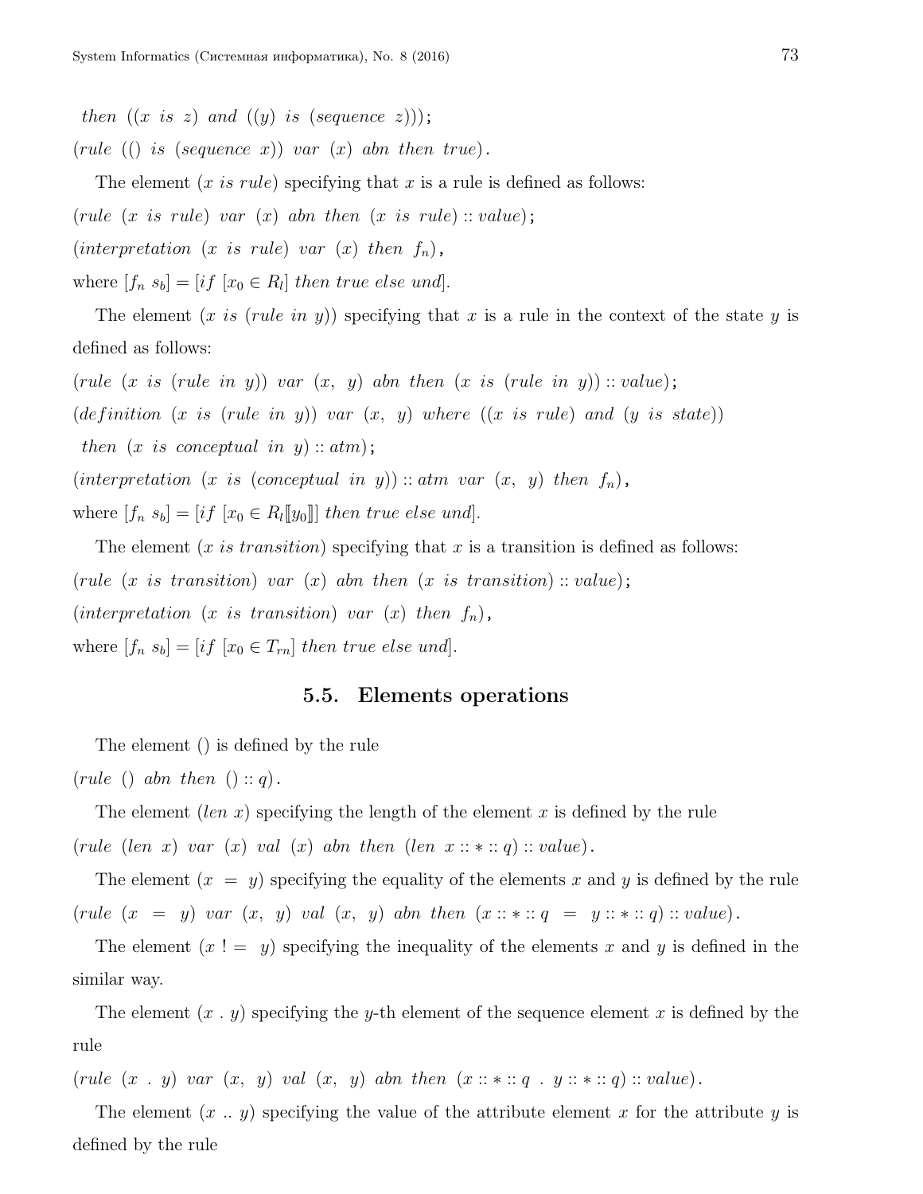*then* $((x\ is\ z)$ *and* $((y)\ is\ (sequence\ z)))$;

$(rule\ (()\ is\ (sequence\ x))\ var\ (x)\ abn\ then\ true)$.

The element $(x\ is\ rule)$ specifying that $x$ is a rule is defined as follows:

$(rule\ (x\ is\ rule)\ var\ (x)\ abn\ then\ (x\ is\ rule) :: value)$;

$(interpretation\ (x\ is\ rule)\ var\ (x)\ then\ f_n)$,

where $[f_n\ s_b] = [if\ [x_0 \in R_l]\ then\ true\ else\ und]$.

The element $(x\ is\ (rule\ in\ y))$ specifying that $x$ is a rule in the context of the state $y$ is defined as follows:

$(rule\ (x\ is\ (rule\ in\ y))\ var\ (x,\ y)\ abn\ then\ (x\ is\ (rule\ in\ y)) :: value)$;

$(definition\ (x\ is\ (rule\ in\ y))\ var\ (x,\ y)\ where\ ((x\ is\ rule)\ and\ (y\ is\ state))$
$\ then\ (x\ is\ conceptual\ in\ y) :: atm)$;

$(interpretation\ (x\ is\ (conceptual\ in\ y)) :: atm\ var\ (x,\ y)\ then\ f_n)$,

where $[f_n\ s_b] = [if\ [x_0 \in R_l[\![y_0]\!]]\ then\ true\ else\ und]$.

The element $(x\ is\ transition)$ specifying that $x$ is a transition is defined as follows:

$(rule\ (x\ is\ transition)\ var\ (x)\ abn\ then\ (x\ is\ transition) :: value)$;

$(interpretation\ (x\ is\ transition)\ var\ (x)\ then\ f_n)$,

where $[f_n\ s_b] = [if\ [x_0 \in T_{rn}]\ then\ true\ else\ und]$.

## 5.5. Elements operations

The element () is defined by the rule

$(rule\ ()\ abn\ then\ () :: q)$.

The element $(len\ x)$ specifying the length of the element $x$ is defined by the rule

$(rule\ (len\ x)\ var\ (x)\ val\ (x)\ abn\ then\ (len\ x :: * :: q) :: value)$.

The element $(x\ =\ y)$ specifying the equality of the elements $x$ and $y$ is defined by the rule

$(rule\ (x\ =\ y)\ var\ (x,\ y)\ val\ (x,\ y)\ abn\ then\ (x :: * :: q\ =\ y :: * :: q) :: value)$.

The element $(x\ !=\ y)$ specifying the inequality of the elements $x$ and $y$ is defined in the similar way.

The element $(x\ .\ y)$ specifying the $y$-th element of the sequence element $x$ is defined by the rule

$(rule\ (x\ .\ y)\ var\ (x,\ y)\ val\ (x,\ y)\ abn\ then\ (x :: * :: q\ .\ y :: * :: q) :: value)$.

The element $(x\ ..\ y)$ specifying the value of the attribute element $x$ for the attribute $y$ is defined by the rule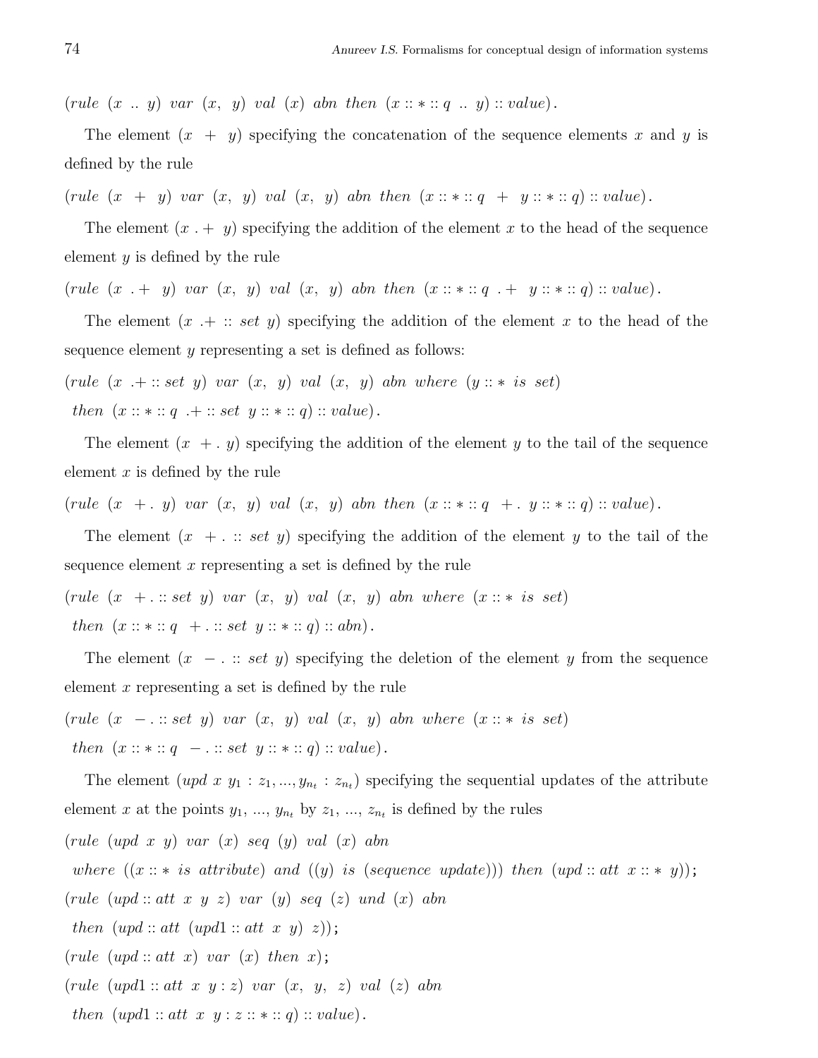(*rule* (*x* .. *y*) *var* (*x*, *y*) *val* (*x*) *abn then* (*x* :: ∗ :: *q* .. *y*) :: *value*).

The element (*x* + *y*) specifying the concatenation of the sequence elements *x* and *y* is defined by the rule

(*rule* (*x* + *y*) *var* (*x*, *y*) *val* (*x*, *y*) *abn then* (*x* :: ∗ :: *q* + *y* :: ∗ :: *q*) :: *value*).

The element (*x* .+ *y*) specifying the addition of the element *x* to the head of the sequence element *y* is defined by the rule

(*rule* (*x* .+ *y*) *var* (*x*, *y*) *val* (*x*, *y*) *abn then* (*x* :: ∗ :: *q* .+ *y* :: ∗ :: *q*) :: *value*).

The element (*x* .+ :: *set y*) specifying the addition of the element *x* to the head of the sequence element *y* representing a set is defined as follows:

(*rule* (*x* .+ :: *set y*) *var* (*x*, *y*) *val* (*x*, *y*) *abn where* (*y* :: ∗ *is set*)
*then* (*x* :: ∗ :: *q* .+ :: *set y* :: ∗ :: *q*) :: *value*).

The element (*x* +. *y*) specifying the addition of the element *y* to the tail of the sequence element *x* is defined by the rule

(*rule* (*x* +. *y*) *var* (*x*, *y*) *val* (*x*, *y*) *abn then* (*x* :: ∗ :: *q* +. *y* :: ∗ :: *q*) :: *value*).

The element (*x* +. :: *set y*) specifying the addition of the element *y* to the tail of the sequence element *x* representing a set is defined by the rule

(*rule* (*x* +. :: *set y*) *var* (*x*, *y*) *val* (*x*, *y*) *abn where* (*x* :: ∗ *is set*)
*then* (*x* :: ∗ :: *q* +. :: *set y* :: ∗ :: *q*) :: *abn*).

The element (*x* −. :: *set y*) specifying the deletion of the element *y* from the sequence element *x* representing a set is defined by the rule

(*rule* (*x* −. :: *set y*) *var* (*x*, *y*) *val* (*x*, *y*) *abn where* (*x* :: ∗ *is set*)
*then* (*x* :: ∗ :: *q* −. :: *set y* :: ∗ :: *q*) :: *value*).

The element (*upd x* $y_1 : z_1, ..., y_{n_t} : z_{n_t}$) specifying the sequential updates of the attribute element *x* at the points $y_1$, ..., $y_{n_t}$ by $z_1$, ..., $z_{n_t}$ is defined by the rules

(*rule* (*upd x y*) *var* (*x*) *seq* (*y*) *val* (*x*) *abn*
*where* ((*x* :: ∗ *is attribute*) *and* ((*y*) *is* (*sequence update*))) *then* (*upd* :: *att x* :: ∗ *y*));
(*rule* (*upd* :: *att x y z*) *var* (*y*) *seq* (*z*) *und* (*x*) *abn*
*then* (*upd* :: *att* (*upd*1 :: *att x y*) *z*));
(*rule* (*upd* :: *att x*) *var* (*x*) *then x*);
(*rule* (*upd*1 :: *att x y* : *z*) *var* (*x*, *y*, *z*) *val* (*z*) *abn*
*then* (*upd*1 :: *att x y* : *z* :: ∗ :: *q*) :: *value*).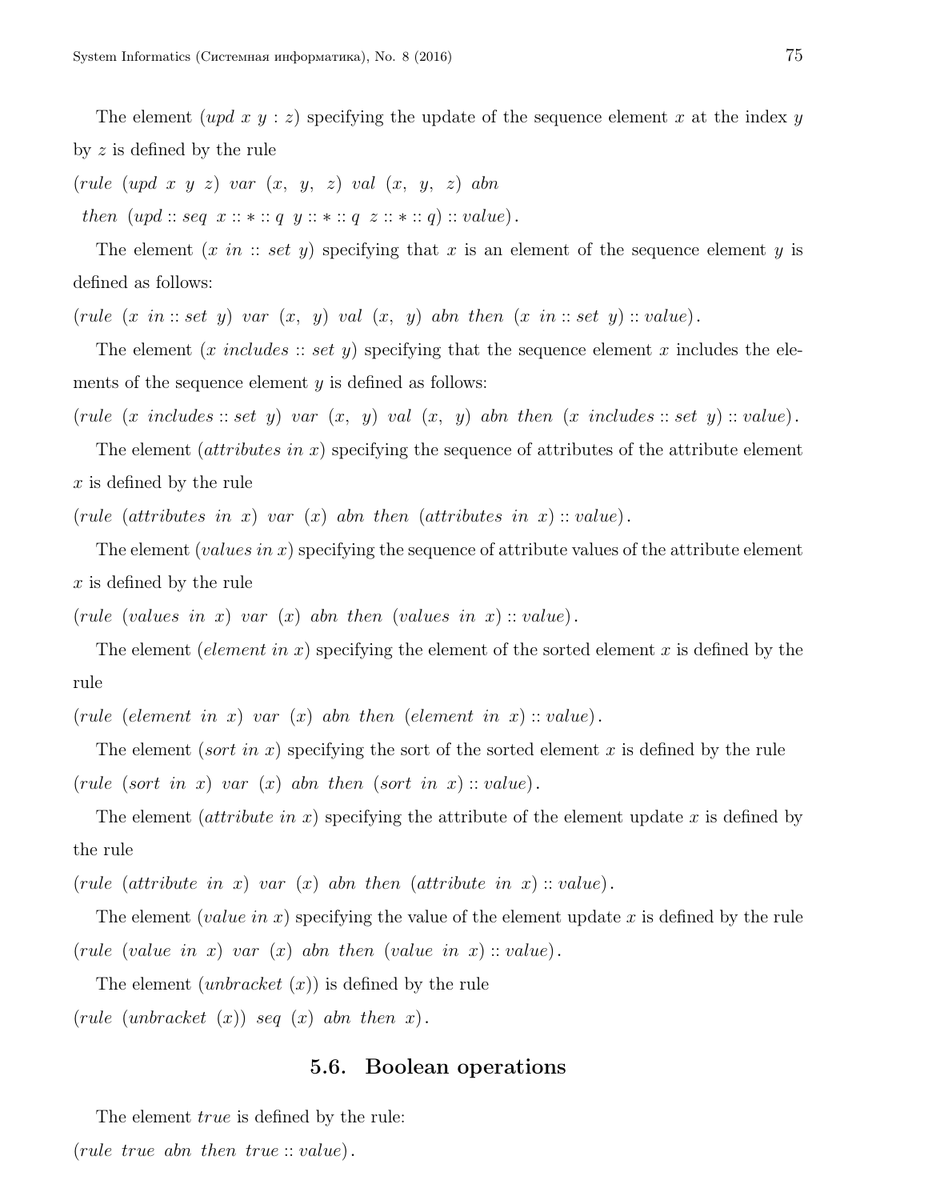The element (*upd x y* : *z*) specifying the update of the sequence element *x* at the index *y* by *z* is defined by the rule

(*rule* (*upd x y z*) *var* (*x*, *y*, *z*) *val* (*x*, *y*, *z*) *abn*
*then* (*upd* :: *seq x* :: * :: *q y* :: * :: *q z* :: * :: *q*) :: *value*).

The element (*x in* :: *set y*) specifying that *x* is an element of the sequence element *y* is defined as follows:

(*rule* (*x in* :: *set y*) *var* (*x*, *y*) *val* (*x*, *y*) *abn then* (*x in* :: *set y*) :: *value*).

The element (*x includes* :: *set y*) specifying that the sequence element *x* includes the elements of the sequence element *y* is defined as follows:

(*rule* (*x includes* :: *set y*) *var* (*x*, *y*) *val* (*x*, *y*) *abn then* (*x includes* :: *set y*) :: *value*).

The element (*attributes in x*) specifying the sequence of attributes of the attribute element *x* is defined by the rule

(*rule* (*attributes in x*) *var* (*x*) *abn then* (*attributes in x*) :: *value*).

The element (*values in x*) specifying the sequence of attribute values of the attribute element *x* is defined by the rule

(*rule* (*values in x*) *var* (*x*) *abn then* (*values in x*) :: *value*).

The element (*element in x*) specifying the element of the sorted element *x* is defined by the rule

(*rule* (*element in x*) *var* (*x*) *abn then* (*element in x*) :: *value*).

The element (*sort in x*) specifying the sort of the sorted element *x* is defined by the rule

(*rule* (*sort in x*) *var* (*x*) *abn then* (*sort in x*) :: *value*).

The element (*attribute in x*) specifying the attribute of the element update *x* is defined by the rule

(*rule* (*attribute in x*) *var* (*x*) *abn then* (*attribute in x*) :: *value*).

The element (*value in x*) specifying the value of the element update *x* is defined by the rule

(*rule* (*value in x*) *var* (*x*) *abn then* (*value in x*) :: *value*).

The element (*unbracket* (*x*)) is defined by the rule

(*rule* (*unbracket* (*x*)) *seq* (*x*) *abn then x*).

## 5.6. Boolean operations

The element *true* is defined by the rule:

(*rule true abn then true* :: *value*).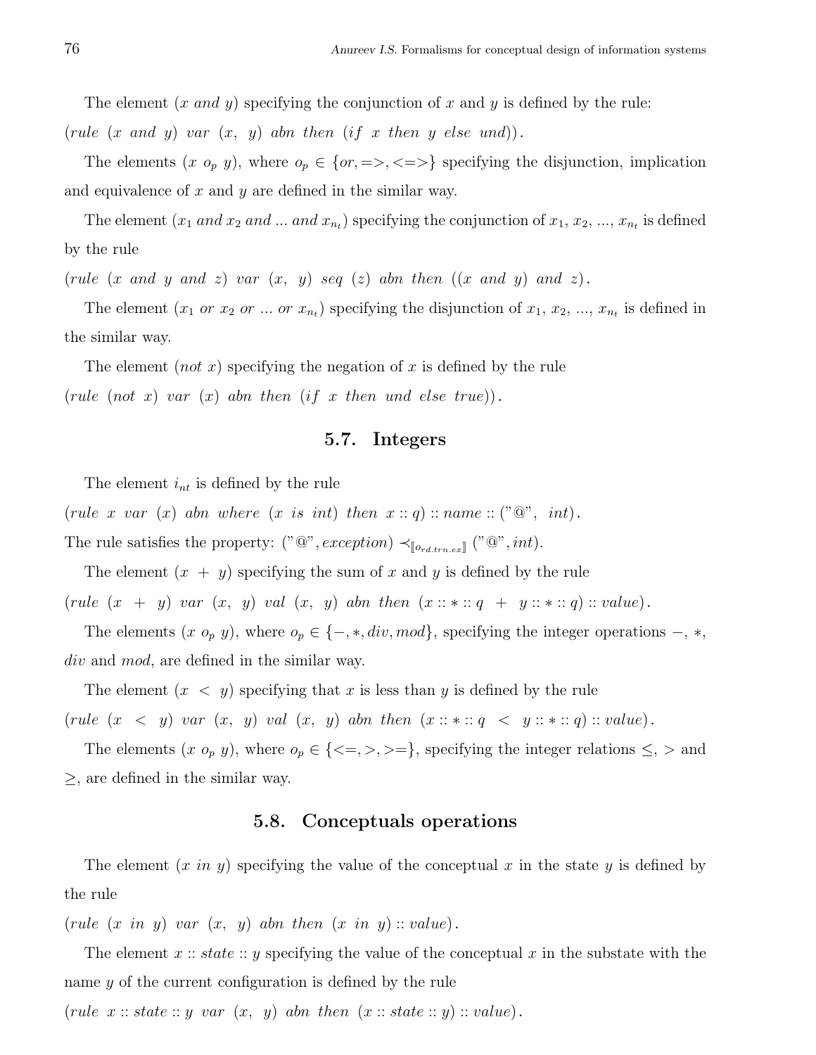The element $(x\ and\ y)$ specifying the conjunction of $x$ and $y$ is defined by the rule:

$(rule\ \ (x\ \ and\ \ y)\ \ var\ \ (x,\ \ y)\ \ abn\ \ then\ \ (if\ \ x\ \ then\ \ y\ \ else\ \ und))$.

The elements $(x\ o_p\ y)$, where $o_p \in \{or, =>, <=>\}$ specifying the disjunction, implication and equivalence of $x$ and $y$ are defined in the similar way.

The element $(x_1\ and\ x_2\ and\ ...\ and\ x_{n_t})$ specifying the conjunction of $x_1$, $x_2$, ..., $x_{n_t}$ is defined by the rule

$(rule\ \ (x\ \ and\ \ y\ \ and\ \ z)\ \ var\ \ (x,\ \ y)\ \ seq\ \ (z)\ \ abn\ \ then\ \ ((x\ \ and\ \ y)\ \ and\ \ z)$.

The element $(x_1\ or\ x_2\ or\ ...\ or\ x_{n_t})$ specifying the disjunction of $x_1$, $x_2$, ..., $x_{n_t}$ is defined in the similar way.

The element $(not\ x)$ specifying the negation of $x$ is defined by the rule

$(rule\ \ (not\ \ x)\ \ var\ \ (x)\ \ abn\ \ then\ \ (if\ \ x\ \ then\ \ und\ \ else\ \ true))$.

## 5.7. Integers

The element $i_{nt}$ is defined by the rule

$(rule\ \ x\ \ var\ \ (x)\ \ abn\ \ where\ \ (x\ \ is\ \ int)\ \ then\ \ x :: q) :: name :: ("@",\ \ int)$.

The rule satisfies the property: $("@", exception) \prec_{[\![o_{rd.trn.ex}]\!]} ("@", int)$.

The element $(x\ +\ y)$ specifying the sum of $x$ and $y$ is defined by the rule

$(rule\ \ (x\ \ +\ \ y)\ \ var\ \ (x,\ \ y)\ \ val\ \ (x,\ \ y)\ \ abn\ \ then\ \ (x :: * :: q\ \ +\ \ y :: * :: q) :: value)$.

The elements $(x\ o_p\ y)$, where $o_p \in \{-, *, div, mod\}$, specifying the integer operations $-$, $*$, $div$ and $mod$, are defined in the similar way.

The element $(x\ <\ y)$ specifying that $x$ is less than $y$ is defined by the rule

$(rule\ \ (x\ \ <\ \ y)\ \ var\ \ (x,\ \ y)\ \ val\ \ (x,\ \ y)\ \ abn\ \ then\ \ (x :: * :: q\ \ <\ \ y :: * :: q) :: value)$.

The elements $(x\ o_p\ y)$, where $o_p \in \{<=, >, >=\}$, specifying the integer relations $\leq$, $>$ and $\geq$, are defined in the similar way.

## 5.8. Conceptuals operations

The element $(x\ in\ y)$ specifying the value of the conceptual $x$ in the state $y$ is defined by the rule

$(rule\ \ (x\ \ in\ \ y)\ \ var\ \ (x,\ \ y)\ \ abn\ \ then\ \ (x\ \ in\ \ y) :: value)$.

The element $x :: state :: y$ specifying the value of the conceptual $x$ in the substate with the name $y$ of the current configuration is defined by the rule

$(rule\ \ x :: state :: y\ \ var\ \ (x,\ \ y)\ \ abn\ \ then\ \ (x :: state :: y) :: value)$.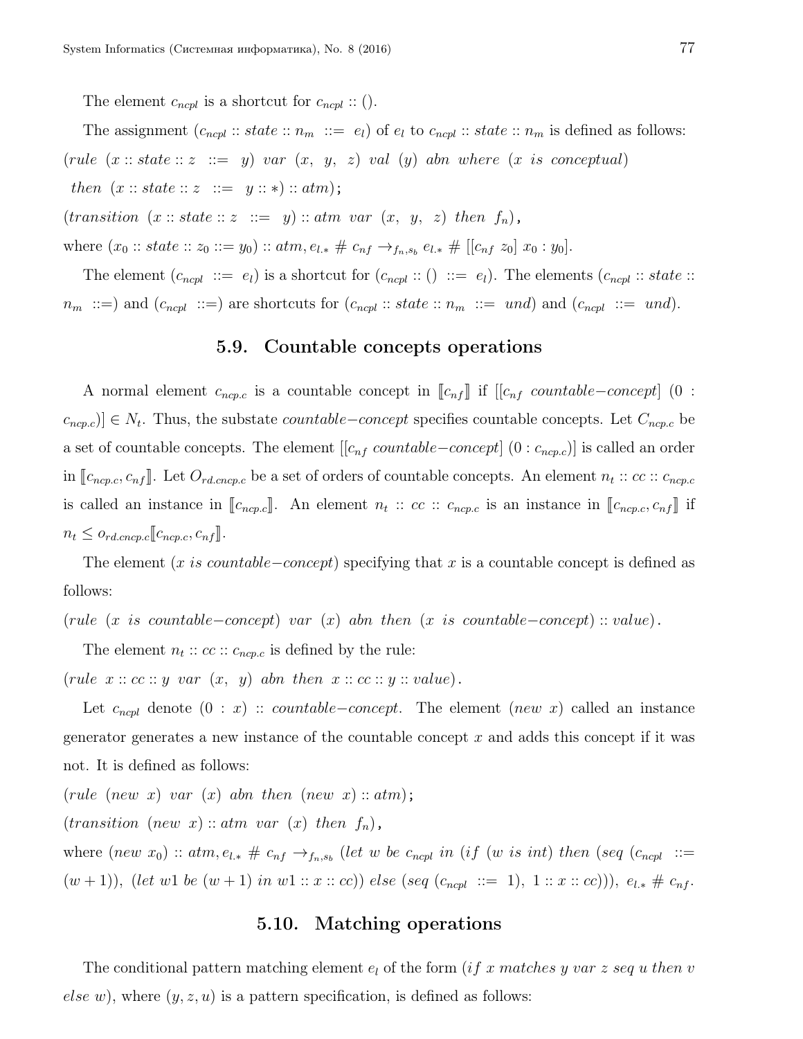The element $c_{ncpl}$ is a shortcut for $c_{ncpl} :: ()$.

The assignment $(c_{ncpl} :: \mathit{state} :: n_m \ ::= \ e_l)$ of $e_l$ to $c_{ncpl} :: \mathit{state} :: n_m$ is defined as follows:

$(\mathit{rule} \ \ (x :: \mathit{state} :: z \ \ ::= \ \ y) \ \ \mathit{var} \ \ (x, \ y, \ z) \ \ \mathit{val} \ \ (y) \ \ \mathit{abn} \ \ \mathit{where} \ \ (x \ \ \mathit{is} \ \ \mathit{conceptual})$

$\mathit{then} \ \ (x :: \mathit{state} :: z \ \ ::= \ \ y :: *) :: \mathit{atm})$;

$(\mathit{transition} \ \ (x :: \mathit{state} :: z \ \ ::= \ \ y) :: \mathit{atm} \ \ \mathit{var} \ \ (x, \ y, \ z) \ \ \mathit{then} \ \ f_n)$,

where $(x_0 :: \mathit{state} :: z_0 ::= y_0) :: \mathit{atm}, e_{l.*} \ \# \ c_{nf} \rightarrow_{f_n, s_b} e_{l.*} \ \# \ [[c_{nf} \ z_0] \ x_0 : y_0]$.

The element $(c_{ncpl} \ ::= \ e_l)$ is a shortcut for $(c_{ncpl} :: () \ ::= \ e_l)$. The elements $(c_{ncpl} :: \mathit{state} :: n_m \ ::=)$ and $(c_{ncpl} \ ::=)$ are shortcuts for $(c_{ncpl} :: \mathit{state} :: n_m \ ::= \ \mathit{und})$ and $(c_{ncpl} \ ::= \ \mathit{und})$.

## 5.9. Countable concepts operations

A normal element $c_{ncp.c}$ is a countable concept in $[\![c_{nf}]\!]$ if $[[c_{nf} \ \mathit{countable{-}concept}] \ (0 : c_{ncp.c})] \in N_t$. Thus, the substate $\mathit{countable{-}concept}$ specifies countable concepts. Let $C_{ncp.c}$ be a set of countable concepts. The element $[[c_{nf} \ \mathit{countable{-}concept}] \ (0 : c_{ncp.c})]$ is called an order in $[\![c_{ncp.c}, c_{nf}]\!]$. Let $O_{rd.cncp.c}$ be a set of orders of countable concepts. An element $n_t :: cc :: c_{ncp.c}$ is called an instance in $[\![c_{ncp.c}]\!]$. An element $n_t :: cc :: c_{ncp.c}$ is an instance in $[\![c_{ncp.c}, c_{nf}]\!]$ if $n_t \leq o_{rd.cncp.c}[\![c_{ncp.c}, c_{nf}]\!]$.

The element $(x \ \mathit{is} \ \mathit{countable{-}concept})$ specifying that $x$ is a countable concept is defined as follows:

$(\mathit{rule} \ \ (x \ \ \mathit{is} \ \ \mathit{countable{-}concept}) \ \ \mathit{var} \ \ (x) \ \ \mathit{abn} \ \ \mathit{then} \ \ (x \ \ \mathit{is} \ \ \mathit{countable{-}concept}) :: \mathit{value})$.

The element $n_t :: cc :: c_{ncp.c}$ is defined by the rule:

$(\mathit{rule} \ \ x :: cc :: y \ \ \mathit{var} \ \ (x, \ y) \ \ \mathit{abn} \ \ \mathit{then} \ \ x :: cc :: y :: \mathit{value})$.

Let $c_{ncpl}$ denote $(0 : x) :: \mathit{countable{-}concept}$. The element $(\mathit{new} \ x)$ called an instance generator generates a new instance of the countable concept $x$ and adds this concept if it was not. It is defined as follows:

$(\mathit{rule} \ \ (\mathit{new} \ \ x) \ \ \mathit{var} \ \ (x) \ \ \mathit{abn} \ \ \mathit{then} \ \ (\mathit{new} \ \ x) :: \mathit{atm})$;

$(\mathit{transition} \ \ (\mathit{new} \ \ x) :: \mathit{atm} \ \ \mathit{var} \ \ (x) \ \ \mathit{then} \ \ f_n)$,

where $(\mathit{new} \ x_0) :: \mathit{atm}, e_{l.*} \ \# \ c_{nf} \rightarrow_{f_n, s_b} (\mathit{let} \ w \ \mathit{be} \ c_{ncpl} \ \mathit{in} \ (\mathit{if} \ (w \ \mathit{is} \ \mathit{int}) \ \mathit{then} \ (\mathit{seq} \ (c_{ncpl} \ ::= (w+1)), \ (\mathit{let} \ w1 \ \mathit{be} \ (w+1) \ \mathit{in} \ w1 :: x :: cc)) \ \mathit{else} \ (\mathit{seq} \ (c_{ncpl} \ ::= \ 1), \ 1 :: x :: cc))), \ e_{l.*} \ \# \ c_{nf}$.

## 5.10. Matching operations

The conditional pattern matching element $e_l$ of the form $(\mathit{if} \ x \ \mathit{matches} \ y \ \mathit{var} \ z \ \mathit{seq} \ u \ \mathit{then} \ v \ \mathit{else} \ w)$, where $(y, z, u)$ is a pattern specification, is defined as follows: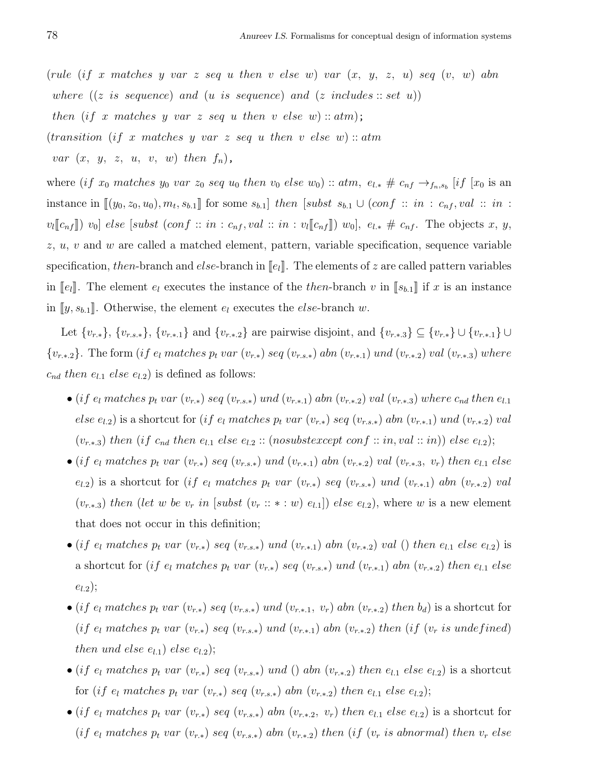$(rule\ (if\ x\ matches\ y\ var\ z\ seq\ u\ then\ v\ else\ w)\ var\ (x,\ y,\ z,\ u)\ seq\ (v,\ w)\ abn$
$\ \ where\ ((z\ is\ sequence)\ and\ (u\ is\ sequence)\ and\ (z\ includes :: set\ u))$
$\ \ then\ (if\ x\ matches\ y\ var\ z\ seq\ u\ then\ v\ else\ w) :: atm)$;
$(transition\ (if\ x\ matches\ y\ var\ z\ seq\ u\ then\ v\ else\ w) :: atm$
$\ \ var\ (x,\ y,\ z,\ u,\ v,\ w)\ then\ f_n)$,

where $(if\ x_0\ matches\ y_0\ var\ z_0\ seq\ u_0\ then\ v_0\ else\ w_0) :: atm,\ e_{l.*}\ \#\ c_{nf} \rightarrow_{f_n,s_b} [if\ [x_0$ is an instance in $[\![(y_0, z_0, u_0), m_t, s_{b.1}]\!]$ for some $s_{b.1}]$ $then\ [subst\ s_{b.1} \cup (conf :: in : c_{nf}, val :: in : v_l[\![c_{nf}]\!])\ v_0]\ else\ [subst\ (conf :: in : c_{nf}, val :: in : v_l[\![c_{nf}]\!])\ w_0],\ e_{l.*}\ \#\ c_{nf}$. The objects $x$, $y$, $z$, $u$, $v$ and $w$ are called a matched element, pattern, variable specification, sequence variable specification, $then$-branch and $else$-branch in $[\![e_l]\!]$. The elements of $z$ are called pattern variables in $[\![e_l]\!]$. The element $e_l$ executes the instance of the $then$-branch $v$ in $[\![s_{b.1}]\!]$ if $x$ is an instance in $[\![y, s_{b.1}]\!]$. Otherwise, the element $e_l$ executes the $else$-branch $w$.

Let $\{v_{r.*}\}$, $\{v_{r.s.*}\}$, $\{v_{r.*.1}\}$ and $\{v_{r.*.2}\}$ are pairwise disjoint, and $\{v_{r.*.3}\} \subseteq \{v_{r.*}\} \cup \{v_{r.*.1}\} \cup \{v_{r.*.2}\}$. The form $(if\ e_l\ matches\ p_t\ var\ (v_{r.*})\ seq\ (v_{r.s.*})\ abn\ (v_{r.*.1})\ und\ (v_{r.*.2})\ val\ (v_{r.*.3})\ where\ c_{nd}\ then\ e_{l.1}\ else\ e_{l.2})$ is defined as follows:

- $(if\ e_l\ matches\ p_t\ var\ (v_{r.*})\ seq\ (v_{r.s.*})\ und\ (v_{r.*.1})\ abn\ (v_{r.*.2})\ val\ (v_{r.*.3})\ where\ c_{nd}\ then\ e_{l.1}\ else\ e_{l.2})$ is a shortcut for $(if\ e_l\ matches\ p_t\ var\ (v_{r.*})\ seq\ (v_{r.s.*})\ abn\ (v_{r.*.1})\ und\ (v_{r.*.2})\ val\ (v_{r.*.3})\ then\ (if\ c_{nd}\ then\ e_{l.1}\ else\ e_{l.2} :: (nosubstexcept\ conf :: in, val :: in))\ else\ e_{l.2})$;
- $(if\ e_l\ matches\ p_t\ var\ (v_{r.*})\ seq\ (v_{r.s.*})\ und\ (v_{r.*.1})\ abn\ (v_{r.*.2})\ val\ (v_{r.*.3},\ v_r)\ then\ e_{l.1}\ else\ e_{l.2})$ is a shortcut for $(if\ e_l\ matches\ p_t\ var\ (v_{r.*})\ seq\ (v_{r.s.*})\ und\ (v_{r.*.1})\ abn\ (v_{r.*.2})\ val\ (v_{r.*.3})\ then\ (let\ w\ be\ v_r\ in\ [subst\ (v_r :: * : w)\ e_{l.1}])\ else\ e_{l.2})$, where $w$ is a new element that does not occur in this definition;
- $(if\ e_l\ matches\ p_t\ var\ (v_{r.*})\ seq\ (v_{r.s.*})\ und\ (v_{r.*.1})\ abn\ (v_{r.*.2})\ val\ ()\ then\ e_{l.1}\ else\ e_{l.2})$ is a shortcut for $(if\ e_l\ matches\ p_t\ var\ (v_{r.*})\ seq\ (v_{r.s.*})\ und\ (v_{r.*.1})\ abn\ (v_{r.*.2})\ then\ e_{l.1}\ else\ e_{l.2})$;
- $(if\ e_l\ matches\ p_t\ var\ (v_{r.*})\ seq\ (v_{r.s.*})\ und\ (v_{r.*.1},\ v_r)\ abn\ (v_{r.*.2})\ then\ b_d)$ is a shortcut for $(if\ e_l\ matches\ p_t\ var\ (v_{r.*})\ seq\ (v_{r.s.*})\ und\ (v_{r.*.1})\ abn\ (v_{r.*.2})\ then\ (if\ (v_r\ is\ undefined)\ then\ und\ else\ e_{l.1})\ else\ e_{l.2})$;
- $(if\ e_l\ matches\ p_t\ var\ (v_{r.*})\ seq\ (v_{r.s.*})\ und\ ()\ abn\ (v_{r.*.2})\ then\ e_{l.1}\ else\ e_{l.2})$ is a shortcut for $(if\ e_l\ matches\ p_t\ var\ (v_{r.*})\ seq\ (v_{r.s.*})\ abn\ (v_{r.*.2})\ then\ e_{l.1}\ else\ e_{l.2})$;
- $(if\ e_l\ matches\ p_t\ var\ (v_{r.*})\ seq\ (v_{r.s.*})\ abn\ (v_{r.*.2},\ v_r)\ then\ e_{l.1}\ else\ e_{l.2})$ is a shortcut for $(if\ e_l\ matches\ p_t\ var\ (v_{r.*})\ seq\ (v_{r.s.*})\ abn\ (v_{r.*.2})\ then\ (if\ (v_r\ is\ abnormal)\ then\ v_r\ else$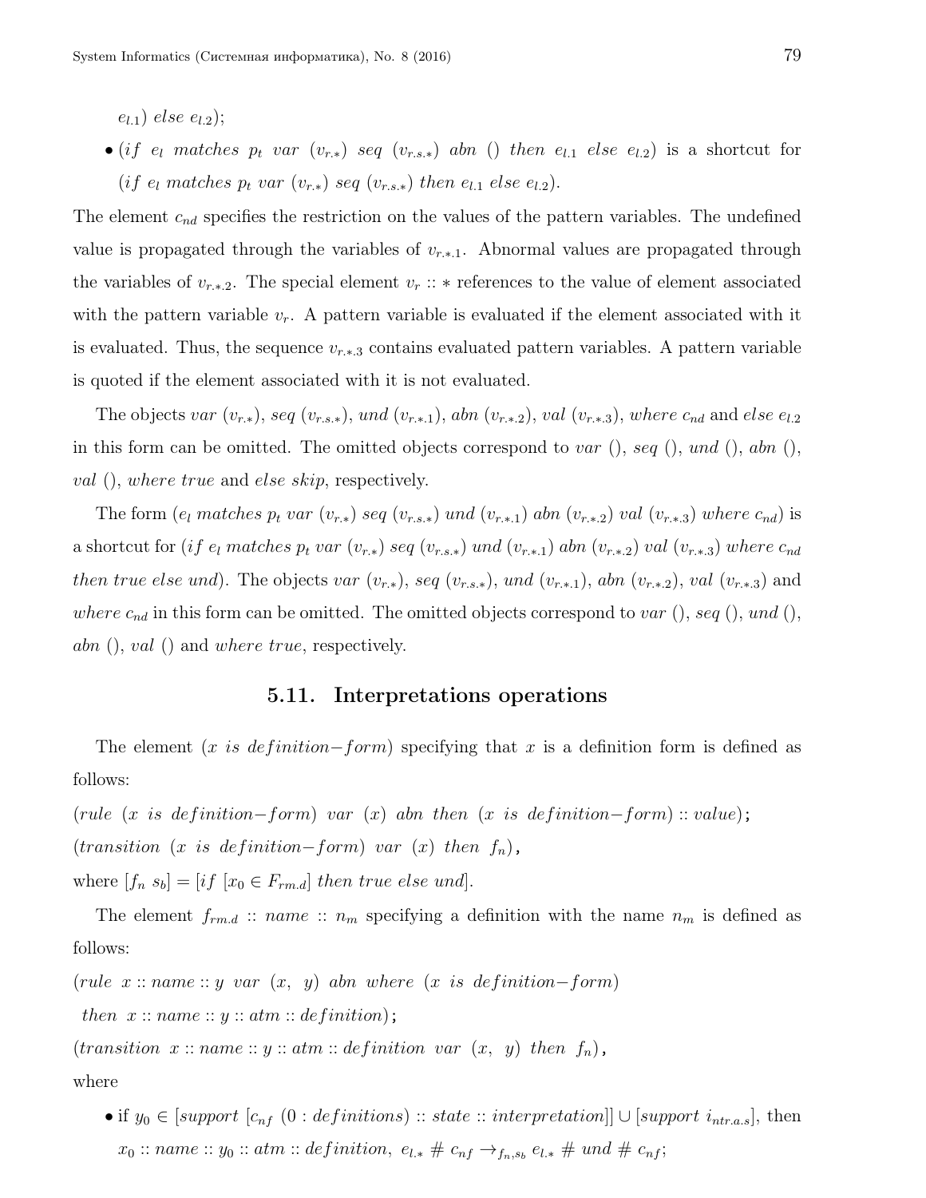$e_{l.1})$ $else$ $e_{l.2})$;

- $(if\ e_l\ matches\ p_t\ var\ (v_{r.*})\ seq\ (v_{r.s.*})\ abn\ ()\ then\ e_{l.1}\ else\ e_{l.2})$ is a shortcut for $(if\ e_l\ matches\ p_t\ var\ (v_{r.*})\ seq\ (v_{r.s.*})\ then\ e_{l.1}\ else\ e_{l.2})$.

The element $c_{nd}$ specifies the restriction on the values of the pattern variables. The undefined value is propagated through the variables of $v_{r.*.1}$. Abnormal values are propagated through the variables of $v_{r.*.2}$. The special element $v_r :: *$ references to the value of element associated with the pattern variable $v_r$. A pattern variable is evaluated if the element associated with it is evaluated. Thus, the sequence $v_{r.*.3}$ contains evaluated pattern variables. A pattern variable is quoted if the element associated with it is not evaluated.

The objects $var\ (v_{r.*})$, $seq\ (v_{r.s.*})$, $und\ (v_{r.*.1})$, $abn\ (v_{r.*.2})$, $val\ (v_{r.*.3})$, $where\ c_{nd}$ and $else\ e_{l.2}$ in this form can be omitted. The omitted objects correspond to $var\ ()$, $seq\ ()$, $und\ ()$, $abn\ ()$, $val\ ()$, $where\ true$ and $else\ skip$, respectively.

The form $(e_l\ matches\ p_t\ var\ (v_{r.*})\ seq\ (v_{r.s.*})\ und\ (v_{r.*.1})\ abn\ (v_{r.*.2})\ val\ (v_{r.*.3})\ where\ c_{nd})$ is a shortcut for $(if\ e_l\ matches\ p_t\ var\ (v_{r.*})\ seq\ (v_{r.s.*})\ und\ (v_{r.*.1})\ abn\ (v_{r.*.2})\ val\ (v_{r.*.3})\ where\ c_{nd}$ $then\ true\ else\ und)$. The objects $var\ (v_{r.*})$, $seq\ (v_{r.s.*})$, $und\ (v_{r.*.1})$, $abn\ (v_{r.*.2})$, $val\ (v_{r.*.3})$ and $where\ c_{nd}$ in this form can be omitted. The omitted objects correspond to $var\ ()$, $seq\ ()$, $und\ ()$, $abn\ ()$, $val\ ()$ and $where\ true$, respectively.

### 5.11. Interpretations operations

The element $(x\ is\ definition{-}form)$ specifying that $x$ is a definition form is defined as follows:

$(rule\ (x\ is\ definition{-}form)\ var\ (x)\ abn\ then\ (x\ is\ definition{-}form) :: value)$;

$(transition\ (x\ is\ definition{-}form)\ var\ (x)\ then\ f_n)$,

where $[f_n\ s_b] = [if\ [x_0 \in F_{rm.d}]\ then\ true\ else\ und]$.

The element $f_{rm.d} :: name :: n_m$ specifying a definition with the name $n_m$ is defined as follows:

$(rule\ x :: name :: y\ var\ (x,\ y)\ abn\ where\ (x\ is\ definition{-}form)$
$then\ x :: name :: y :: atm :: definition)$;

$(transition\ x :: name :: y :: atm :: definition\ var\ (x,\ y)\ then\ f_n)$,

where

- if $y_0 \in [support\ [c_{nf}\ (0 : definitions) :: state :: interpretation]] \cup [support\ i_{ntr.a.s}]$, then $x_0 :: name :: y_0 :: atm :: definition,\ e_{l.*}\ \#\ c_{nf} \rightarrow_{f_n, s_b} e_{l.*}\ \#\ und\ \#\ c_{nf}$;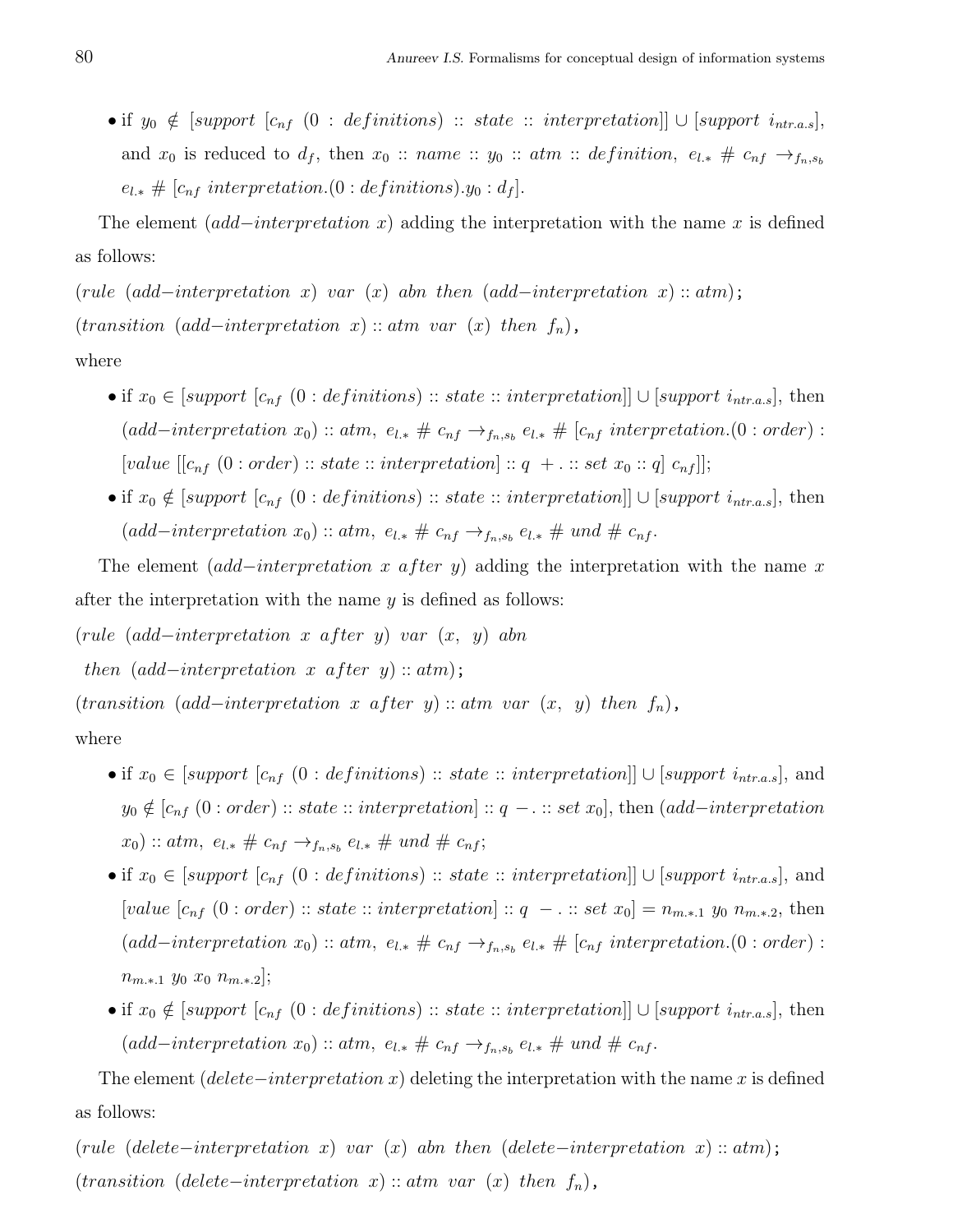- if $y_0 \notin [support\ [c_{nf}\ (0 : definitions) :: state :: interpretation]] \cup [support\ i_{ntr.a.s}]$, and $x_0$ is reduced to $d_f$, then $x_0 :: name :: y_0 :: atm :: definition,\ e_{l.*}\ \#\ c_{nf} \rightarrow_{f_n,s_b} e_{l.*}\ \#\ [c_{nf}\ interpretation.(0 : definitions).y_0 : d_f]$.

The element $(add{-}interpretation\ x)$ adding the interpretation with the name $x$ is defined as follows:

$(rule\ \ (add{-}interpretation\ \ x)\ \ var\ \ (x)\ \ abn\ \ then\ \ (add{-}interpretation\ \ x) :: atm)$;

$(transition\ \ (add{-}interpretation\ \ x) :: atm\ \ var\ \ (x)\ \ then\ \ f_n)$,

where

- if $x_0 \in [support\ [c_{nf}\ (0 : definitions) :: state :: interpretation]] \cup [support\ i_{ntr.a.s}]$, then $(add{-}interpretation\ x_0) :: atm,\ e_{l.*}\ \#\ c_{nf} \rightarrow_{f_n,s_b} e_{l.*}\ \#\ [c_{nf}\ interpretation.(0 : order) : [value\ [[c_{nf}\ (0 : order) :: state :: interpretation] :: q\ +. :: set\ x_0 :: q]\ c_{nf}]]$;
- if $x_0 \notin [support\ [c_{nf}\ (0 : definitions) :: state :: interpretation]] \cup [support\ i_{ntr.a.s}]$, then $(add{-}interpretation\ x_0) :: atm,\ e_{l.*}\ \#\ c_{nf} \rightarrow_{f_n,s_b} e_{l.*}\ \#\ und\ \#\ c_{nf}$.

The element $(add{-}interpretation\ x\ after\ y)$ adding the interpretation with the name $x$ after the interpretation with the name $y$ is defined as follows:

$(rule\ \ (add{-}interpretation\ \ x\ \ after\ \ y)\ \ var\ \ (x,\ \ y)\ \ abn$

$\ then\ \ (add{-}interpretation\ \ x\ \ after\ \ y) :: atm)$;

$(transition\ \ (add{-}interpretation\ \ x\ \ after\ \ y) :: atm\ \ var\ \ (x,\ \ y)\ \ then\ \ f_n)$,

where

- if $x_0 \in [support\ [c_{nf}\ (0 : definitions) :: state :: interpretation]] \cup [support\ i_{ntr.a.s}]$, and $y_0 \notin [c_{nf}\ (0 : order) :: state :: interpretation] :: q\ -. :: set\ x_0]$, then $(add{-}interpretation\ x_0) :: atm,\ e_{l.*}\ \#\ c_{nf} \rightarrow_{f_n,s_b} e_{l.*}\ \#\ und\ \#\ c_{nf}$;
- if $x_0 \in [support\ [c_{nf}\ (0 : definitions) :: state :: interpretation]] \cup [support\ i_{ntr.a.s}]$, and $[value\ [c_{nf}\ (0 : order) :: state :: interpretation] :: q\ -. :: set\ x_0] = n_{m.*.1}\ y_0\ n_{m.*.2}$, then $(add{-}interpretation\ x_0) :: atm,\ e_{l.*}\ \#\ c_{nf} \rightarrow_{f_n,s_b} e_{l.*}\ \#\ [c_{nf}\ interpretation.(0 : order) : n_{m.*.1}\ y_0\ x_0\ n_{m.*.2}]$;
- if $x_0 \notin [support\ [c_{nf}\ (0 : definitions) :: state :: interpretation]] \cup [support\ i_{ntr.a.s}]$, then $(add{-}interpretation\ x_0) :: atm,\ e_{l.*}\ \#\ c_{nf} \rightarrow_{f_n,s_b} e_{l.*}\ \#\ und\ \#\ c_{nf}$.

The element $(delete{-}interpretation\ x)$ deleting the interpretation with the name $x$ is defined as follows:

$(rule\ \ (delete{-}interpretation\ \ x)\ \ var\ \ (x)\ \ abn\ \ then\ \ (delete{-}interpretation\ \ x) :: atm)$;

$(transition\ \ (delete{-}interpretation\ \ x) :: atm\ \ var\ \ (x)\ \ then\ \ f_n)$,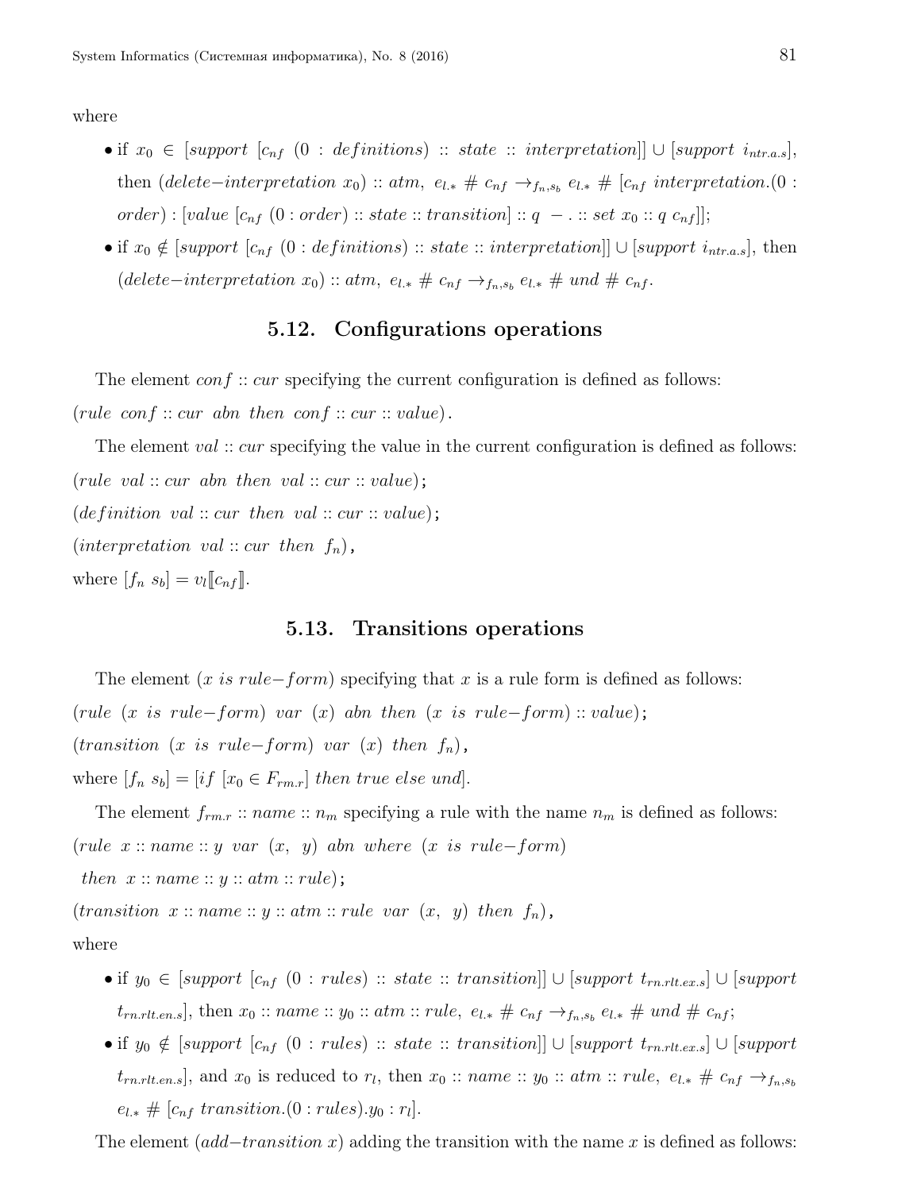where

- if $x_0 \in [support\ [c_{nf}\ (0 : definitions) :: state :: interpretation]] \cup [support\ i_{ntr.a.s}]$, then $(delete{-}interpretation\ x_0) :: atm,\ e_{l.*}\ \#\ c_{nf} \rightarrow_{f_n,s_b} e_{l.*}\ \#\ [c_{nf}\ interpretation.(0 : order) : [value\ [c_{nf}\ (0 : order) :: state :: transition] :: q\ -\ . :: set\ x_0 :: q\ c_{nf}]]$;
- if $x_0 \notin [support\ [c_{nf}\ (0 : definitions) :: state :: interpretation]] \cup [support\ i_{ntr.a.s}]$, then $(delete{-}interpretation\ x_0) :: atm,\ e_{l.*}\ \#\ c_{nf} \rightarrow_{f_n,s_b} e_{l.*}\ \#\ und\ \#\ c_{nf}$.

## 5.12. Configurations operations

The element $conf :: cur$ specifying the current configuration is defined as follows:

$(rule\ \ conf :: cur\ \ abn\ \ then\ \ conf :: cur :: value)$.

The element $val :: cur$ specifying the value in the current configuration is defined as follows:

$(rule\ \ val :: cur\ \ abn\ \ then\ \ val :: cur :: value)$;

$(definition\ \ val :: cur\ \ then\ \ val :: cur :: value)$;

$(interpretation\ \ val :: cur\ \ then\ \ f_n)$,

where $[f_n\ s_b] = v_l[\![c_{nf}]\!]$.

## 5.13. Transitions operations

The element $(x\ is\ rule{-}form)$ specifying that $x$ is a rule form is defined as follows:

$(rule\ \ (x\ is\ rule{-}form)\ \ var\ \ (x)\ \ abn\ \ then\ \ (x\ is\ rule{-}form) :: value)$;

$(transition\ \ (x\ is\ rule{-}form)\ \ var\ \ (x)\ \ then\ \ f_n)$,

where $[f_n\ s_b] = [if\ [x_0 \in F_{rm.r}]\ then\ true\ else\ und]$.

The element $f_{rm.r} :: name :: n_m$ specifying a rule with the name $n_m$ is defined as follows:

$(rule\ \ x :: name :: y\ \ var\ \ (x,\ \ y)\ \ abn\ \ where\ \ (x\ \ is\ \ rule{-}form)$

$\ then\ \ x :: name :: y :: atm :: rule)$;

$(transition\ \ x :: name :: y :: atm :: rule\ \ var\ \ (x,\ \ y)\ \ then\ \ f_n)$,

where

- if $y_0 \in [support\ [c_{nf}\ (0 : rules) :: state :: transition]] \cup [support\ t_{rn.rlt.ex.s}] \cup [support\ t_{rn.rlt.en.s}]$, then $x_0 :: name :: y_0 :: atm :: rule,\ e_{l.*}\ \#\ c_{nf} \rightarrow_{f_n,s_b} e_{l.*}\ \#\ und\ \#\ c_{nf}$;
- if $y_0 \notin [support\ [c_{nf}\ (0 : rules) :: state :: transition]] \cup [support\ t_{rn.rlt.ex.s}] \cup [support\ t_{rn.rlt.en.s}]$, and $x_0$ is reduced to $r_l$, then $x_0 :: name :: y_0 :: atm :: rule,\ e_{l.*}\ \#\ c_{nf} \rightarrow_{f_n,s_b} e_{l.*}\ \#\ [c_{nf}\ transition.(0 : rules).y_0 : r_l]$.

The element $(add{-}transition\ x)$ adding the transition with the name $x$ is defined as follows: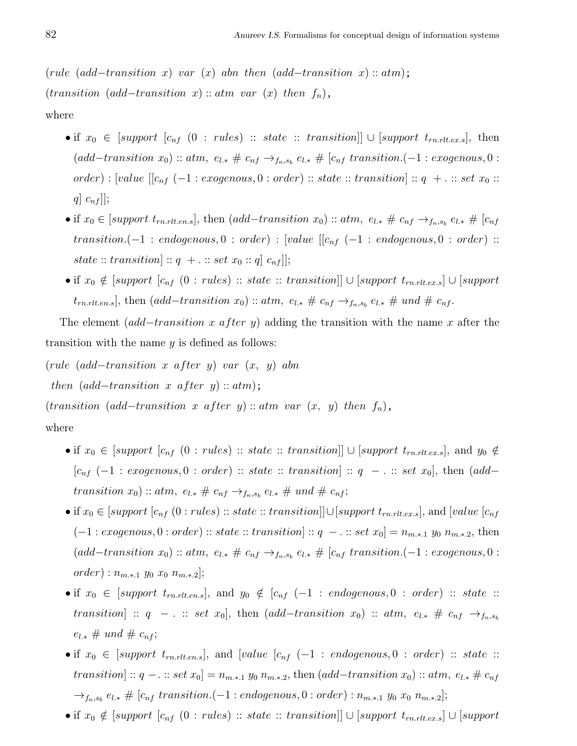$(rule\ \ (add{-}transition\ \ x)\ \ var\ \ (x)\ \ abn\ \ then\ \ (add{-}transition\ \ x) :: atm)$;

$(transition\ \ (add{-}transition\ \ x) :: atm\ \ var\ \ (x)\ \ then\ \ f_n)$,

where

- if $x_0 \in [support\ [c_{nf}\ (0 : rules) :: state :: transition]] \cup [support\ t_{rn.rlt.ex.s}]$, then $(add{-}transition\ x_0) :: atm,\ e_{l.*}\ \#\ c_{nf} \rightarrow_{f_n,s_b} e_{l.*}\ \#\ [c_{nf}\ transition.(-1 : exogenous, 0 : order) : [value\ [[c_{nf}\ (-1 : exogenous, 0 : order) :: state :: transition] :: q\ \ + . :: set\ x_0 :: q]\ c_{nf}]]$;
- if $x_0 \in [support\ t_{rn.rlt.en.s}]$, then $(add{-}transition\ x_0) :: atm,\ e_{l.*}\ \#\ c_{nf} \rightarrow_{f_n,s_b} e_{l.*}\ \#\ [c_{nf}\ transition.(-1 : endogenous, 0 : order) : [value\ [[c_{nf}\ (-1 : endogenous, 0 : order) :: state :: transition] :: q\ \ + . :: set\ x_0 :: q]\ c_{nf}]]$;
- if $x_0 \notin [support\ [c_{nf}\ (0 : rules) :: state :: transition]] \cup [support\ t_{rn.rlt.ex.s}] \cup [support\ t_{rn.rlt.en.s}]$, then $(add{-}transition\ x_0) :: atm,\ e_{l.*}\ \#\ c_{nf} \rightarrow_{f_n,s_b} e_{l.*}\ \#\ und\ \#\ c_{nf}$.

The element $(add{-}transition\ x\ after\ y)$ adding the transition with the name $x$ after the transition with the name $y$ is defined as follows:

$(rule\ \ (add{-}transition\ \ x\ \ after\ \ y)\ \ var\ \ (x,\ \ y)\ \ abn$

$then\ \ (add{-}transition\ \ x\ \ after\ \ y) :: atm)$;

$(transition\ \ (add{-}transition\ \ x\ \ after\ \ y) :: atm\ \ var\ \ (x,\ \ y)\ \ then\ \ f_n)$,

where

- if $x_0 \in [support\ [c_{nf}\ (0 : rules) :: state :: transition]] \cup [support\ t_{rn.rlt.ex.s}]$, and $y_0 \notin [c_{nf}\ (-1 : exogenous, 0 : order) :: state :: transition] :: q\ \ - . :: set\ x_0]$, then $(add{-}transition\ x_0) :: atm,\ e_{l.*}\ \#\ c_{nf} \rightarrow_{f_n,s_b} e_{l.*}\ \#\ und\ \#\ c_{nf}$;
- if $x_0 \in [support\ [c_{nf}\ (0 : rules) :: state :: transition]] \cup [support\ t_{rn.rlt.ex.s}]$, and $[value\ [c_{nf}\ (-1 : exogenous, 0 : order) :: state :: transition] :: q\ - . :: set\ x_0] = n_{m.*.1}\ y_0\ n_{m.*.2}$, then $(add{-}transition\ x_0) :: atm,\ e_{l.*}\ \#\ c_{nf} \rightarrow_{f_n,s_b} e_{l.*}\ \#\ [c_{nf}\ transition.(-1 : exogenous, 0 : order) : n_{m.*.1}\ y_0\ x_0\ n_{m.*.2}]$;
- if $x_0 \in [support\ t_{rn.rlt.en.s}]$, and $y_0 \notin [c_{nf}\ (-1 : endogenous, 0 : order) :: state :: transition] :: q\ \ - . :: set\ x_0]$, then $(add{-}transition\ x_0) :: atm,\ e_{l.*}\ \#\ c_{nf} \rightarrow_{f_n,s_b} e_{l.*}\ \#\ und\ \#\ c_{nf}$;
- if $x_0 \in [support\ t_{rn.rlt.en.s}]$, and $[value\ [c_{nf}\ (-1 : endogenous, 0 : order) :: state :: transition] :: q\ - . :: set\ x_0] = n_{m.*.1}\ y_0\ n_{m.*.2}$, then $(add{-}transition\ x_0) :: atm,\ e_{l.*}\ \#\ c_{nf} \rightarrow_{f_n,s_b} e_{l.*}\ \#\ [c_{nf}\ transition.(-1 : endogenous, 0 : order) : n_{m.*.1}\ y_0\ x_0\ n_{m.*.2}]$;
- if $x_0 \notin [support\ [c_{nf}\ (0 : rules) :: state :: transition]] \cup [support\ t_{rn.rlt.ex.s}] \cup [support$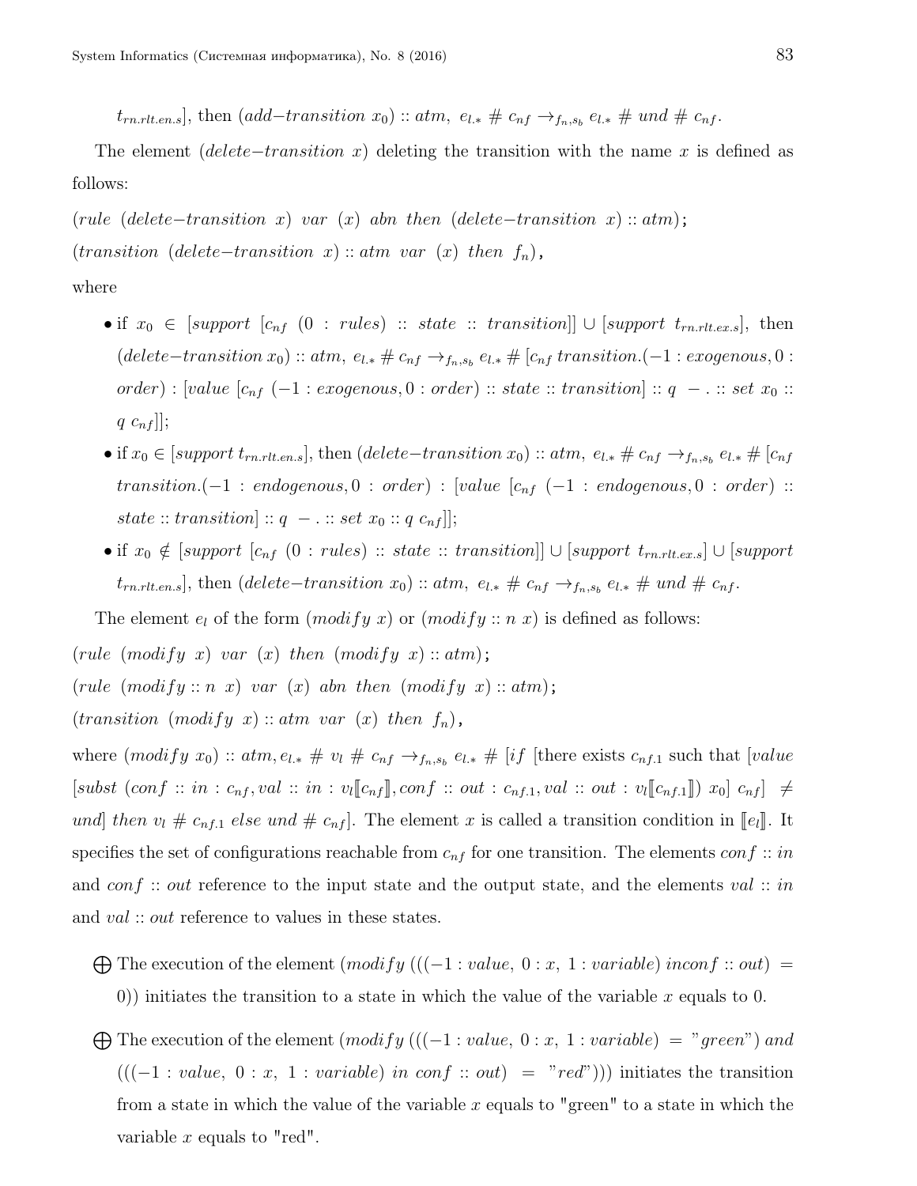$t_{rn.rlt.en.s}]$, then $(add{-}transition\ x_0) :: atm,\ e_{l.*}\ \#\ c_{nf} \to_{f_n,s_b} e_{l.*}\ \#\ und\ \#\ c_{nf}$.

The element $(delete{-}transition\ x)$ deleting the transition with the name $x$ is defined as follows:

$(rule\ \ (delete{-}transition\ \ x)\ \ var\ \ (x)\ \ abn\ \ then\ \ (delete{-}transition\ \ x) :: atm)$;

$(transition\ \ (delete{-}transition\ \ x) :: atm\ \ var\ \ (x)\ \ then\ \ f_n)$,

where

- if $x_0 \in [support\ [c_{nf}\ (0 : rules) :: state :: transition]] \cup [support\ t_{rn.rlt.ex.s}]$, then $(delete{-}transition\ x_0) :: atm,\ e_{l.*}\ \#\ c_{nf} \to_{f_n,s_b} e_{l.*}\ \#\ [c_{nf}\ transition.(-1 : exogenous, 0 : order) : [value\ [c_{nf}\ (-1 : exogenous, 0 : order) :: state :: transition] :: q\ \ - . :: set\ x_0 :: q\ c_{nf}]]$;
- if $x_0 \in [support\ t_{rn.rlt.en.s}]$, then $(delete{-}transition\ x_0) :: atm,\ e_{l.*}\ \#\ c_{nf} \to_{f_n,s_b} e_{l.*}\ \#\ [c_{nf}\ transition.(-1 : endogenous, 0 : order) : [value\ [c_{nf}\ (-1 : endogenous, 0 : order) :: state :: transition] :: q\ \ - . :: set\ x_0 :: q\ c_{nf}]]$;
- if $x_0 \notin [support\ [c_{nf}\ (0 : rules) :: state :: transition]] \cup [support\ t_{rn.rlt.ex.s}] \cup [support\ t_{rn.rlt.en.s}]$, then $(delete{-}transition\ x_0) :: atm,\ e_{l.*}\ \#\ c_{nf} \to_{f_n,s_b} e_{l.*}\ \#\ und\ \#\ c_{nf}$.

The element $e_l$ of the form $(modify\ x)$ or $(modify :: n\ x)$ is defined as follows:

$(rule\ \ (modify\ \ x)\ \ var\ \ (x)\ \ then\ \ (modify\ \ x) :: atm)$;

$(rule\ \ (modify :: n\ \ x)\ \ var\ \ (x)\ \ abn\ \ then\ \ (modify\ \ x) :: atm)$;

$(transition\ \ (modify\ \ x) :: atm\ \ var\ \ (x)\ \ then\ \ f_n)$,

where $(modify\ x_0) :: atm, e_{l.*}\ \#\ v_l\ \#\ c_{nf} \to_{f_n,s_b} e_{l.*}\ \#\ [if$ [there exists $c_{nf.1}$ such that $[value\ [subst\ (conf :: in : c_{nf}, val :: in : v_l[\![c_{nf}]\!], conf :: out : c_{nf.1}, val :: out : v_l[\![c_{nf.1}]\!])\ x_0]\ c_{nf}] \neq und]\ then\ v_l\ \#\ c_{nf.1}\ else\ und\ \#\ c_{nf}]$. The element $x$ is called a transition condition in $[\![e_l]\!]$. It specifies the set of configurations reachable from $c_{nf}$ for one transition. The elements $conf :: in$ and $conf :: out$ reference to the input state and the output state, and the elements $val :: in$ and $val :: out$ reference to values in these states.

⨁ The execution of the element $(modify\ (((-1 : value,\ 0 : x,\ 1 : variable)\ in conf :: out) = 0))$ initiates the transition to a state in which the value of the variable $x$ equals to 0.

⨁ The execution of the element $(modify\ (((-1 : value,\ 0 : x,\ 1 : variable) = "green")\ and\ (((-1 : value,\ 0 : x,\ 1 : variable)\ in\ conf :: out) = "red")))$ initiates the transition from a state in which the value of the variable $x$ equals to "green" to a state in which the variable $x$ equals to "red".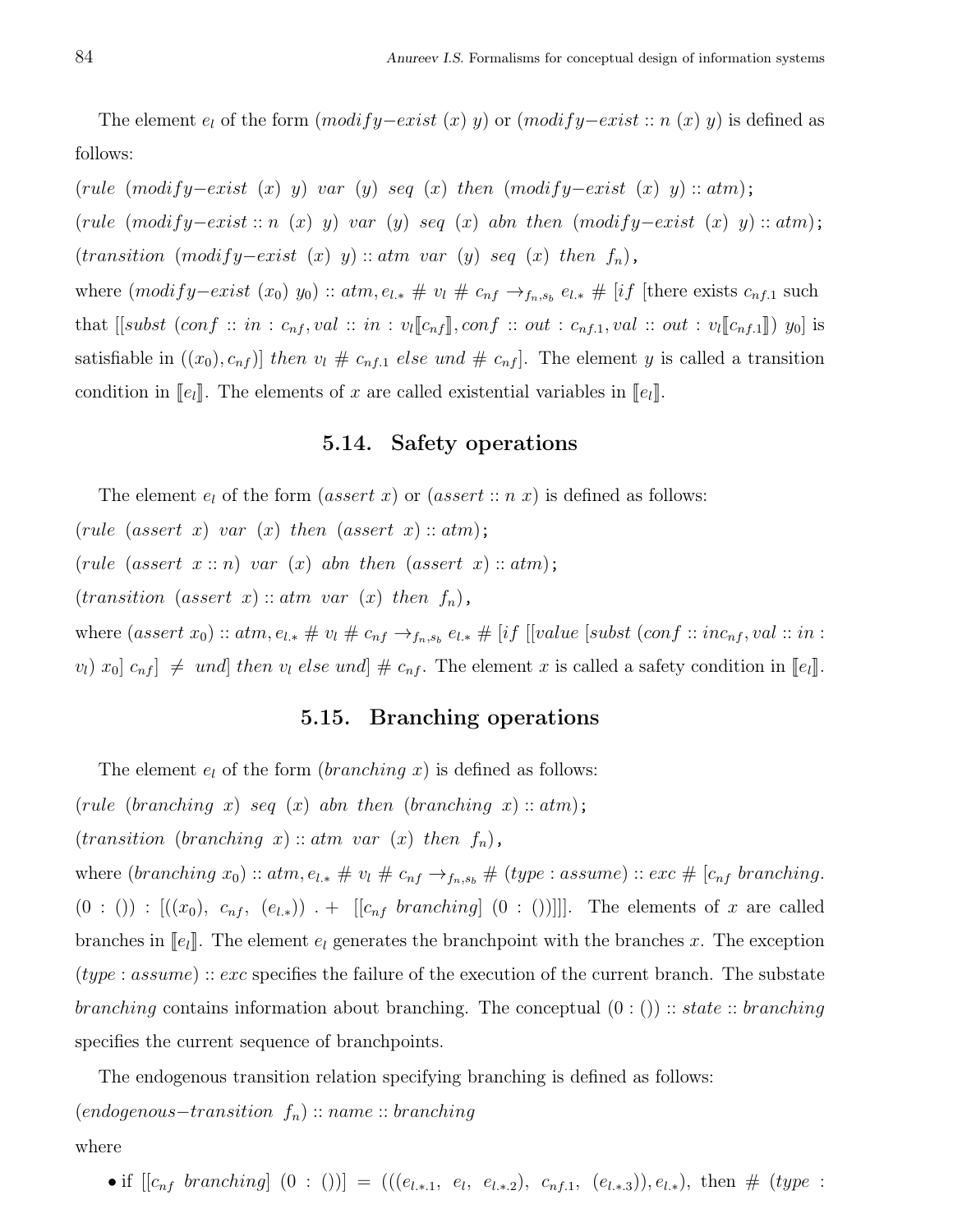The element $e_l$ of the form $(modify{-}exist\ (x)\ y)$ or $(modify{-}exist :: n\ (x)\ y)$ is defined as follows:

$(rule\ \ (modify{-}exist\ \ (x)\ \ y)\ \ var\ \ (y)\ \ seq\ \ (x)\ \ then\ \ (modify{-}exist\ \ (x)\ \ y) :: atm)$;

$(rule\ \ (modify{-}exist :: n\ \ (x)\ \ y)\ \ var\ \ (y)\ \ seq\ \ (x)\ \ abn\ \ then\ \ (modify{-}exist\ \ (x)\ \ y) :: atm)$;

$(transition\ \ (modify{-}exist\ \ (x)\ \ y) :: atm\ \ var\ \ (y)\ \ seq\ \ (x)\ \ then\ \ f_n)$,

where $(modify{-}exist\ (x_0)\ y_0) :: atm, e_{l.*}\ \#\ v_l\ \#\ c_{nf} \rightarrow_{f_n,s_b} e_{l.*}\ \#\ [if$ [there exists $c_{nf.1}$ such that $[[subst\ (conf :: in : c_{nf}, val :: in : v_l[\![c_{nf}]\!], conf :: out : c_{nf.1}, val :: out : v_l[\![c_{nf.1}]\!])\ y_0]$ is satisfiable in $((x_0), c_{nf})]\ then\ v_l\ \#\ c_{nf.1}\ else\ und\ \#\ c_{nf}]$. The element $y$ is called a transition condition in $[\![e_l]\!]$. The elements of $x$ are called existential variables in $[\![e_l]\!]$.

## 5.14. Safety operations

The element $e_l$ of the form $(assert\ x)$ or $(assert :: n\ x)$ is defined as follows:

$(rule\ \ (assert\ \ x)\ \ var\ \ (x)\ \ then\ \ (assert\ \ x) :: atm)$;

$(rule\ \ (assert\ \ x :: n)\ \ var\ \ (x)\ \ abn\ \ then\ \ (assert\ \ x) :: atm)$;

$(transition\ \ (assert\ \ x) :: atm\ \ var\ \ (x)\ \ then\ \ f_n)$,

where $(assert\ x_0) :: atm, e_{l.*}\ \#\ v_l\ \#\ c_{nf} \rightarrow_{f_n,s_b} e_{l.*}\ \#\ [if\ [[value\ [subst\ (conf :: inc_{nf}, val :: in : v_l)\ x_0]\ c_{nf}]\ \neq\ und]\ then\ v_l\ else\ und]\ \#\ c_{nf}$. The element $x$ is called a safety condition in $[\![e_l]\!]$.

## 5.15. Branching operations

The element $e_l$ of the form $(branching\ x)$ is defined as follows:

$(rule\ \ (branching\ \ x)\ \ seq\ \ (x)\ \ abn\ \ then\ \ (branching\ \ x) :: atm)$;

$(transition\ \ (branching\ \ x) :: atm\ \ var\ \ (x)\ \ then\ \ f_n)$,

where $(branching\ x_0) :: atm, e_{l.*}\ \#\ v_l\ \#\ c_{nf} \rightarrow_{f_n,s_b}\ \#\ (type : assume) :: exc\ \#\ [c_{nf}\ branching.\ (0 : ()) : [((x_0),\ c_{nf},\ (e_{l.*}))\ .+\ \ [[c_{nf}\ branching]\ (0 : ())]]]$. The elements of $x$ are called branches in $[\![e_l]\!]$. The element $e_l$ generates the branchpoint with the branches $x$. The exception $(type : assume) :: exc$ specifies the failure of the execution of the current branch. The substate $branching$ contains information about branching. The conceptual $(0 : ()) :: state :: branching$ specifies the current sequence of branchpoints.

The endogenous transition relation specifying branching is defined as follows:

$(endogenous{-}transition\ \ f_n) :: name :: branching$

where

- if $[[c_{nf}\ branching]\ (0 : ())] = (((e_{l.*.1},\ e_l,\ e_{l.*.2}),\ c_{nf.1},\ (e_{l.*.3})), e_{l.*})$, then $\#\ (type :$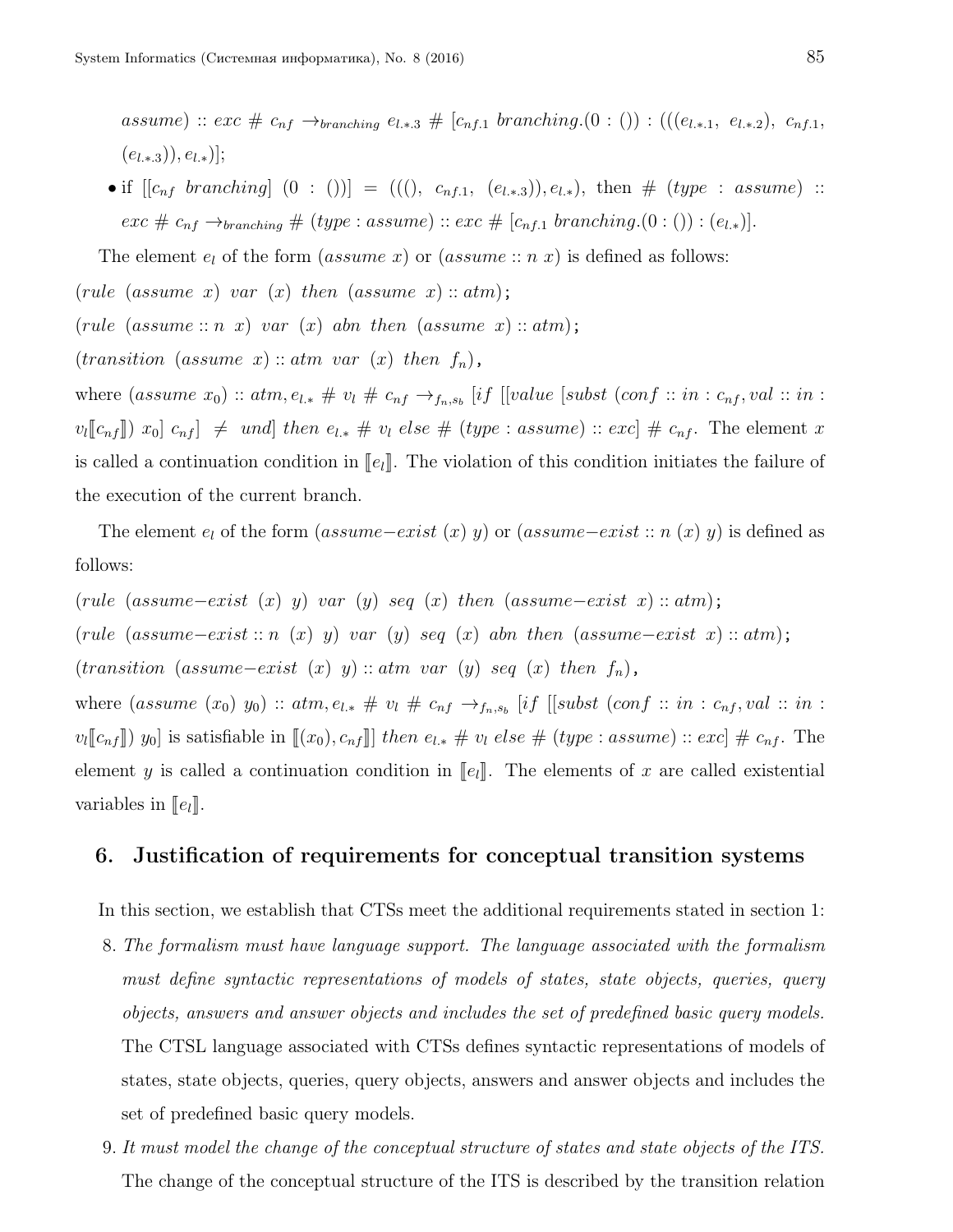$assume) :: exc \ \# \ c_{nf} \rightarrow_{branching} e_{l.*.3} \ \# \ [c_{nf.1} \ branching.(0 : ()) : (((e_{l.*.1}, \ e_{l.*.2}), \ c_{nf.1}, (e_{l.*.3})), e_{l.*})]$;

- if $[[c_{nf} \ branching] \ (0 : ())] = (((), \ c_{nf.1}, \ (e_{l.*.3})), e_{l.*})$, then $\# \ (type : assume) :: exc \ \# \ c_{nf} \rightarrow_{branching} \# \ (type : assume) :: exc \ \# \ [c_{nf.1} \ branching.(0 : ()) : (e_{l.*})]$.

The element $e_l$ of the form $(assume \ x)$ or $(assume :: n \ x)$ is defined as follows:

$(rule \ \ (assume \ \ x) \ \ var \ \ (x) \ \ then \ \ (assume \ \ x) :: atm)$;

$(rule \ \ (assume :: n \ \ x) \ \ var \ \ (x) \ \ abn \ \ then \ \ (assume \ \ x) :: atm)$;

$(transition \ \ (assume \ \ x) :: atm \ \ var \ \ (x) \ \ then \ \ f_n)$,

where $(assume \ x_0) :: atm, e_{l.*} \ \# \ v_l \ \# \ c_{nf} \rightarrow_{f_n, s_b} [if \ [[value \ [subst \ (conf :: in : c_{nf}, val :: in : v_l[\![c_{nf}]\!]) \ x_0] \ c_{nf}] \ \neq \ und] \ then \ e_{l.*} \ \# \ v_l \ else \ \# \ (type : assume) :: exc] \ \# \ c_{nf}$. The element $x$ is called a continuation condition in $[\![e_l]\!]$. The violation of this condition initiates the failure of the execution of the current branch.

The element $e_l$ of the form $(assume{-}exist \ (x) \ y)$ or $(assume{-}exist :: n \ (x) \ y)$ is defined as follows:

$(rule \ \ (assume{-}exist \ \ (x) \ \ y) \ \ var \ \ (y) \ \ seq \ \ (x) \ \ then \ \ (assume{-}exist \ \ x) :: atm)$;

$(rule \ \ (assume{-}exist :: n \ \ (x) \ \ y) \ \ var \ \ (y) \ \ seq \ \ (x) \ \ abn \ \ then \ \ (assume{-}exist \ \ x) :: atm)$;

$(transition \ \ (assume{-}exist \ \ (x) \ \ y) :: atm \ \ var \ \ (y) \ \ seq \ \ (x) \ \ then \ \ f_n)$,

where $(assume \ (x_0) \ y_0) :: atm, e_{l.*} \ \# \ v_l \ \# \ c_{nf} \rightarrow_{f_n, s_b} [if \ [[subst \ (conf :: in : c_{nf}, val :: in : v_l[\![c_{nf}]\!]) \ y_0]$ is satisfiable in $[\![(x_0), c_{nf}]\!]$ $then \ e_{l.*} \ \# \ v_l \ else \ \# \ (type : assume) :: exc] \ \# \ c_{nf}$. The element $y$ is called a continuation condition in $[\![e_l]\!]$. The elements of $x$ are called existential variables in $[\![e_l]\!]$.

## 6. Justification of requirements for conceptual transition systems

In this section, we establish that CTSs meet the additional requirements stated in section 1:

8. *The formalism must have language support. The language associated with the formalism must define syntactic representations of models of states, state objects, queries, query objects, answers and answer objects and includes the set of predefined basic query models.* The CTSL language associated with CTSs defines syntactic representations of models of states, state objects, queries, query objects, answers and answer objects and includes the set of predefined basic query models.

9. *It must model the change of the conceptual structure of states and state objects of the ITS.* The change of the conceptual structure of the ITS is described by the transition relation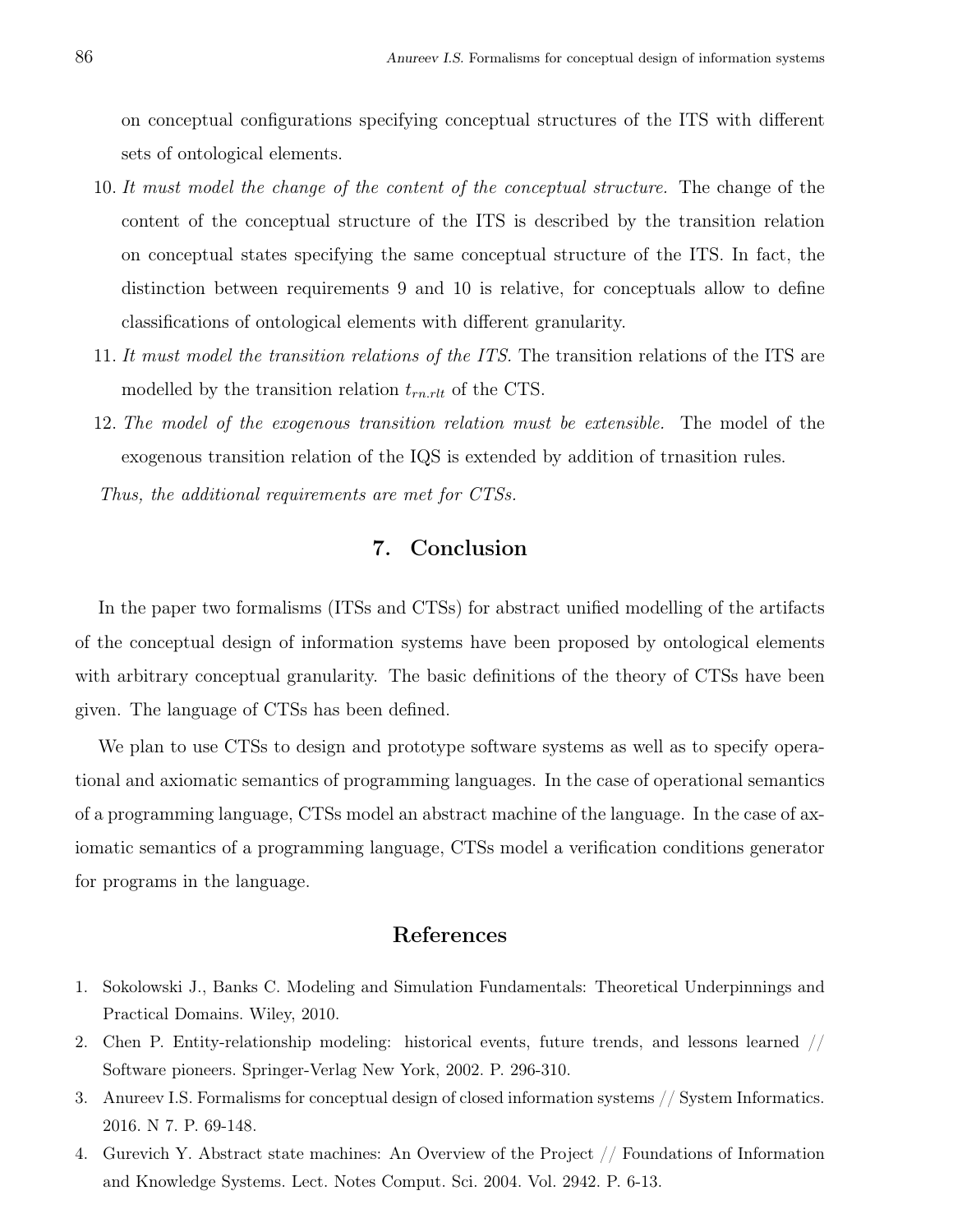on conceptual configurations specifying conceptual structures of the ITS with different sets of ontological elements.

10. *It must model the change of the content of the conceptual structure.* The change of the content of the conceptual structure of the ITS is described by the transition relation on conceptual states specifying the same conceptual structure of the ITS. In fact, the distinction between requirements 9 and 10 is relative, for conceptuals allow to define classifications of ontological elements with different granularity.
11. *It must model the transition relations of the ITS.* The transition relations of the ITS are modelled by the transition relation $t_{rn.rlt}$ of the CTS.
12. *The model of the exogenous transition relation must be extensible.* The model of the exogenous transition relation of the IQS is extended by addition of trnasition rules.

*Thus, the additional requirements are met for CTSs.*

## 7. Conclusion

In the paper two formalisms (ITSs and CTSs) for abstract unified modelling of the artifacts of the conceptual design of information systems have been proposed by ontological elements with arbitrary conceptual granularity. The basic definitions of the theory of CTSs have been given. The language of CTSs has been defined.

We plan to use CTSs to design and prototype software systems as well as to specify operational and axiomatic semantics of programming languages. In the case of operational semantics of a programming language, CTSs model an abstract machine of the language. In the case of axiomatic semantics of a programming language, CTSs model a verification conditions generator for programs in the language.

## References

1. Sokolowski J., Banks C. Modeling and Simulation Fundamentals: Theoretical Underpinnings and Practical Domains. Wiley, 2010.
2. Chen P. Entity-relationship modeling: historical events, future trends, and lessons learned // Software pioneers. Springer-Verlag New York, 2002. P. 296-310.
3. Anureev I.S. Formalisms for conceptual design of closed information systems // System Informatics. 2016. N 7. P. 69-148.
4. Gurevich Y. Abstract state machines: An Overview of the Project // Foundations of Information and Knowledge Systems. Lect. Notes Comput. Sci. 2004. Vol. 2942. P. 6-13.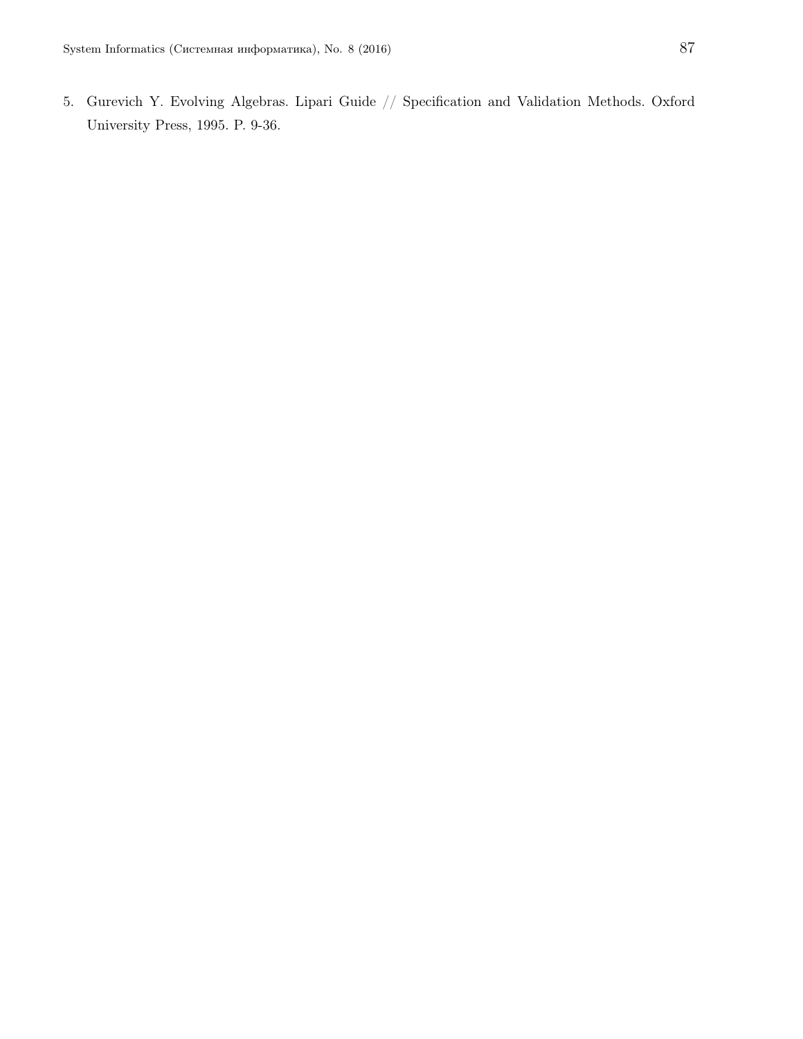5. Gurevich Y. Evolving Algebras. Lipari Guide // Specification and Validation Methods. Oxford University Press, 1995. P. 9-36.